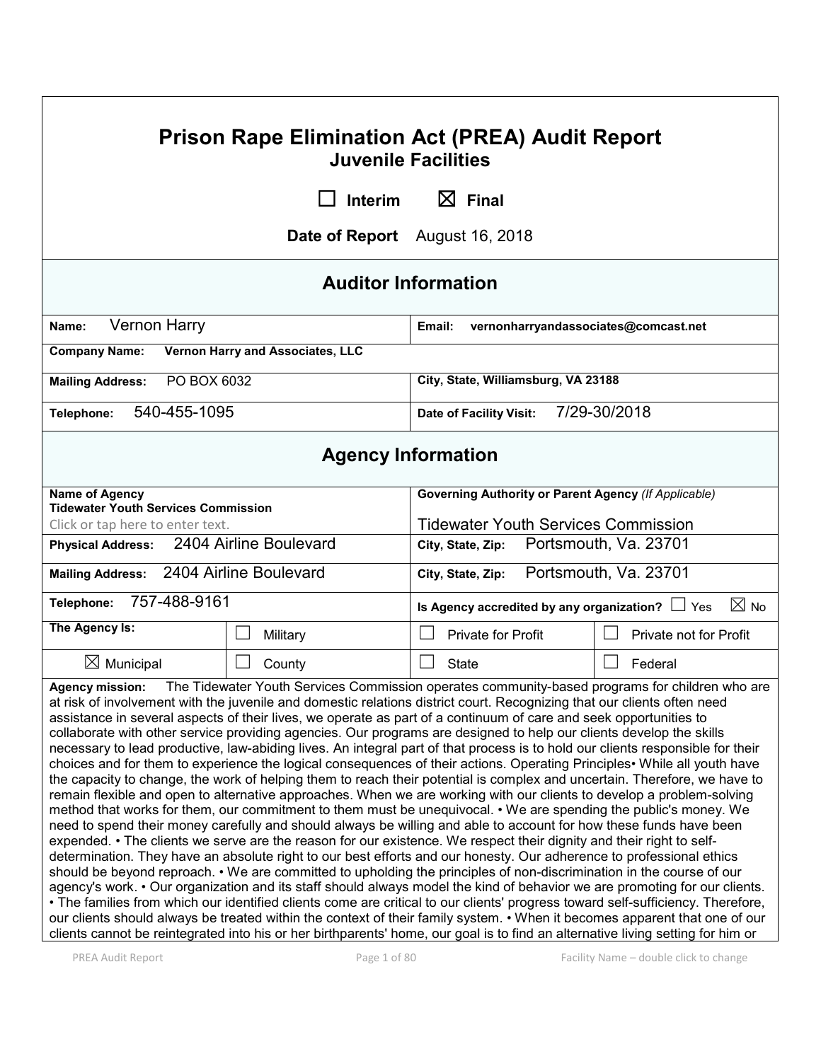# Prison Rape Elimination Act (PREA) Audit Report

## Juvenile Facilities

☐ Interim ☒ Final

**Date of Report** August 16, 2018

## Auditor Information

| | |
|---|---|
| **Name:** Vernon Harry | **Email:** vernonharryandassociates@comcast.net |
| **Company Name:** Vernon Harry and Associates, LLC | |
| **Mailing Address:** PO BOX 6032 | **City, State,** Williamsburg, VA 23188 |
| **Telephone:** 540-455-1095 | **Date of Facility Visit:** 7/29-30/2018 |

## Agency Information

| | | | |
|---|---|---|---|
| **Name of Agency** **Tidewater Youth Services Commission** Click or tap here to enter text. | | **Governing Authority or Parent Agency** *(If Applicable)* Tidewater Youth Services Commission | |
| **Physical Address:** 2404 Airline Boulevard | | **City, State, Zip:** Portsmouth, Va. 23701 | |
| **Mailing Address:** 2404 Airline Boulevard | | **City, State, Zip:** Portsmouth, Va. 23701 | |
| **Telephone:** 757-488-9161 | | **Is Agency accredited by any organization?** ☐ Yes ☒ No | |
| **The Agency Is:** | ☐ Military | ☐ Private for Profit | ☐ Private not for Profit |
| ☒ Municipal | ☐ County | ☐ State | ☐ Federal |

**Agency mission:** The Tidewater Youth Services Commission operates community-based programs for children who are at risk of involvement with the juvenile and domestic relations district court. Recognizing that our clients often need assistance in several aspects of their lives, we operate as part of a continuum of care and seek opportunities to collaborate with other service providing agencies. Our programs are designed to help our clients develop the skills necessary to lead productive, law-abiding lives. An integral part of that process is to hold our clients responsible for their choices and for them to experience the logical consequences of their actions. Operating Principles• While all youth have the capacity to change, the work of helping them to reach their potential is complex and uncertain. Therefore, we have to remain flexible and open to alternative approaches. When we are working with our clients to develop a problem-solving method that works for them, our commitment to them must be unequivocal. • We are spending the public's money. We need to spend their money carefully and should always be willing and able to account for how these funds have been expended. • The clients we serve are the reason for our existence. We respect their dignity and their right to self-determination. They have an absolute right to our best efforts and our honesty. Our adherence to professional ethics should be beyond reproach. • We are committed to upholding the principles of non-discrimination in the course of our agency's work. • Our organization and its staff should always model the kind of behavior we are promoting for our clients. • The families from which our identified clients come are critical to our clients' progress toward self-sufficiency. Therefore, our clients should always be treated within the context of their family system. • When it becomes apparent that one of our clients cannot be reintegrated into his or her birthparents' home, our goal is to find an alternative living setting for him or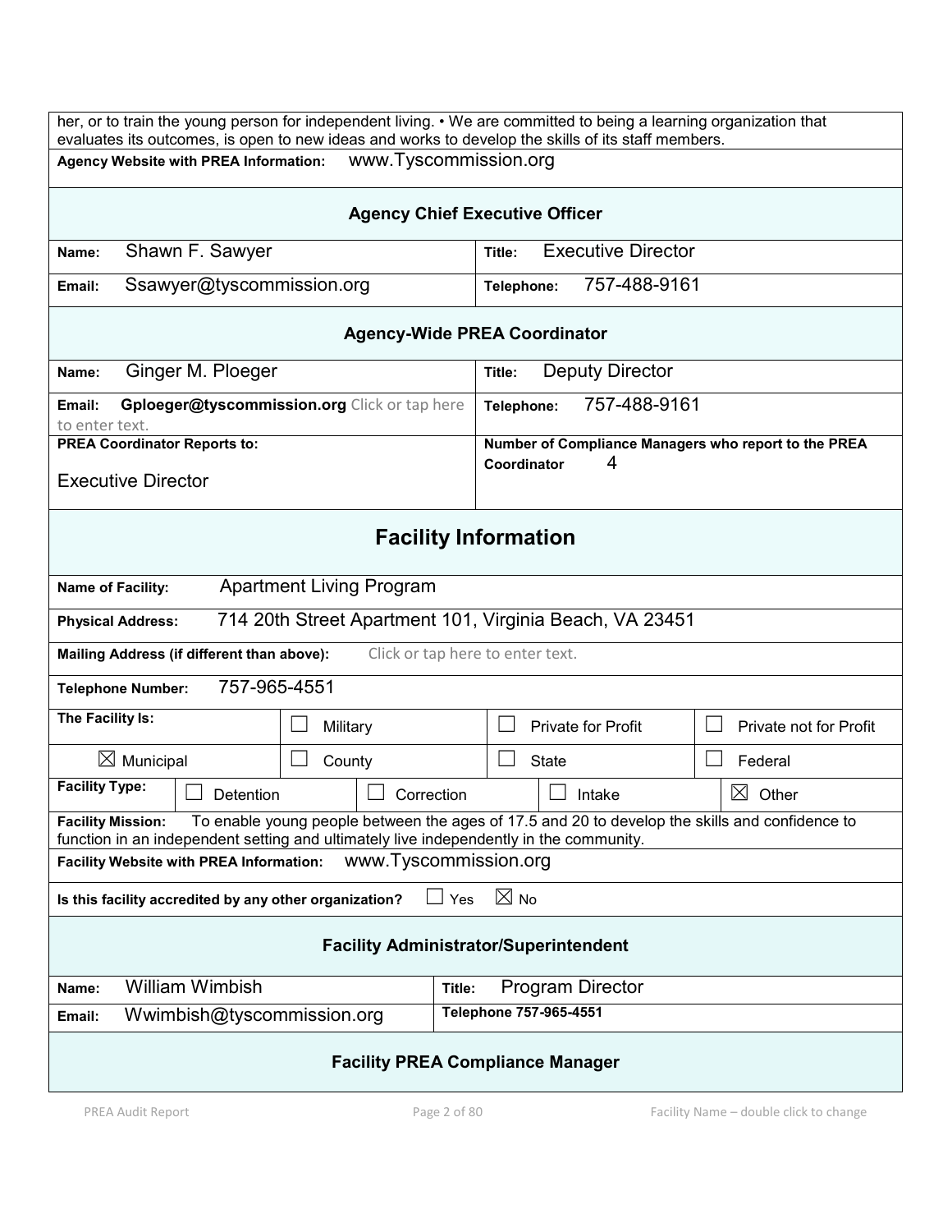her, or to train the young person for independent living. • We are committed to being a learning organization that evaluates its outcomes, is open to new ideas and works to develop the skills of its staff members.

**Agency Website with PREA Information:** www.Tyscommission.org

### Agency Chief Executive Officer

| | |
|---|---|
| **Name:** Shawn F. Sawyer | **Title:** Executive Director |
| **Email:** Ssawyer@tyscommission.org | **Telephone:** 757-488-9161 |

### Agency-Wide PREA Coordinator

| | |
|---|---|
| **Name:** Ginger M. Ploeger | **Title:** Deputy Director |
| **Email:** **Gploeger@tyscommission.org** Click or tap here to enter text. | **Telephone:** 757-488-9161 |
| **PREA Coordinator Reports to:** Executive Director | **Number of Compliance Managers who report to the PREA Coordinator** 4 |

## Facility Information

**Name of Facility:** Apartment Living Program

**Physical Address:** 714 20th Street Apartment 101, Virginia Beach, VA 23451

**Mailing Address (if different than above):** Click or tap here to enter text.

**Telephone Number:** 757-965-4551

| **The Facility Is:** | ☐ Military | ☐ Private for Profit | ☐ Private not for Profit |
|---|---|---|---|
| ☒ Municipal | ☐ County | ☐ State | ☐ Federal |

| **Facility Type:** | ☐ Detention | ☐ Correction | ☐ Intake | ☒ Other |
|---|---|---|---|---|

**Facility Mission:** To enable young people between the ages of 17.5 and 20 to develop the skills and confidence to function in an independent setting and ultimately live independently in the community.

**Facility Website with PREA Information:** www.Tyscommission.org

**Is this facility accredited by any other organization?** ☐ Yes ☒ No

### Facility Administrator/Superintendent

| | |
|---|---|
| **Name:** William Wimbish | **Title:** Program Director |
| **Email:** Wwimbish@tyscommission.org | **Telephone** 757-965-4551 |

### Facility PREA Compliance Manager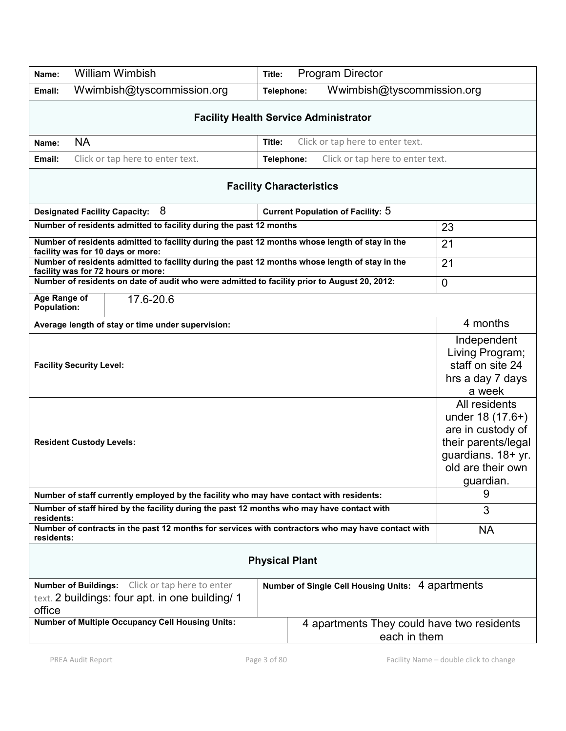| | |
|---|---|
| **Name:** William Wimbish | **Title:** Program Director |
| **Email:** Wwimbish@tyscommission.org | **Telephone:** Wwimbish@tyscommission.org |

### Facility Health Service Administrator

| | |
|---|---|
| **Name:** NA | **Title:** Click or tap here to enter text. |
| **Email:** Click or tap here to enter text. | **Telephone:** Click or tap here to enter text. |

### Facility Characteristics

| | |
|---|---|
| **Designated Facility Capacity:** 8 | **Current Population of Facility:** 5 |
| **Number of residents admitted to facility during the past 12 months** | 23 |
| **Number of residents admitted to facility during the past 12 months whose length of stay in the facility was for 10 days or more:** | 21 |
| **Number of residents admitted to facility during the past 12 months whose length of stay in the facility was for 72 hours or more:** | 21 |
| **Number of residents on date of audit who were admitted to facility prior to August 20, 2012:** | 0 |
| **Age Range of Population:** | 17.6-20.6 |
| **Average length of stay or time under supervision:** | 4 months |
| **Facility Security Level:** | Independent Living Program; staff on site 24 hrs a day 7 days a week |
| **Resident Custody Levels:** | All residents under 18 (17.6+) are in custody of their parents/legal guardians. 18+ yr. old are their own guardian. |
| **Number of staff currently employed by the facility who may have contact with residents:** | 9 |
| **Number of staff hired by the facility during the past 12 months who may have contact with residents:** | 3 |
| **Number of contracts in the past 12 months for services with contractors who may have contact with residents:** | NA |

### Physical Plant

| | |
|---|---|
| **Number of Buildings:** Click or tap here to enter text. 2 buildings: four apt. in one building/ 1 office | **Number of Single Cell Housing Units:** 4 apartments |
| **Number of Multiple Occupancy Cell Housing Units:** | 4 apartments They could have two residents each in them |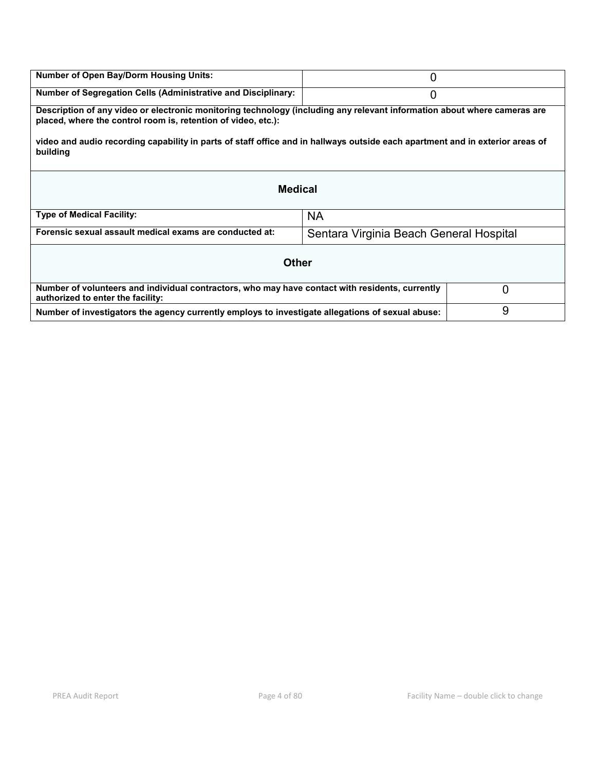| Number of Open Bay/Dorm Housing Units: | 0 |
|---|---|
| Number of Segregation Cells (Administrative and Disciplinary: | 0 |

**Description of any video or electronic monitoring technology (including any relevant information about where cameras are placed, where the control room is, retention of video, etc.):**

**video and audio recording capability in parts of staff office and in hallways outside each apartment and in exterior areas of building**

## Medical

| Type of Medical Facility: | NA |
|---|---|
| Forensic sexual assault medical exams are conducted at: | Sentara Virginia Beach General Hospital |

## Other

| Number of volunteers and individual contractors, who may have contact with residents, currently authorized to enter the facility: | 0 |
|---|---|
| Number of investigators the agency currently employs to investigate allegations of sexual abuse: | 9 |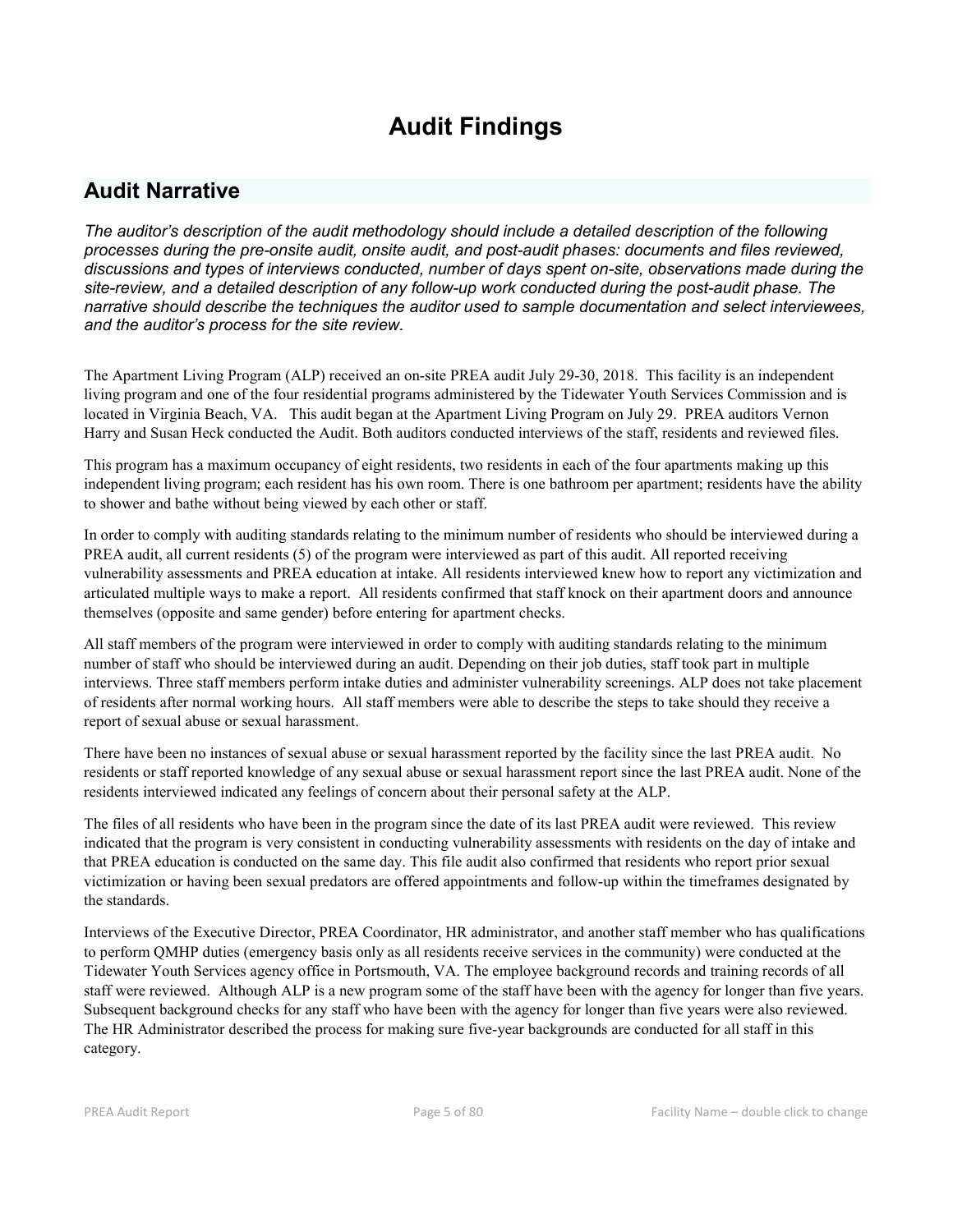# Audit Findings

## Audit Narrative

*The auditor's description of the audit methodology should include a detailed description of the following processes during the pre-onsite audit, onsite audit, and post-audit phases: documents and files reviewed, discussions and types of interviews conducted, number of days spent on-site, observations made during the site-review, and a detailed description of any follow-up work conducted during the post-audit phase. The narrative should describe the techniques the auditor used to sample documentation and select interviewees, and the auditor's process for the site review.*

The Apartment Living Program (ALP) received an on-site PREA audit July 29-30, 2018. This facility is an independent living program and one of the four residential programs administered by the Tidewater Youth Services Commission and is located in Virginia Beach, VA. This audit began at the Apartment Living Program on July 29. PREA auditors Vernon Harry and Susan Heck conducted the Audit. Both auditors conducted interviews of the staff, residents and reviewed files.

This program has a maximum occupancy of eight residents, two residents in each of the four apartments making up this independent living program; each resident has his own room. There is one bathroom per apartment; residents have the ability to shower and bathe without being viewed by each other or staff.

In order to comply with auditing standards relating to the minimum number of residents who should be interviewed during a PREA audit, all current residents (5) of the program were interviewed as part of this audit. All reported receiving vulnerability assessments and PREA education at intake. All residents interviewed knew how to report any victimization and articulated multiple ways to make a report. All residents confirmed that staff knock on their apartment doors and announce themselves (opposite and same gender) before entering for apartment checks.

All staff members of the program were interviewed in order to comply with auditing standards relating to the minimum number of staff who should be interviewed during an audit. Depending on their job duties, staff took part in multiple interviews. Three staff members perform intake duties and administer vulnerability screenings. ALP does not take placement of residents after normal working hours. All staff members were able to describe the steps to take should they receive a report of sexual abuse or sexual harassment.

There have been no instances of sexual abuse or sexual harassment reported by the facility since the last PREA audit. No residents or staff reported knowledge of any sexual abuse or sexual harassment report since the last PREA audit. None of the residents interviewed indicated any feelings of concern about their personal safety at the ALP.

The files of all residents who have been in the program since the date of its last PREA audit were reviewed. This review indicated that the program is very consistent in conducting vulnerability assessments with residents on the day of intake and that PREA education is conducted on the same day. This file audit also confirmed that residents who report prior sexual victimization or having been sexual predators are offered appointments and follow-up within the timeframes designated by the standards.

Interviews of the Executive Director, PREA Coordinator, HR administrator, and another staff member who has qualifications to perform QMHP duties (emergency basis only as all residents receive services in the community) were conducted at the Tidewater Youth Services agency office in Portsmouth, VA. The employee background records and training records of all staff were reviewed. Although ALP is a new program some of the staff have been with the agency for longer than five years. Subsequent background checks for any staff who have been with the agency for longer than five years were also reviewed. The HR Administrator described the process for making sure five-year backgrounds are conducted for all staff in this category.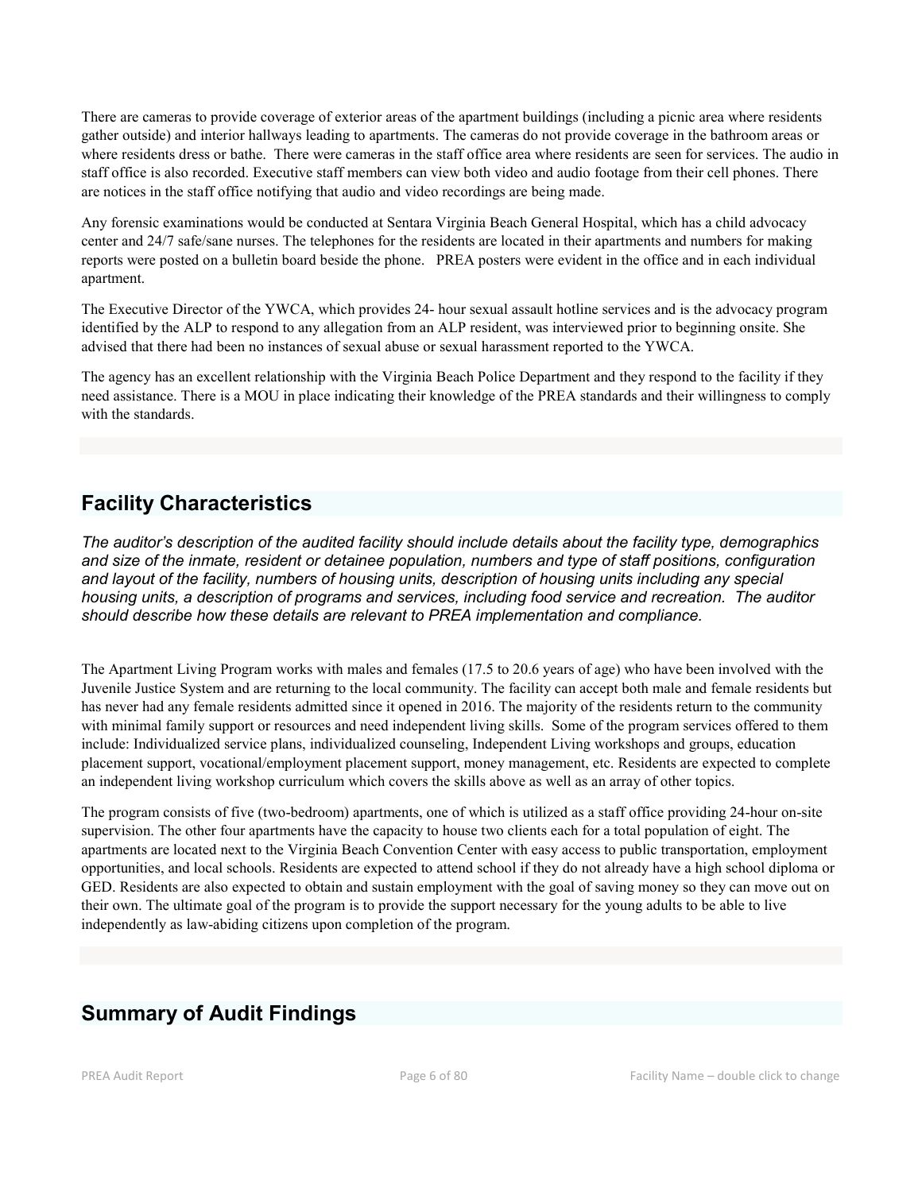There are cameras to provide coverage of exterior areas of the apartment buildings (including a picnic area where residents gather outside) and interior hallways leading to apartments. The cameras do not provide coverage in the bathroom areas or where residents dress or bathe. There were cameras in the staff office area where residents are seen for services. The audio in staff office is also recorded. Executive staff members can view both video and audio footage from their cell phones. There are notices in the staff office notifying that audio and video recordings are being made.

Any forensic examinations would be conducted at Sentara Virginia Beach General Hospital, which has a child advocacy center and 24/7 safe/sane nurses. The telephones for the residents are located in their apartments and numbers for making reports were posted on a bulletin board beside the phone. PREA posters were evident in the office and in each individual apartment.

The Executive Director of the YWCA, which provides 24- hour sexual assault hotline services and is the advocacy program identified by the ALP to respond to any allegation from an ALP resident, was interviewed prior to beginning onsite. She advised that there had been no instances of sexual abuse or sexual harassment reported to the YWCA.

The agency has an excellent relationship with the Virginia Beach Police Department and they respond to the facility if they need assistance. There is a MOU in place indicating their knowledge of the PREA standards and their willingness to comply with the standards.

## Facility Characteristics

*The auditor's description of the audited facility should include details about the facility type, demographics and size of the inmate, resident or detainee population, numbers and type of staff positions, configuration and layout of the facility, numbers of housing units, description of housing units including any special housing units, a description of programs and services, including food service and recreation. The auditor should describe how these details are relevant to PREA implementation and compliance.*

The Apartment Living Program works with males and females (17.5 to 20.6 years of age) who have been involved with the Juvenile Justice System and are returning to the local community. The facility can accept both male and female residents but has never had any female residents admitted since it opened in 2016. The majority of the residents return to the community with minimal family support or resources and need independent living skills. Some of the program services offered to them include: Individualized service plans, individualized counseling, Independent Living workshops and groups, education placement support, vocational/employment placement support, money management, etc. Residents are expected to complete an independent living workshop curriculum which covers the skills above as well as an array of other topics.

The program consists of five (two-bedroom) apartments, one of which is utilized as a staff office providing 24-hour on-site supervision. The other four apartments have the capacity to house two clients each for a total population of eight. The apartments are located next to the Virginia Beach Convention Center with easy access to public transportation, employment opportunities, and local schools. Residents are expected to attend school if they do not already have a high school diploma or GED. Residents are also expected to obtain and sustain employment with the goal of saving money so they can move out on their own. The ultimate goal of the program is to provide the support necessary for the young adults to be able to live independently as law-abiding citizens upon completion of the program.

## Summary of Audit Findings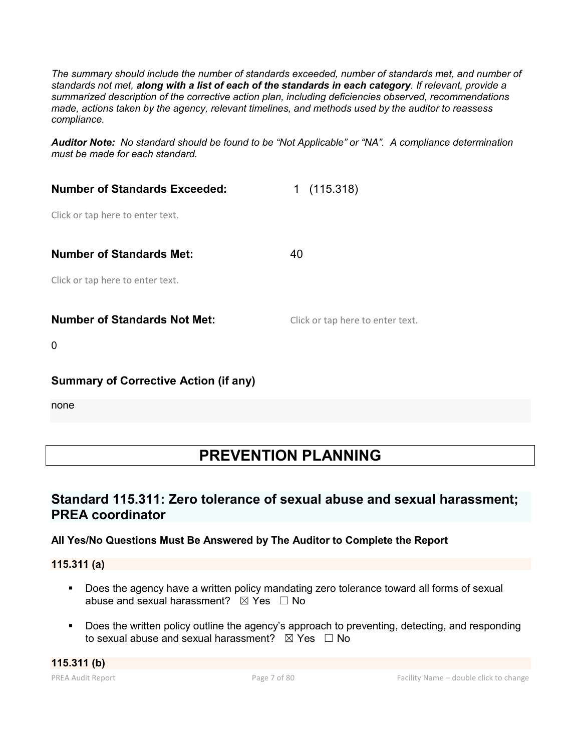*The summary should include the number of standards exceeded, number of standards met, and number of standards not met, **along with a list of each of the standards in each category**. If relevant, provide a summarized description of the corrective action plan, including deficiencies observed, recommendations made, actions taken by the agency, relevant timelines, and methods used by the auditor to reassess compliance.*

***Auditor Note:*** *No standard should be found to be "Not Applicable" or "NA". A compliance determination must be made for each standard.*

**Number of Standards Exceeded:** 1 (115.318)

Click or tap here to enter text.

**Number of Standards Met:** 40

Click or tap here to enter text.

**Number of Standards Not Met:** Click or tap here to enter text.

0

**Summary of Corrective Action (if any)**

none

# PREVENTION PLANNING

## Standard 115.311: Zero tolerance of sexual abuse and sexual harassment; PREA coordinator

**All Yes/No Questions Must Be Answered by The Auditor to Complete the Report**

**115.311 (a)**

- Does the agency have a written policy mandating zero tolerance toward all forms of sexual abuse and sexual harassment? ☒ Yes ☐ No
- Does the written policy outline the agency's approach to preventing, detecting, and responding to sexual abuse and sexual harassment? ☒ Yes ☐ No

**115.311 (b)**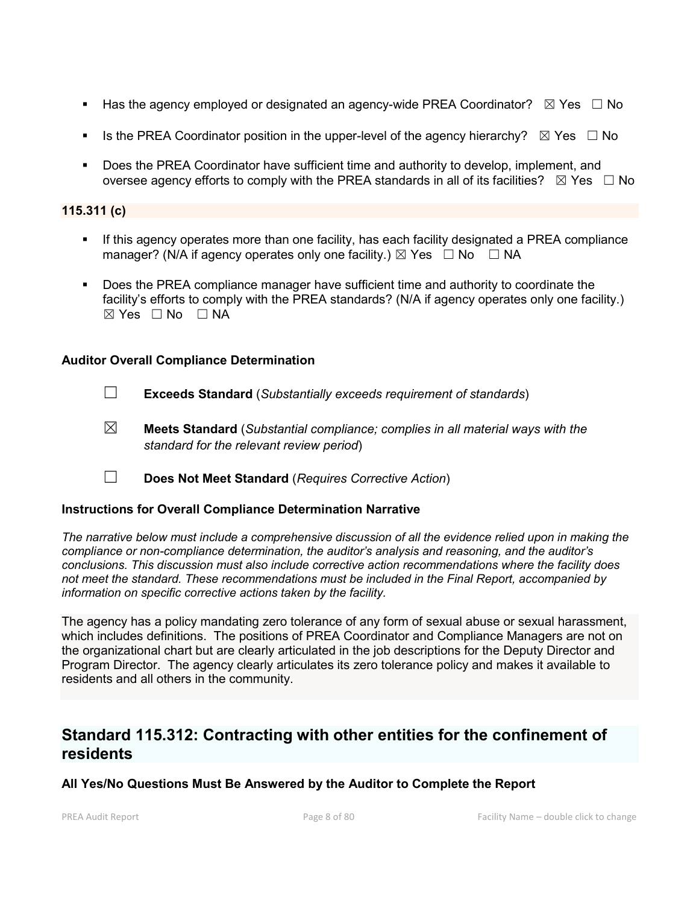- Has the agency employed or designated an agency-wide PREA Coordinator? ☒ Yes ☐ No
- Is the PREA Coordinator position in the upper-level of the agency hierarchy? ☒ Yes ☐ No
- Does the PREA Coordinator have sufficient time and authority to develop, implement, and oversee agency efforts to comply with the PREA standards in all of its facilities? ☒ Yes ☐ No

**115.311 (c)**

- If this agency operates more than one facility, has each facility designated a PREA compliance manager? (N/A if agency operates only one facility.) ☒ Yes ☐ No ☐ NA
- Does the PREA compliance manager have sufficient time and authority to coordinate the facility's efforts to comply with the PREA standards? (N/A if agency operates only one facility.) ☒ Yes ☐ No ☐ NA

**Auditor Overall Compliance Determination**

☐ **Exceeds Standard** (*Substantially exceeds requirement of standards*)

☒ **Meets Standard** (*Substantial compliance; complies in all material ways with the standard for the relevant review period*)

☐ **Does Not Meet Standard** (*Requires Corrective Action*)

**Instructions for Overall Compliance Determination Narrative**

*The narrative below must include a comprehensive discussion of all the evidence relied upon in making the compliance or non-compliance determination, the auditor's analysis and reasoning, and the auditor's conclusions. This discussion must also include corrective action recommendations where the facility does not meet the standard. These recommendations must be included in the Final Report, accompanied by information on specific corrective actions taken by the facility.*

The agency has a policy mandating zero tolerance of any form of sexual abuse or sexual harassment, which includes definitions. The positions of PREA Coordinator and Compliance Managers are not on the organizational chart but are clearly articulated in the job descriptions for the Deputy Director and Program Director. The agency clearly articulates its zero tolerance policy and makes it available to residents and all others in the community.

## Standard 115.312: Contracting with other entities for the confinement of residents

**All Yes/No Questions Must Be Answered by the Auditor to Complete the Report**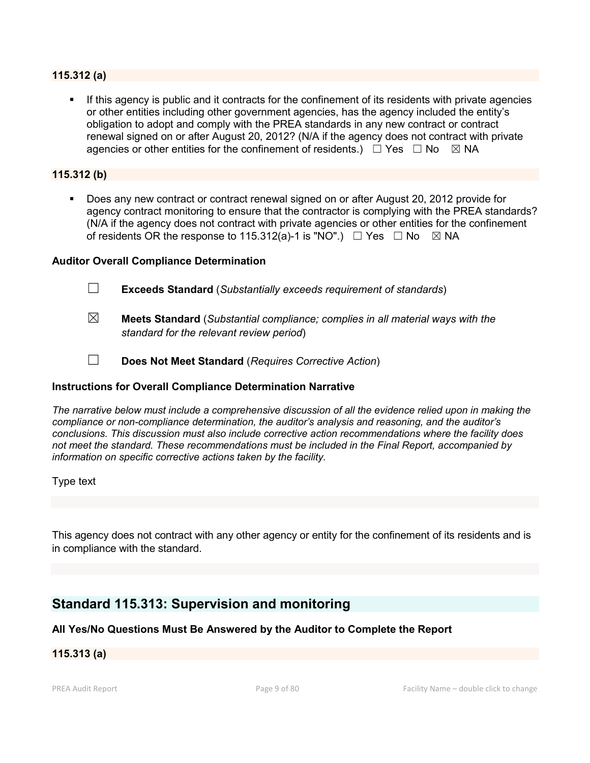**115.312 (a)**

- If this agency is public and it contracts for the confinement of its residents with private agencies or other entities including other government agencies, has the agency included the entity's obligation to adopt and comply with the PREA standards in any new contract or contract renewal signed on or after August 20, 2012? (N/A if the agency does not contract with private agencies or other entities for the confinement of residents.) ☐ Yes ☐ No ☒ NA

**115.312 (b)**

- Does any new contract or contract renewal signed on or after August 20, 2012 provide for agency contract monitoring to ensure that the contractor is complying with the PREA standards? (N/A if the agency does not contract with private agencies or other entities for the confinement of residents OR the response to 115.312(a)-1 is "NO".) ☐ Yes ☐ No ☒ NA

**Auditor Overall Compliance Determination**

☐ **Exceeds Standard** (*Substantially exceeds requirement of standards*)

☒ **Meets Standard** (*Substantial compliance; complies in all material ways with the standard for the relevant review period*)

☐ **Does Not Meet Standard** (*Requires Corrective Action*)

**Instructions for Overall Compliance Determination Narrative**

*The narrative below must include a comprehensive discussion of all the evidence relied upon in making the compliance or non-compliance determination, the auditor's analysis and reasoning, and the auditor's conclusions. This discussion must also include corrective action recommendations where the facility does not meet the standard. These recommendations must be included in the Final Report, accompanied by information on specific corrective actions taken by the facility.*

Type text

This agency does not contract with any other agency or entity for the confinement of its residents and is in compliance with the standard.

## Standard 115.313: Supervision and monitoring

**All Yes/No Questions Must Be Answered by the Auditor to Complete the Report**

**115.313 (a)**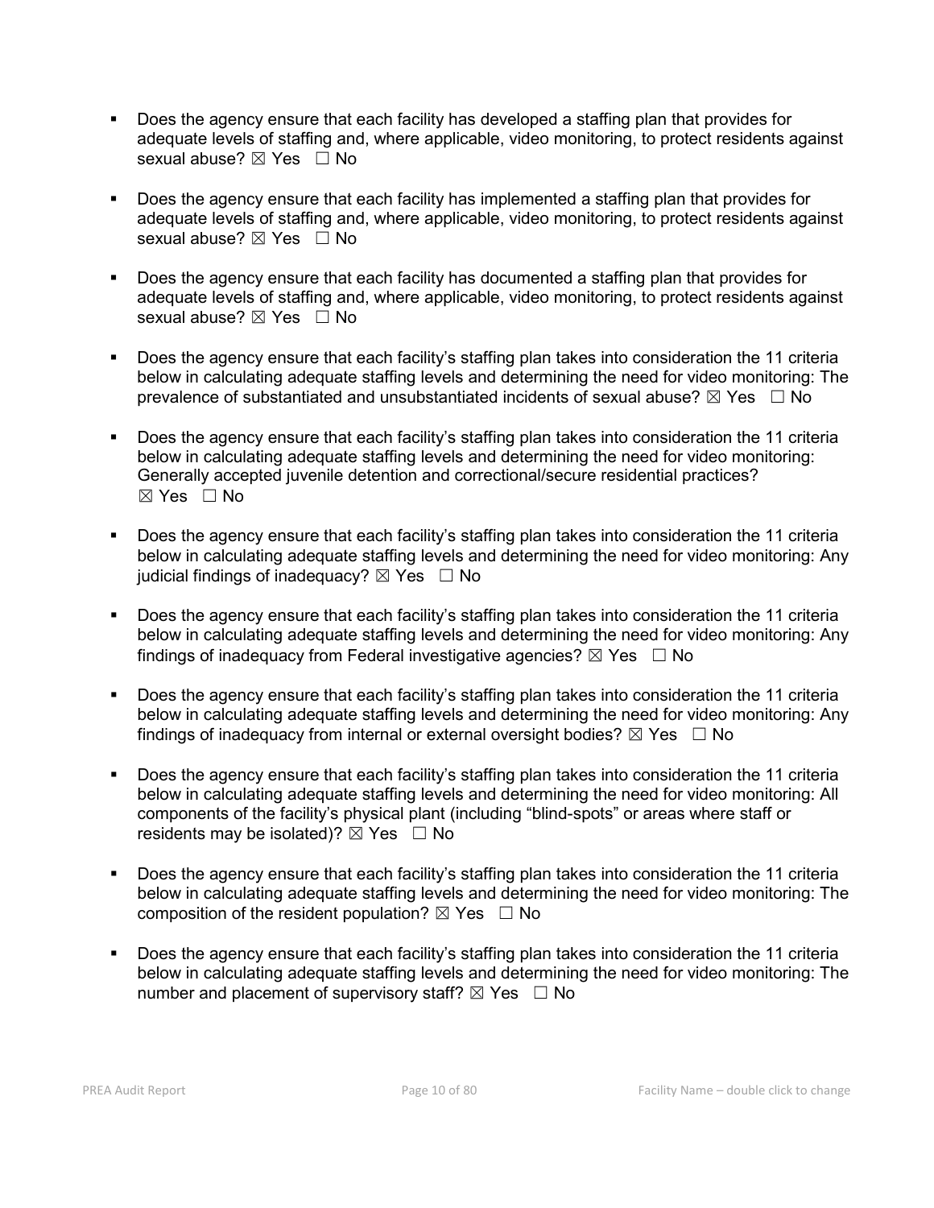- Does the agency ensure that each facility has developed a staffing plan that provides for adequate levels of staffing and, where applicable, video monitoring, to protect residents against sexual abuse? ☒ Yes ☐ No

- Does the agency ensure that each facility has implemented a staffing plan that provides for adequate levels of staffing and, where applicable, video monitoring, to protect residents against sexual abuse? ☒ Yes ☐ No

- Does the agency ensure that each facility has documented a staffing plan that provides for adequate levels of staffing and, where applicable, video monitoring, to protect residents against sexual abuse? ☒ Yes ☐ No

- Does the agency ensure that each facility's staffing plan takes into consideration the 11 criteria below in calculating adequate staffing levels and determining the need for video monitoring: The prevalence of substantiated and unsubstantiated incidents of sexual abuse? ☒ Yes ☐ No

- Does the agency ensure that each facility's staffing plan takes into consideration the 11 criteria below in calculating adequate staffing levels and determining the need for video monitoring: Generally accepted juvenile detention and correctional/secure residential practices? ☒ Yes ☐ No

- Does the agency ensure that each facility's staffing plan takes into consideration the 11 criteria below in calculating adequate staffing levels and determining the need for video monitoring: Any judicial findings of inadequacy? ☒ Yes ☐ No

- Does the agency ensure that each facility's staffing plan takes into consideration the 11 criteria below in calculating adequate staffing levels and determining the need for video monitoring: Any findings of inadequacy from Federal investigative agencies? ☒ Yes ☐ No

- Does the agency ensure that each facility's staffing plan takes into consideration the 11 criteria below in calculating adequate staffing levels and determining the need for video monitoring: Any findings of inadequacy from internal or external oversight bodies? ☒ Yes ☐ No

- Does the agency ensure that each facility's staffing plan takes into consideration the 11 criteria below in calculating adequate staffing levels and determining the need for video monitoring: All components of the facility's physical plant (including "blind-spots" or areas where staff or residents may be isolated)? ☒ Yes ☐ No

- Does the agency ensure that each facility's staffing plan takes into consideration the 11 criteria below in calculating adequate staffing levels and determining the need for video monitoring: The composition of the resident population? ☒ Yes ☐ No

- Does the agency ensure that each facility's staffing plan takes into consideration the 11 criteria below in calculating adequate staffing levels and determining the need for video monitoring: The number and placement of supervisory staff? ☒ Yes ☐ No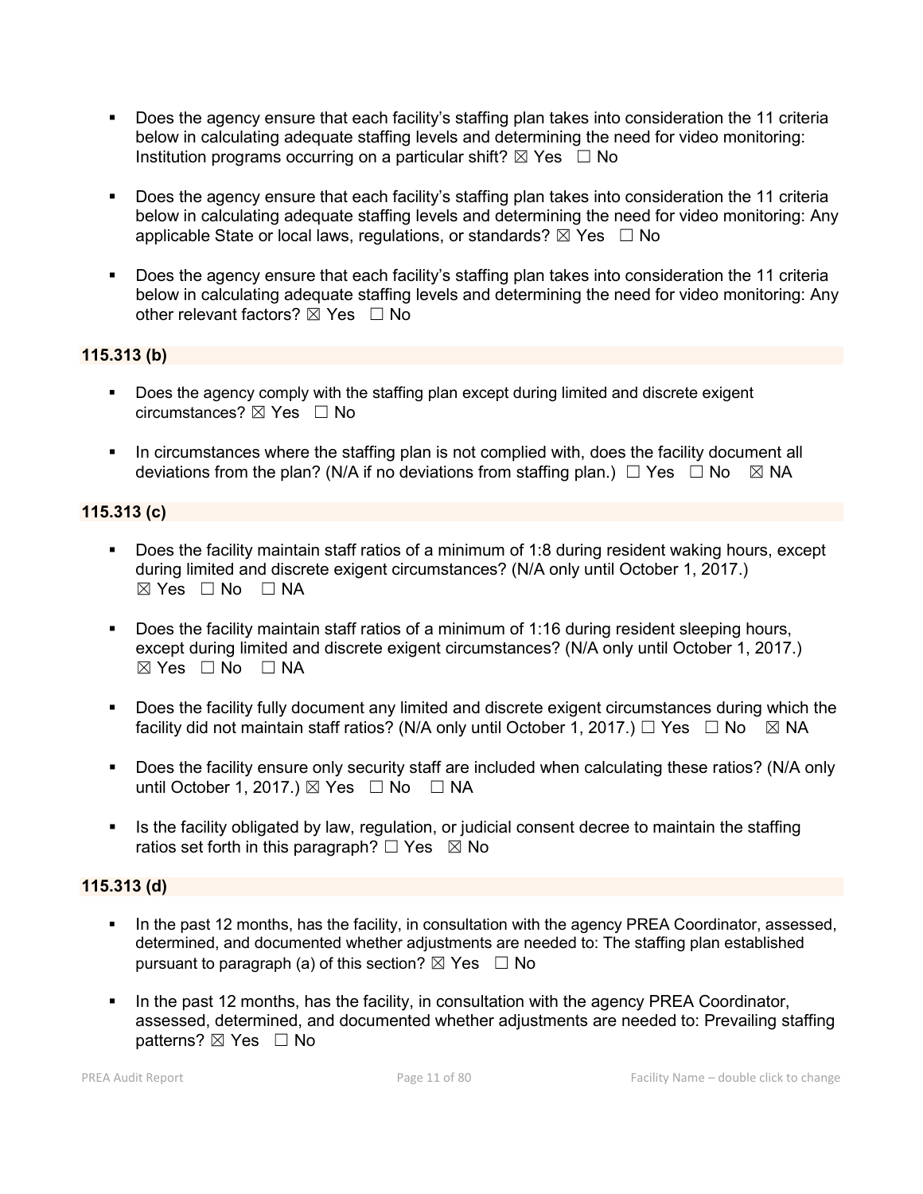- Does the agency ensure that each facility's staffing plan takes into consideration the 11 criteria below in calculating adequate staffing levels and determining the need for video monitoring: Institution programs occurring on a particular shift? ☒ Yes ☐ No

- Does the agency ensure that each facility's staffing plan takes into consideration the 11 criteria below in calculating adequate staffing levels and determining the need for video monitoring: Any applicable State or local laws, regulations, or standards? ☒ Yes ☐ No

- Does the agency ensure that each facility's staffing plan takes into consideration the 11 criteria below in calculating adequate staffing levels and determining the need for video monitoring: Any other relevant factors? ☒ Yes ☐ No

**115.313 (b)**

- Does the agency comply with the staffing plan except during limited and discrete exigent circumstances? ☒ Yes ☐ No

- In circumstances where the staffing plan is not complied with, does the facility document all deviations from the plan? (N/A if no deviations from staffing plan.) ☐ Yes ☐ No ☒ NA

**115.313 (c)**

- Does the facility maintain staff ratios of a minimum of 1:8 during resident waking hours, except during limited and discrete exigent circumstances? (N/A only until October 1, 2017.) ☒ Yes ☐ No ☐ NA

- Does the facility maintain staff ratios of a minimum of 1:16 during resident sleeping hours, except during limited and discrete exigent circumstances? (N/A only until October 1, 2017.) ☒ Yes ☐ No ☐ NA

- Does the facility fully document any limited and discrete exigent circumstances during which the facility did not maintain staff ratios? (N/A only until October 1, 2017.) ☐ Yes ☐ No ☒ NA

- Does the facility ensure only security staff are included when calculating these ratios? (N/A only until October 1, 2017.) ☒ Yes ☐ No ☐ NA

- Is the facility obligated by law, regulation, or judicial consent decree to maintain the staffing ratios set forth in this paragraph? ☐ Yes ☒ No

**115.313 (d)**

- In the past 12 months, has the facility, in consultation with the agency PREA Coordinator, assessed, determined, and documented whether adjustments are needed to: The staffing plan established pursuant to paragraph (a) of this section? ☒ Yes ☐ No

- In the past 12 months, has the facility, in consultation with the agency PREA Coordinator, assessed, determined, and documented whether adjustments are needed to: Prevailing staffing patterns? ☒ Yes ☐ No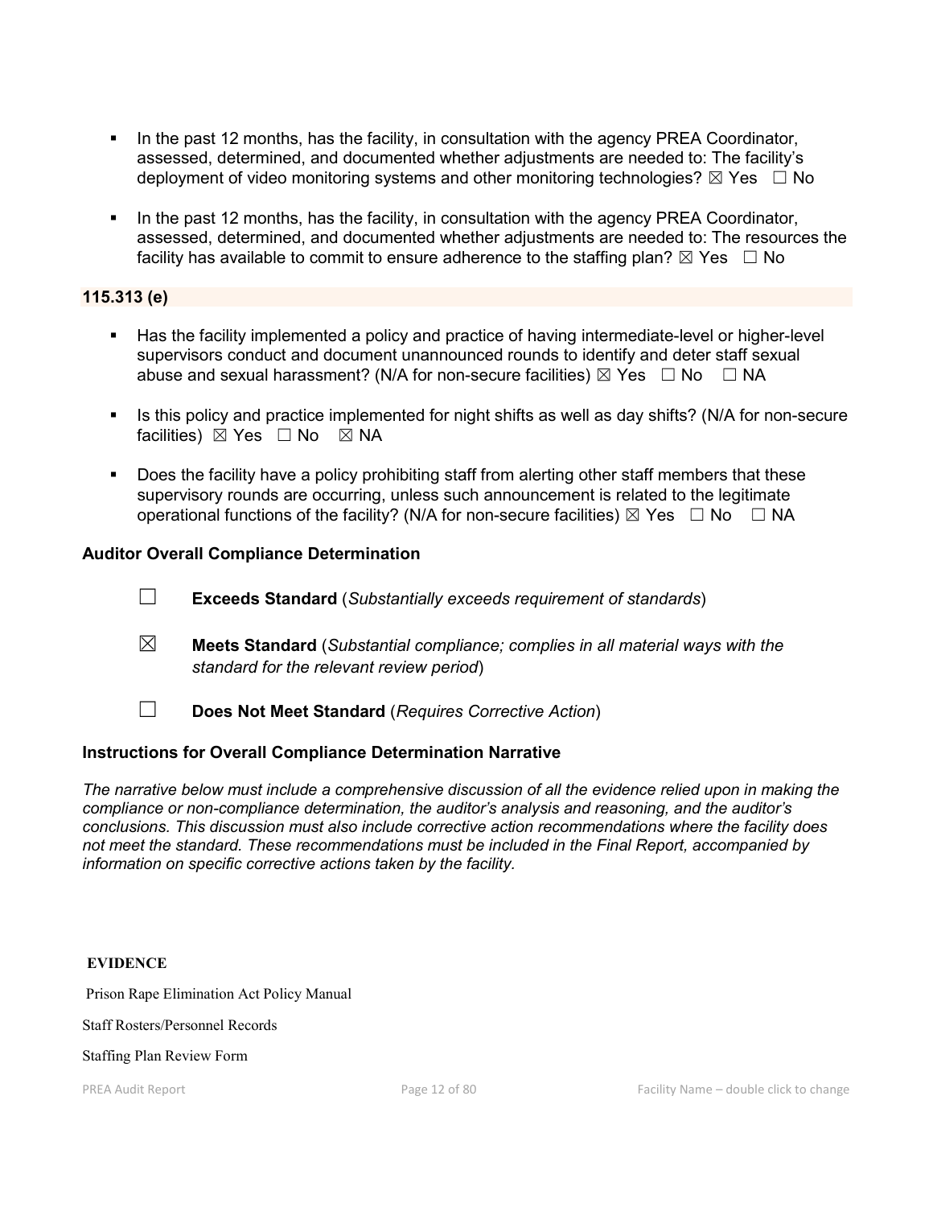- In the past 12 months, has the facility, in consultation with the agency PREA Coordinator, assessed, determined, and documented whether adjustments are needed to: The facility's deployment of video monitoring systems and other monitoring technologies? ☒ Yes ☐ No

- In the past 12 months, has the facility, in consultation with the agency PREA Coordinator, assessed, determined, and documented whether adjustments are needed to: The resources the facility has available to commit to ensure adherence to the staffing plan? ☒ Yes ☐ No

### 115.313 (e)

- Has the facility implemented a policy and practice of having intermediate-level or higher-level supervisors conduct and document unannounced rounds to identify and deter staff sexual abuse and sexual harassment? (N/A for non-secure facilities) ☒ Yes ☐ No ☐ NA

- Is this policy and practice implemented for night shifts as well as day shifts? (N/A for non-secure facilities) ☒ Yes ☐ No ☒ NA

- Does the facility have a policy prohibiting staff from alerting other staff members that these supervisory rounds are occurring, unless such announcement is related to the legitimate operational functions of the facility? (N/A for non-secure facilities) ☒ Yes ☐ No ☐ NA

### Auditor Overall Compliance Determination

☐ **Exceeds Standard** (*Substantially exceeds requirement of standards*)

☒ **Meets Standard** (*Substantial compliance; complies in all material ways with the standard for the relevant review period*)

☐ **Does Not Meet Standard** (*Requires Corrective Action*)

### Instructions for Overall Compliance Determination Narrative

*The narrative below must include a comprehensive discussion of all the evidence relied upon in making the compliance or non-compliance determination, the auditor's analysis and reasoning, and the auditor's conclusions. This discussion must also include corrective action recommendations where the facility does not meet the standard. These recommendations must be included in the Final Report, accompanied by information on specific corrective actions taken by the facility.*

**EVIDENCE**

Prison Rape Elimination Act Policy Manual

Staff Rosters/Personnel Records

Staffing Plan Review Form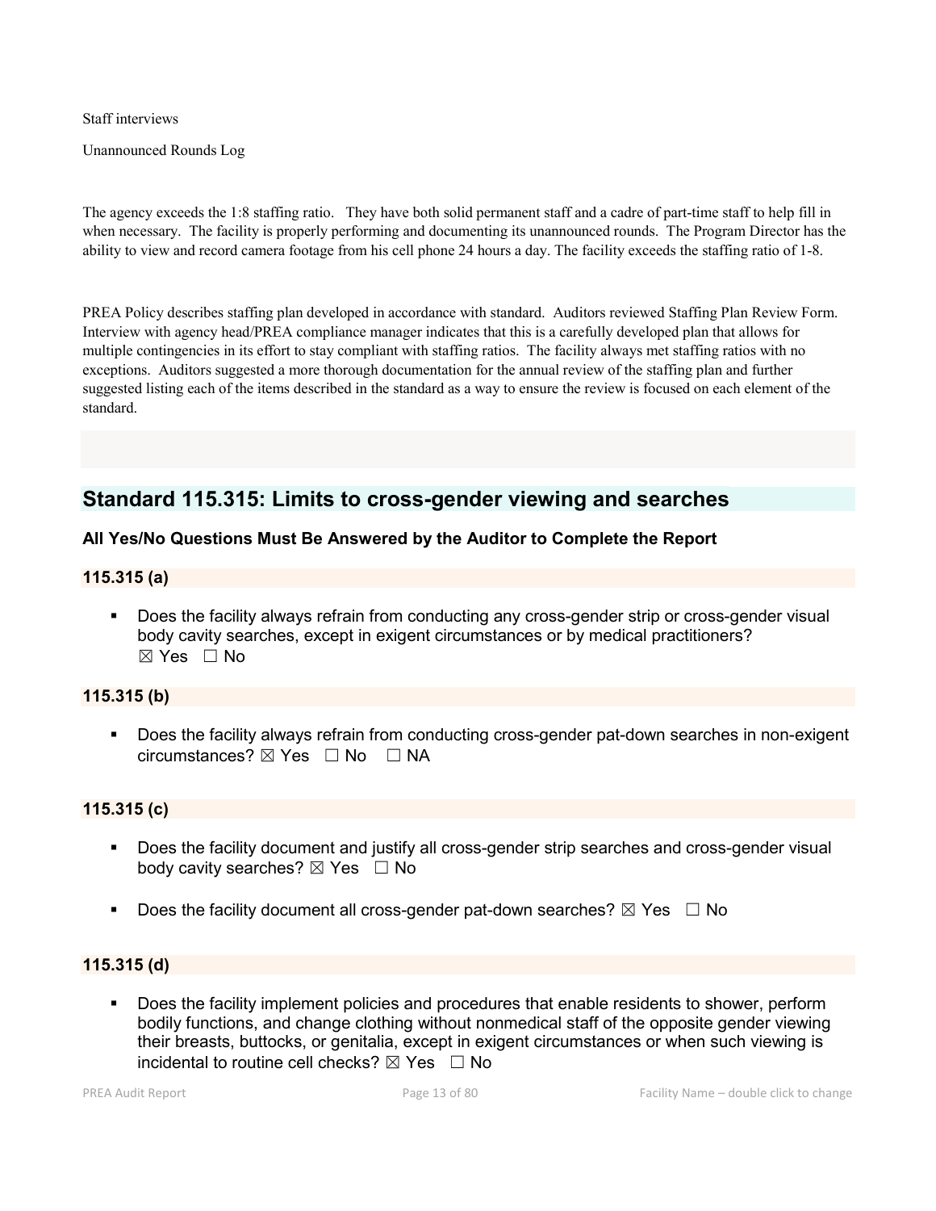Staff interviews

Unannounced Rounds Log

The agency exceeds the 1:8 staffing ratio. They have both solid permanent staff and a cadre of part-time staff to help fill in when necessary. The facility is properly performing and documenting its unannounced rounds. The Program Director has the ability to view and record camera footage from his cell phone 24 hours a day. The facility exceeds the staffing ratio of 1-8.

PREA Policy describes staffing plan developed in accordance with standard. Auditors reviewed Staffing Plan Review Form. Interview with agency head/PREA compliance manager indicates that this is a carefully developed plan that allows for multiple contingencies in its effort to stay compliant with staffing ratios. The facility always met staffing ratios with no exceptions. Auditors suggested a more thorough documentation for the annual review of the staffing plan and further suggested listing each of the items described in the standard as a way to ensure the review is focused on each element of the standard.

## Standard 115.315: Limits to cross-gender viewing and searches

**All Yes/No Questions Must Be Answered by the Auditor to Complete the Report**

### 115.315 (a)

- Does the facility always refrain from conducting any cross-gender strip or cross-gender visual body cavity searches, except in exigent circumstances or by medical practitioners? ☒ Yes ☐ No

### 115.315 (b)

- Does the facility always refrain from conducting cross-gender pat-down searches in non-exigent circumstances? ☒ Yes ☐ No ☐ NA

### 115.315 (c)

- Does the facility document and justify all cross-gender strip searches and cross-gender visual body cavity searches? ☒ Yes ☐ No
- Does the facility document all cross-gender pat-down searches? ☒ Yes ☐ No

### 115.315 (d)

- Does the facility implement policies and procedures that enable residents to shower, perform bodily functions, and change clothing without nonmedical staff of the opposite gender viewing their breasts, buttocks, or genitalia, except in exigent circumstances or when such viewing is incidental to routine cell checks? ☒ Yes ☐ No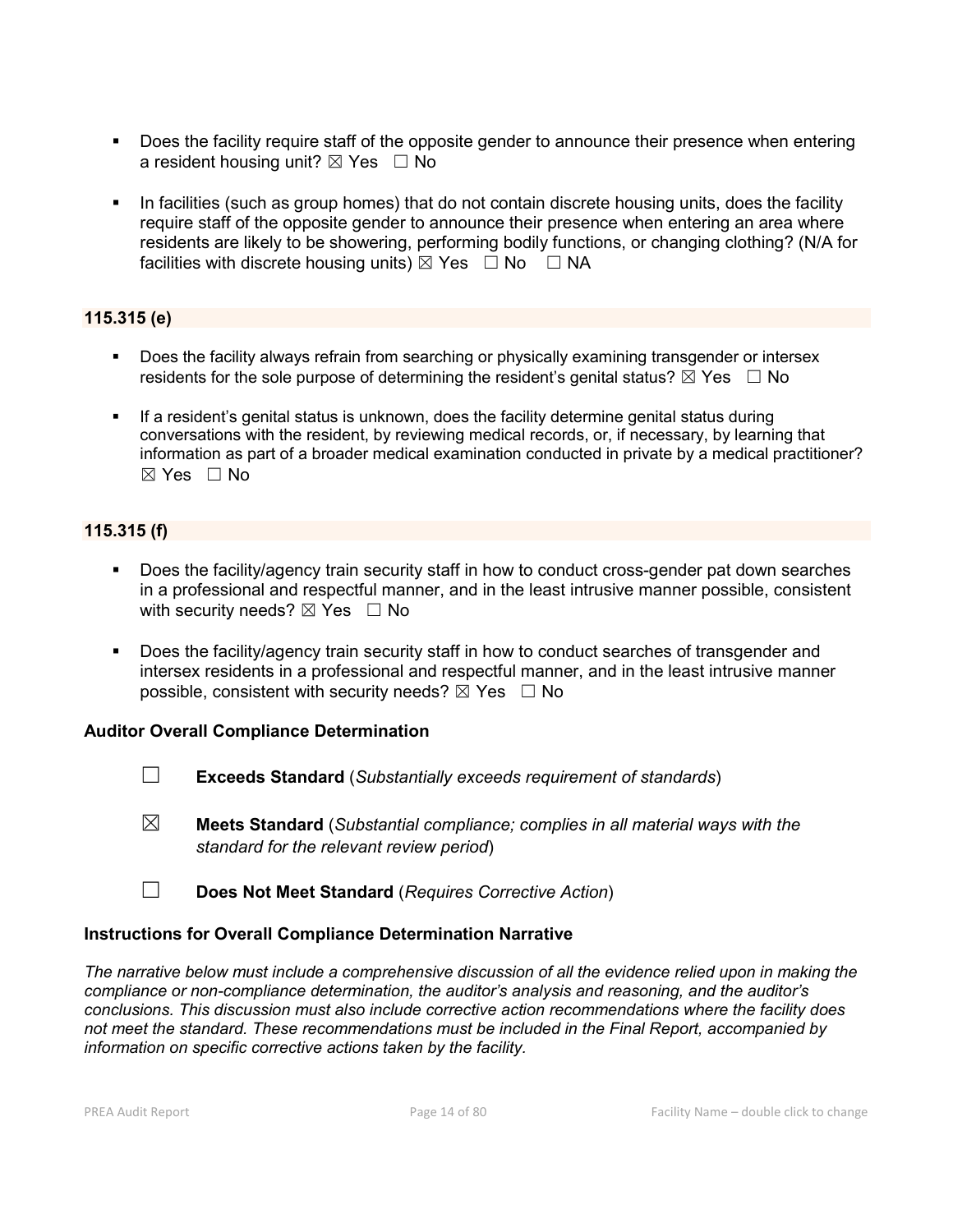- Does the facility require staff of the opposite gender to announce their presence when entering a resident housing unit? ☒ Yes ☐ No

- In facilities (such as group homes) that do not contain discrete housing units, does the facility require staff of the opposite gender to announce their presence when entering an area where residents are likely to be showering, performing bodily functions, or changing clothing? (N/A for facilities with discrete housing units) ☒ Yes ☐ No ☐ NA

### 115.315 (e)

- Does the facility always refrain from searching or physically examining transgender or intersex residents for the sole purpose of determining the resident's genital status? ☒ Yes ☐ No

- If a resident's genital status is unknown, does the facility determine genital status during conversations with the resident, by reviewing medical records, or, if necessary, by learning that information as part of a broader medical examination conducted in private by a medical practitioner? ☒ Yes ☐ No

### 115.315 (f)

- Does the facility/agency train security staff in how to conduct cross-gender pat down searches in a professional and respectful manner, and in the least intrusive manner possible, consistent with security needs? ☒ Yes ☐ No

- Does the facility/agency train security staff in how to conduct searches of transgender and intersex residents in a professional and respectful manner, and in the least intrusive manner possible, consistent with security needs? ☒ Yes ☐ No

**Auditor Overall Compliance Determination**

☐ **Exceeds Standard** (*Substantially exceeds requirement of standards*)

☒ **Meets Standard** (*Substantial compliance; complies in all material ways with the standard for the relevant review period*)

☐ **Does Not Meet Standard** (*Requires Corrective Action*)

**Instructions for Overall Compliance Determination Narrative**

*The narrative below must include a comprehensive discussion of all the evidence relied upon in making the compliance or non-compliance determination, the auditor's analysis and reasoning, and the auditor's conclusions. This discussion must also include corrective action recommendations where the facility does not meet the standard. These recommendations must be included in the Final Report, accompanied by information on specific corrective actions taken by the facility.*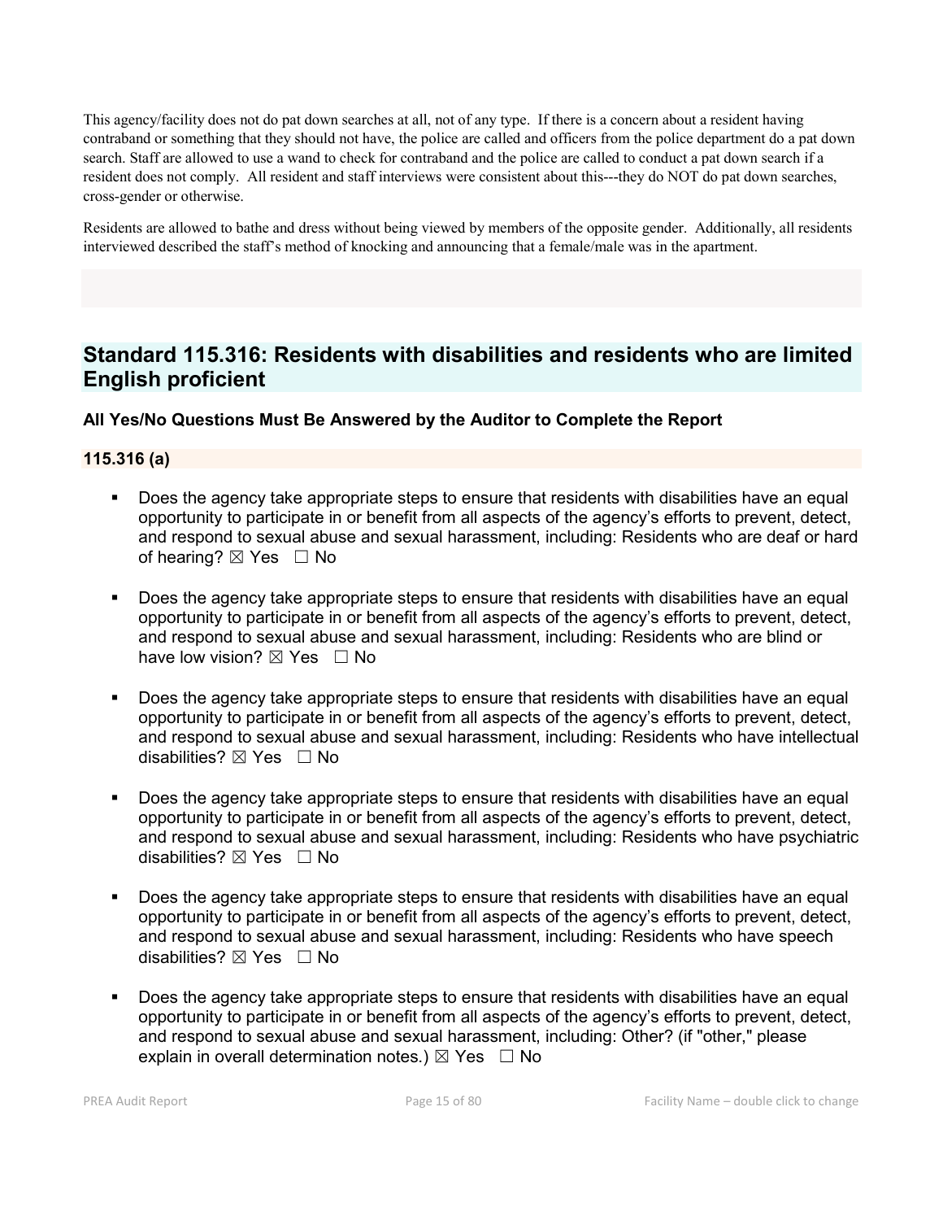This agency/facility does not do pat down searches at all, not of any type. If there is a concern about a resident having contraband or something that they should not have, the police are called and officers from the police department do a pat down search. Staff are allowed to use a wand to check for contraband and the police are called to conduct a pat down search if a resident does not comply. All resident and staff interviews were consistent about this---they do NOT do pat down searches, cross-gender or otherwise.

Residents are allowed to bathe and dress without being viewed by members of the opposite gender. Additionally, all residents interviewed described the staff's method of knocking and announcing that a female/male was in the apartment.

## Standard 115.316: Residents with disabilities and residents who are limited English proficient

### All Yes/No Questions Must Be Answered by the Auditor to Complete the Report

### 115.316 (a)

- Does the agency take appropriate steps to ensure that residents with disabilities have an equal opportunity to participate in or benefit from all aspects of the agency's efforts to prevent, detect, and respond to sexual abuse and sexual harassment, including: Residents who are deaf or hard of hearing? ☒ Yes ☐ No

- Does the agency take appropriate steps to ensure that residents with disabilities have an equal opportunity to participate in or benefit from all aspects of the agency's efforts to prevent, detect, and respond to sexual abuse and sexual harassment, including: Residents who are blind or have low vision? ☒ Yes ☐ No

- Does the agency take appropriate steps to ensure that residents with disabilities have an equal opportunity to participate in or benefit from all aspects of the agency's efforts to prevent, detect, and respond to sexual abuse and sexual harassment, including: Residents who have intellectual disabilities? ☒ Yes ☐ No

- Does the agency take appropriate steps to ensure that residents with disabilities have an equal opportunity to participate in or benefit from all aspects of the agency's efforts to prevent, detect, and respond to sexual abuse and sexual harassment, including: Residents who have psychiatric disabilities? ☒ Yes ☐ No

- Does the agency take appropriate steps to ensure that residents with disabilities have an equal opportunity to participate in or benefit from all aspects of the agency's efforts to prevent, detect, and respond to sexual abuse and sexual harassment, including: Residents who have speech disabilities? ☒ Yes ☐ No

- Does the agency take appropriate steps to ensure that residents with disabilities have an equal opportunity to participate in or benefit from all aspects of the agency's efforts to prevent, detect, and respond to sexual abuse and sexual harassment, including: Other? (if "other," please explain in overall determination notes.) ☒ Yes ☐ No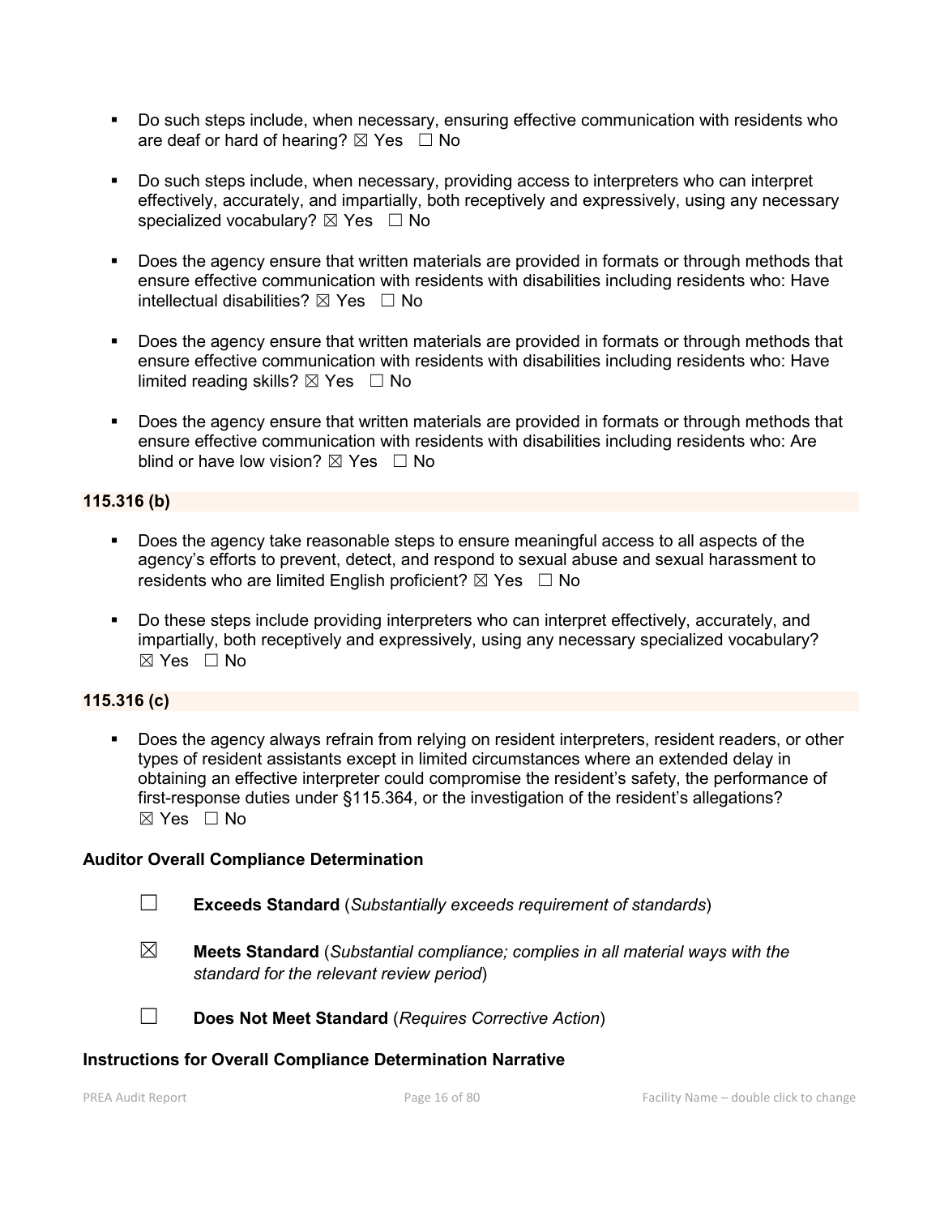- Do such steps include, when necessary, ensuring effective communication with residents who are deaf or hard of hearing? ☒ Yes ☐ No

- Do such steps include, when necessary, providing access to interpreters who can interpret effectively, accurately, and impartially, both receptively and expressively, using any necessary specialized vocabulary? ☒ Yes ☐ No

- Does the agency ensure that written materials are provided in formats or through methods that ensure effective communication with residents with disabilities including residents who: Have intellectual disabilities? ☒ Yes ☐ No

- Does the agency ensure that written materials are provided in formats or through methods that ensure effective communication with residents with disabilities including residents who: Have limited reading skills? ☒ Yes ☐ No

- Does the agency ensure that written materials are provided in formats or through methods that ensure effective communication with residents with disabilities including residents who: Are blind or have low vision? ☒ Yes ☐ No

**115.316 (b)**

- Does the agency take reasonable steps to ensure meaningful access to all aspects of the agency's efforts to prevent, detect, and respond to sexual abuse and sexual harassment to residents who are limited English proficient? ☒ Yes ☐ No

- Do these steps include providing interpreters who can interpret effectively, accurately, and impartially, both receptively and expressively, using any necessary specialized vocabulary? ☒ Yes ☐ No

**115.316 (c)**

- Does the agency always refrain from relying on resident interpreters, resident readers, or other types of resident assistants except in limited circumstances where an extended delay in obtaining an effective interpreter could compromise the resident's safety, the performance of first-response duties under §115.364, or the investigation of the resident's allegations? ☒ Yes ☐ No

**Auditor Overall Compliance Determination**

☐ **Exceeds Standard** (*Substantially exceeds requirement of standards*)

☒ **Meets Standard** (*Substantial compliance; complies in all material ways with the standard for the relevant review period*)

☐ **Does Not Meet Standard** (*Requires Corrective Action*)

**Instructions for Overall Compliance Determination Narrative**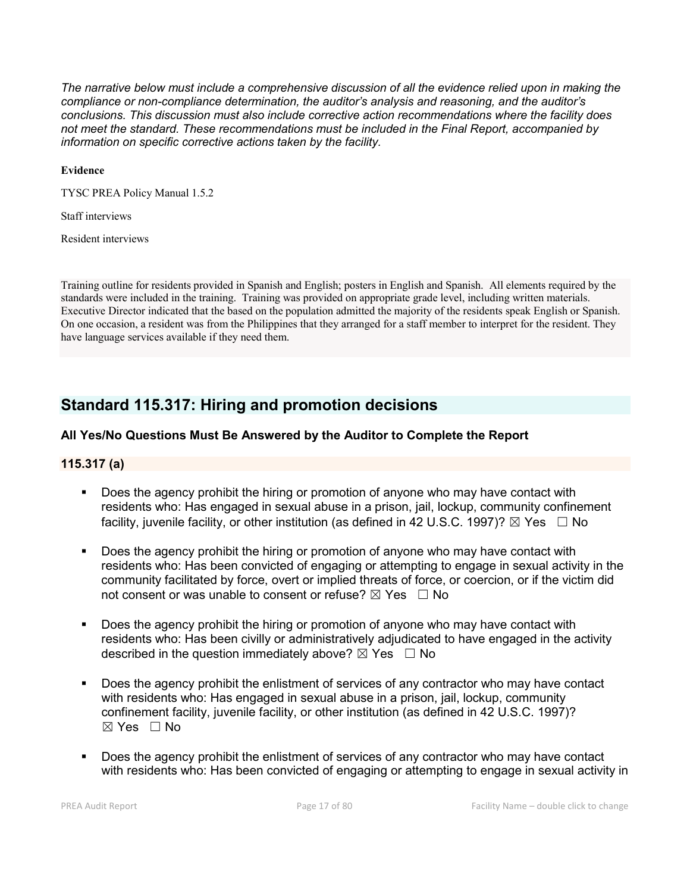*The narrative below must include a comprehensive discussion of all the evidence relied upon in making the compliance or non-compliance determination, the auditor's analysis and reasoning, and the auditor's conclusions. This discussion must also include corrective action recommendations where the facility does not meet the standard. These recommendations must be included in the Final Report, accompanied by information on specific corrective actions taken by the facility.*

**Evidence**

TYSC PREA Policy Manual 1.5.2

Staff interviews

Resident interviews

Training outline for residents provided in Spanish and English; posters in English and Spanish. All elements required by the standards were included in the training. Training was provided on appropriate grade level, including written materials. Executive Director indicated that the based on the population admitted the majority of the residents speak English or Spanish. On one occasion, a resident was from the Philippines that they arranged for a staff member to interpret for the resident. They have language services available if they need them.

## Standard 115.317: Hiring and promotion decisions

### All Yes/No Questions Must Be Answered by the Auditor to Complete the Report

### 115.317 (a)

- Does the agency prohibit the hiring or promotion of anyone who may have contact with residents who: Has engaged in sexual abuse in a prison, jail, lockup, community confinement facility, juvenile facility, or other institution (as defined in 42 U.S.C. 1997)? ☒ Yes ☐ No
- Does the agency prohibit the hiring or promotion of anyone who may have contact with residents who: Has been convicted of engaging or attempting to engage in sexual activity in the community facilitated by force, overt or implied threats of force, or coercion, or if the victim did not consent or was unable to consent or refuse? ☒ Yes ☐ No
- Does the agency prohibit the hiring or promotion of anyone who may have contact with residents who: Has been civilly or administratively adjudicated to have engaged in the activity described in the question immediately above? ☒ Yes ☐ No
- Does the agency prohibit the enlistment of services of any contractor who may have contact with residents who: Has engaged in sexual abuse in a prison, jail, lockup, community confinement facility, juvenile facility, or other institution (as defined in 42 U.S.C. 1997)? ☒ Yes ☐ No
- Does the agency prohibit the enlistment of services of any contractor who may have contact with residents who: Has been convicted of engaging or attempting to engage in sexual activity in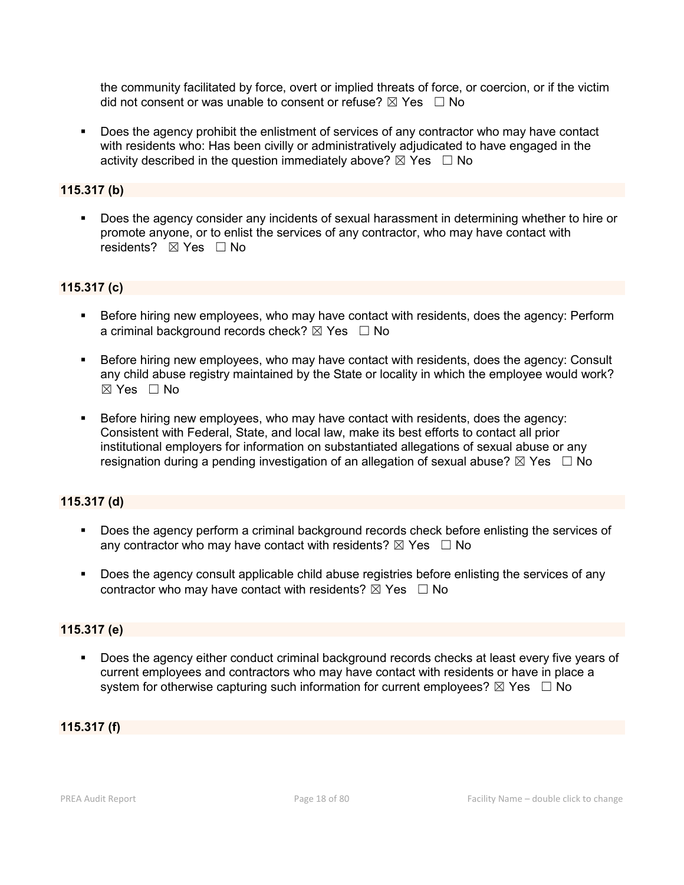the community facilitated by force, overt or implied threats of force, or coercion, or if the victim did not consent or was unable to consent or refuse? ☒ Yes ☐ No

- Does the agency prohibit the enlistment of services of any contractor who may have contact with residents who: Has been civilly or administratively adjudicated to have engaged in the activity described in the question immediately above? ☒ Yes ☐ No

**115.317 (b)**

- Does the agency consider any incidents of sexual harassment in determining whether to hire or promote anyone, or to enlist the services of any contractor, who may have contact with residents? ☒ Yes ☐ No

**115.317 (c)**

- Before hiring new employees, who may have contact with residents, does the agency: Perform a criminal background records check? ☒ Yes ☐ No
- Before hiring new employees, who may have contact with residents, does the agency: Consult any child abuse registry maintained by the State or locality in which the employee would work? ☒ Yes ☐ No
- Before hiring new employees, who may have contact with residents, does the agency: Consistent with Federal, State, and local law, make its best efforts to contact all prior institutional employers for information on substantiated allegations of sexual abuse or any resignation during a pending investigation of an allegation of sexual abuse? ☒ Yes ☐ No

**115.317 (d)**

- Does the agency perform a criminal background records check before enlisting the services of any contractor who may have contact with residents? ☒ Yes ☐ No
- Does the agency consult applicable child abuse registries before enlisting the services of any contractor who may have contact with residents? ☒ Yes ☐ No

**115.317 (e)**

- Does the agency either conduct criminal background records checks at least every five years of current employees and contractors who may have contact with residents or have in place a system for otherwise capturing such information for current employees? ☒ Yes ☐ No

**115.317 (f)**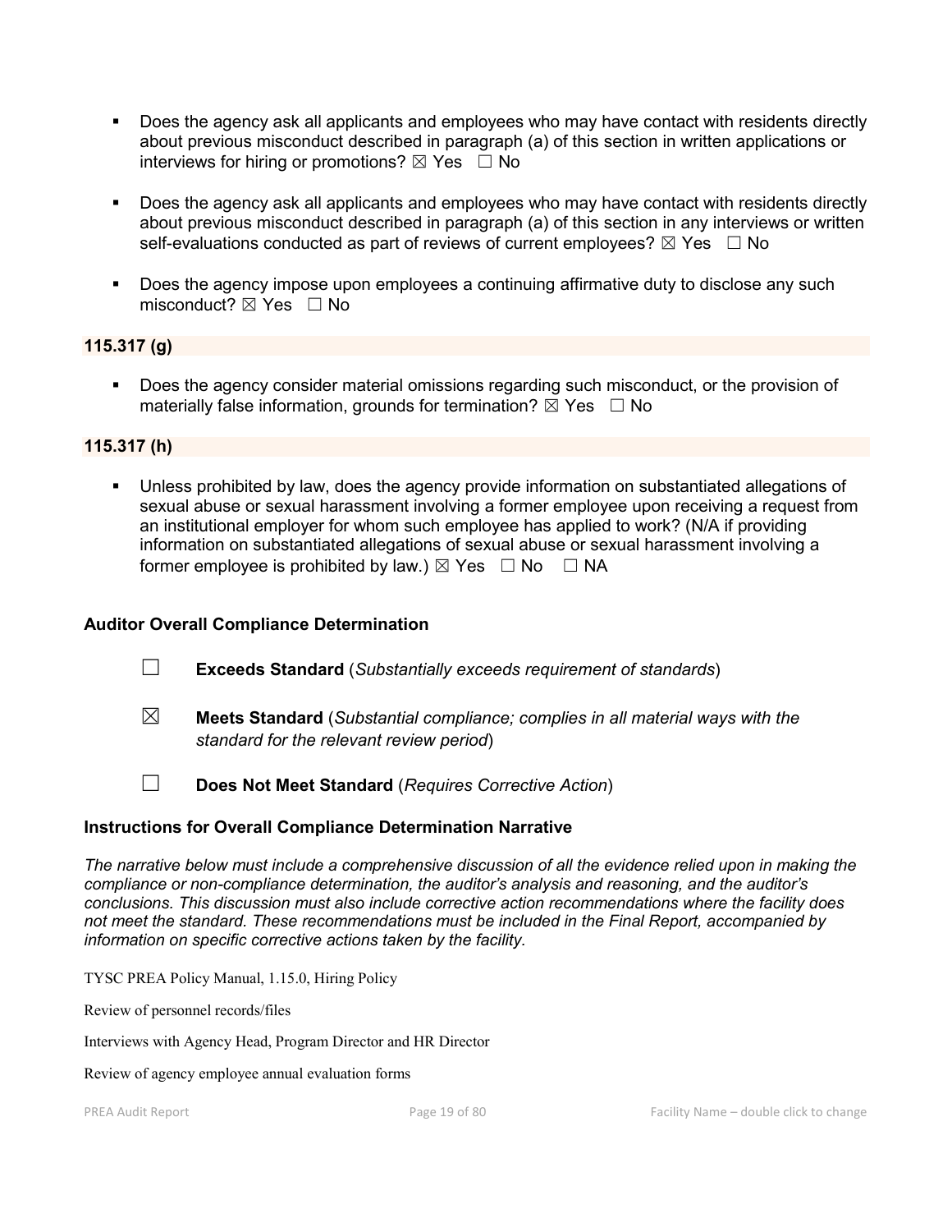- Does the agency ask all applicants and employees who may have contact with residents directly about previous misconduct described in paragraph (a) of this section in written applications or interviews for hiring or promotions? ☒ Yes ☐ No

- Does the agency ask all applicants and employees who may have contact with residents directly about previous misconduct described in paragraph (a) of this section in any interviews or written self-evaluations conducted as part of reviews of current employees? ☒ Yes ☐ No

- Does the agency impose upon employees a continuing affirmative duty to disclose any such misconduct? ☒ Yes ☐ No

### 115.317 (g)

- Does the agency consider material omissions regarding such misconduct, or the provision of materially false information, grounds for termination? ☒ Yes ☐ No

### 115.317 (h)

- Unless prohibited by law, does the agency provide information on substantiated allegations of sexual abuse or sexual harassment involving a former employee upon receiving a request from an institutional employer for whom such employee has applied to work? (N/A if providing information on substantiated allegations of sexual abuse or sexual harassment involving a former employee is prohibited by law.) ☒ Yes ☐ No ☐ NA

### Auditor Overall Compliance Determination

☐ **Exceeds Standard** (*Substantially exceeds requirement of standards*)

☒ **Meets Standard** (*Substantial compliance; complies in all material ways with the standard for the relevant review period*)

☐ **Does Not Meet Standard** (*Requires Corrective Action*)

### Instructions for Overall Compliance Determination Narrative

*The narrative below must include a comprehensive discussion of all the evidence relied upon in making the compliance or non-compliance determination, the auditor's analysis and reasoning, and the auditor's conclusions. This discussion must also include corrective action recommendations where the facility does not meet the standard. These recommendations must be included in the Final Report, accompanied by information on specific corrective actions taken by the facility.*

TYSC PREA Policy Manual, 1.15.0, Hiring Policy

Review of personnel records/files

Interviews with Agency Head, Program Director and HR Director

Review of agency employee annual evaluation forms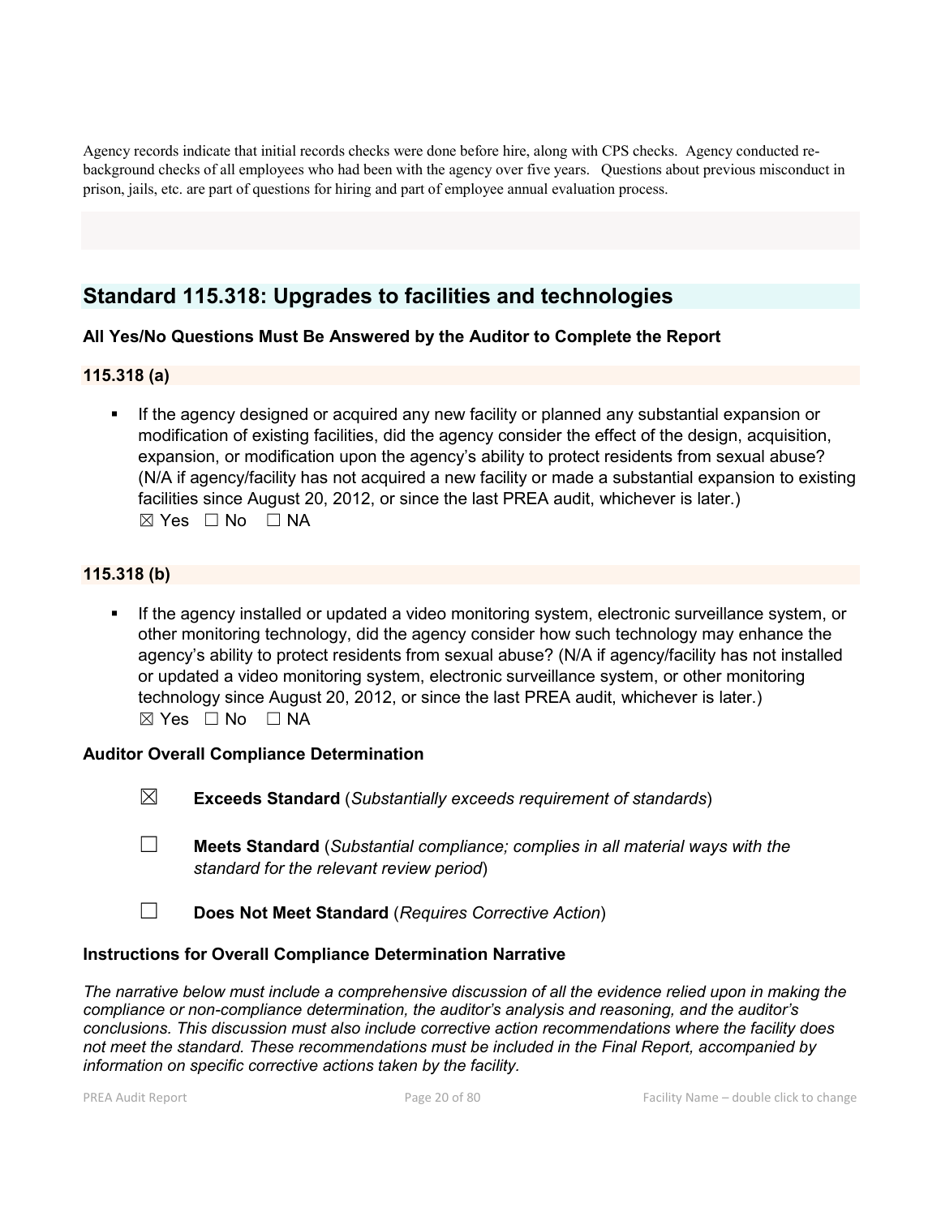Agency records indicate that initial records checks were done before hire, along with CPS checks. Agency conducted re-background checks of all employees who had been with the agency over five years. Questions about previous misconduct in prison, jails, etc. are part of questions for hiring and part of employee annual evaluation process.

## Standard 115.318: Upgrades to facilities and technologies

**All Yes/No Questions Must Be Answered by the Auditor to Complete the Report**

**115.318 (a)**

- If the agency designed or acquired any new facility or planned any substantial expansion or modification of existing facilities, did the agency consider the effect of the design, acquisition, expansion, or modification upon the agency's ability to protect residents from sexual abuse? (N/A if agency/facility has not acquired a new facility or made a substantial expansion to existing facilities since August 20, 2012, or since the last PREA audit, whichever is later.)
  ☒ Yes ☐ No ☐ NA

**115.318 (b)**

- If the agency installed or updated a video monitoring system, electronic surveillance system, or other monitoring technology, did the agency consider how such technology may enhance the agency's ability to protect residents from sexual abuse? (N/A if agency/facility has not installed or updated a video monitoring system, electronic surveillance system, or other monitoring technology since August 20, 2012, or since the last PREA audit, whichever is later.)
  ☒ Yes ☐ No ☐ NA

**Auditor Overall Compliance Determination**

☒ **Exceeds Standard** (*Substantially exceeds requirement of standards*)

☐ **Meets Standard** (*Substantial compliance; complies in all material ways with the standard for the relevant review period*)

☐ **Does Not Meet Standard** (*Requires Corrective Action*)

**Instructions for Overall Compliance Determination Narrative**

*The narrative below must include a comprehensive discussion of all the evidence relied upon in making the compliance or non-compliance determination, the auditor's analysis and reasoning, and the auditor's conclusions. This discussion must also include corrective action recommendations where the facility does not meet the standard. These recommendations must be included in the Final Report, accompanied by information on specific corrective actions taken by the facility.*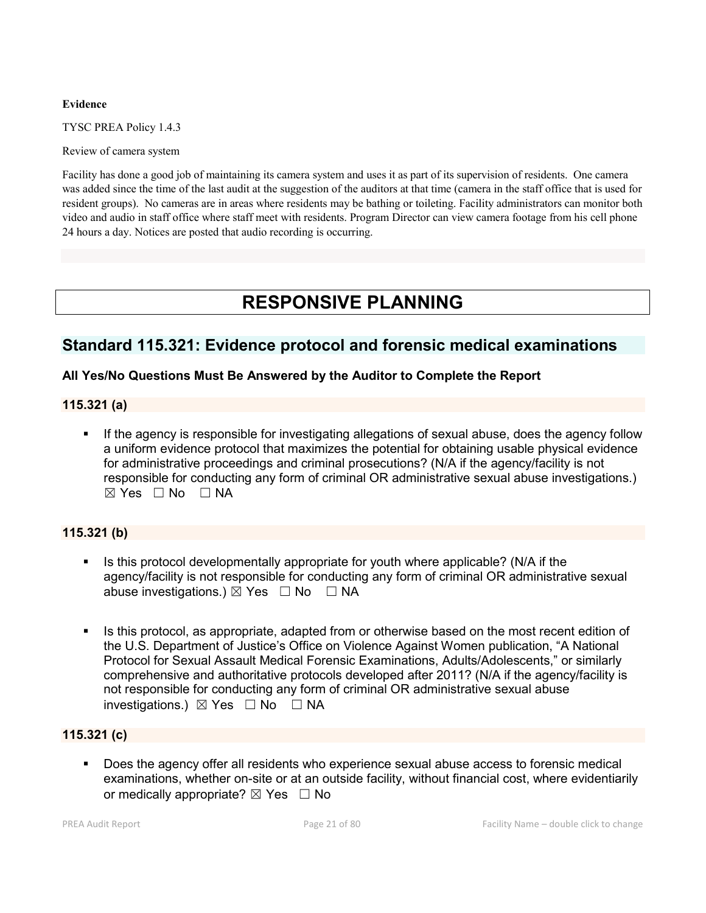**Evidence**

TYSC PREA Policy 1.4.3

Review of camera system

Facility has done a good job of maintaining its camera system and uses it as part of its supervision of residents. One camera was added since the time of the last audit at the suggestion of the auditors at that time (camera in the staff office that is used for resident groups). No cameras are in areas where residents may be bathing or toileting. Facility administrators can monitor both video and audio in staff office where staff meet with residents. Program Director can view camera footage from his cell phone 24 hours a day. Notices are posted that audio recording is occurring.

# RESPONSIVE PLANNING

## Standard 115.321: Evidence protocol and forensic medical examinations

**All Yes/No Questions Must Be Answered by the Auditor to Complete the Report**

### 115.321 (a)

- If the agency is responsible for investigating allegations of sexual abuse, does the agency follow a uniform evidence protocol that maximizes the potential for obtaining usable physical evidence for administrative proceedings and criminal prosecutions? (N/A if the agency/facility is not responsible for conducting any form of criminal OR administrative sexual abuse investigations.) ☒ Yes ☐ No ☐ NA

### 115.321 (b)

- Is this protocol developmentally appropriate for youth where applicable? (N/A if the agency/facility is not responsible for conducting any form of criminal OR administrative sexual abuse investigations.) ☒ Yes ☐ No ☐ NA

- Is this protocol, as appropriate, adapted from or otherwise based on the most recent edition of the U.S. Department of Justice's Office on Violence Against Women publication, "A National Protocol for Sexual Assault Medical Forensic Examinations, Adults/Adolescents," or similarly comprehensive and authoritative protocols developed after 2011? (N/A if the agency/facility is not responsible for conducting any form of criminal OR administrative sexual abuse investigations.) ☒ Yes ☐ No ☐ NA

### 115.321 (c)

- Does the agency offer all residents who experience sexual abuse access to forensic medical examinations, whether on-site or at an outside facility, without financial cost, where evidentiarily or medically appropriate? ☒ Yes ☐ No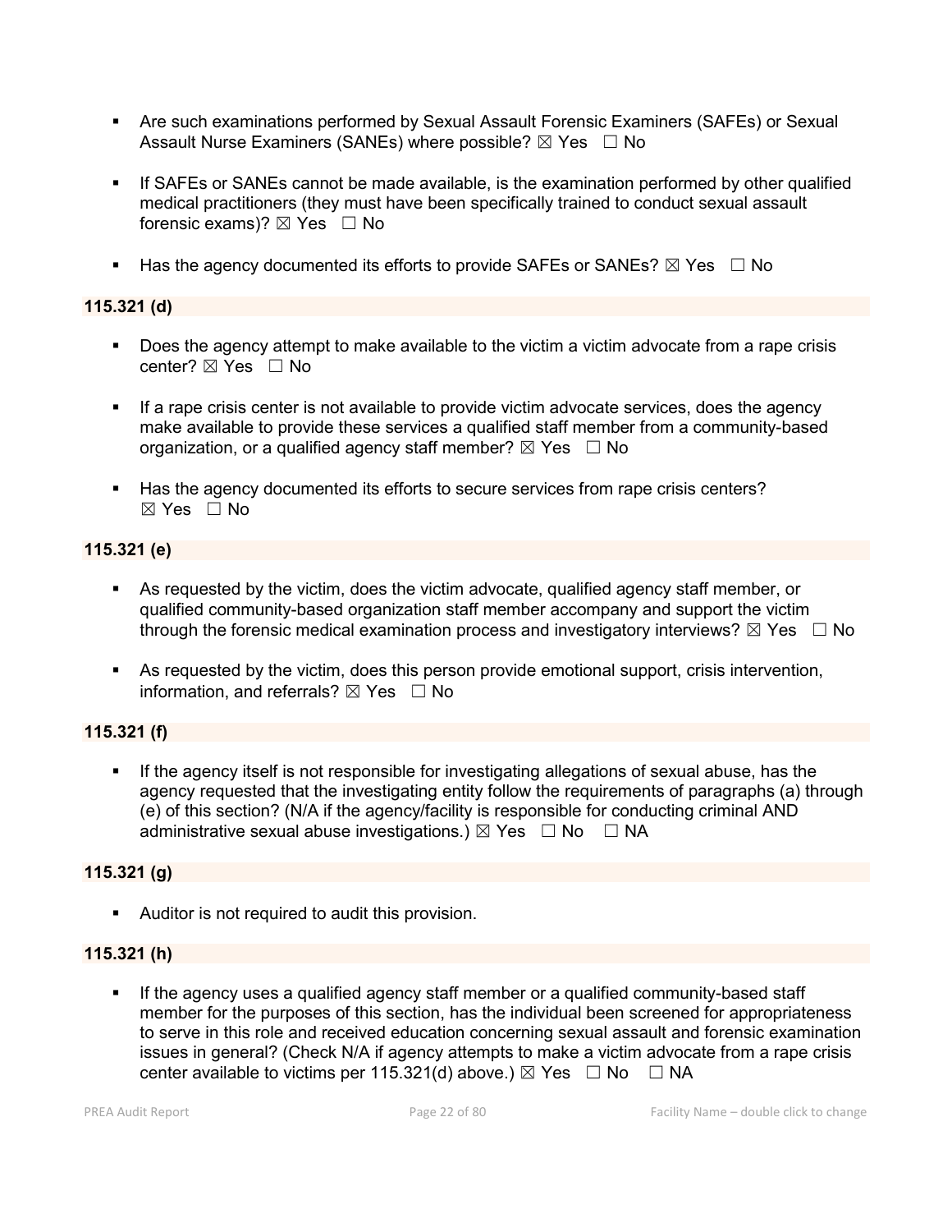- Are such examinations performed by Sexual Assault Forensic Examiners (SAFEs) or Sexual Assault Nurse Examiners (SANEs) where possible? ☒ Yes ☐ No

- If SAFEs or SANEs cannot be made available, is the examination performed by other qualified medical practitioners (they must have been specifically trained to conduct sexual assault forensic exams)? ☒ Yes ☐ No

- Has the agency documented its efforts to provide SAFEs or SANEs? ☒ Yes ☐ No

**115.321 (d)**

- Does the agency attempt to make available to the victim a victim advocate from a rape crisis center? ☒ Yes ☐ No

- If a rape crisis center is not available to provide victim advocate services, does the agency make available to provide these services a qualified staff member from a community-based organization, or a qualified agency staff member? ☒ Yes ☐ No

- Has the agency documented its efforts to secure services from rape crisis centers? ☒ Yes ☐ No

**115.321 (e)**

- As requested by the victim, does the victim advocate, qualified agency staff member, or qualified community-based organization staff member accompany and support the victim through the forensic medical examination process and investigatory interviews? ☒ Yes ☐ No

- As requested by the victim, does this person provide emotional support, crisis intervention, information, and referrals? ☒ Yes ☐ No

**115.321 (f)**

- If the agency itself is not responsible for investigating allegations of sexual abuse, has the agency requested that the investigating entity follow the requirements of paragraphs (a) through (e) of this section? (N/A if the agency/facility is responsible for conducting criminal AND administrative sexual abuse investigations.) ☒ Yes ☐ No ☐ NA

**115.321 (g)**

- Auditor is not required to audit this provision.

**115.321 (h)**

- If the agency uses a qualified agency staff member or a qualified community-based staff member for the purposes of this section, has the individual been screened for appropriateness to serve in this role and received education concerning sexual assault and forensic examination issues in general? (Check N/A if agency attempts to make a victim advocate from a rape crisis center available to victims per 115.321(d) above.) ☒ Yes ☐ No ☐ NA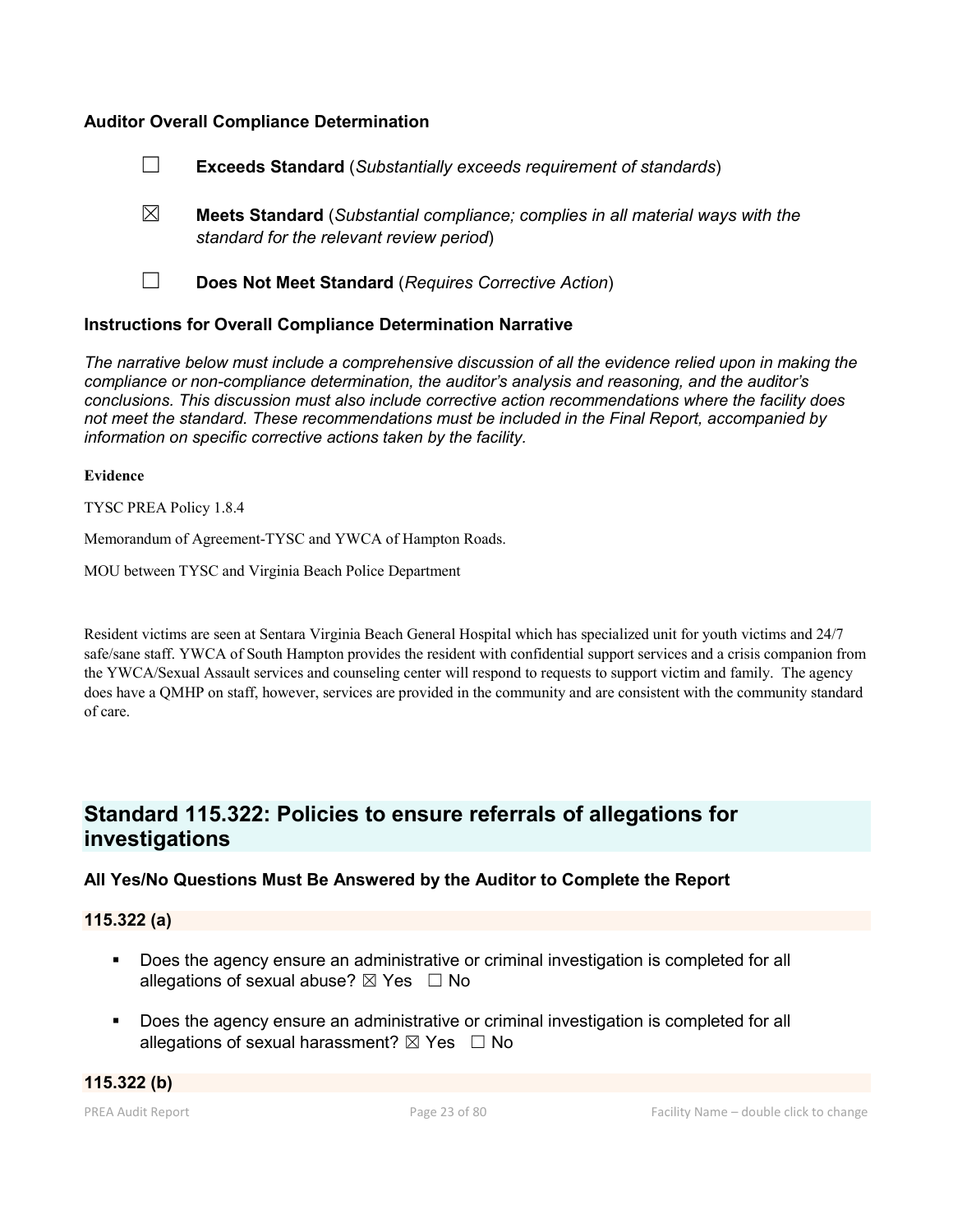### Auditor Overall Compliance Determination

☐ **Exceeds Standard** (*Substantially exceeds requirement of standards*)

☒ **Meets Standard** (*Substantial compliance; complies in all material ways with the standard for the relevant review period*)

☐ **Does Not Meet Standard** (*Requires Corrective Action*)

### Instructions for Overall Compliance Determination Narrative

*The narrative below must include a comprehensive discussion of all the evidence relied upon in making the compliance or non-compliance determination, the auditor's analysis and reasoning, and the auditor's conclusions. This discussion must also include corrective action recommendations where the facility does not meet the standard. These recommendations must be included in the Final Report, accompanied by information on specific corrective actions taken by the facility.*

**Evidence**

TYSC PREA Policy 1.8.4

Memorandum of Agreement-TYSC and YWCA of Hampton Roads.

MOU between TYSC and Virginia Beach Police Department

Resident victims are seen at Sentara Virginia Beach General Hospital which has specialized unit for youth victims and 24/7 safe/sane staff. YWCA of South Hampton provides the resident with confidential support services and a crisis companion from the YWCA/Sexual Assault services and counseling center will respond to requests to support victim and family. The agency does have a QMHP on staff, however, services are provided in the community and are consistent with the community standard of care.

## Standard 115.322: Policies to ensure referrals of allegations for investigations

### All Yes/No Questions Must Be Answered by the Auditor to Complete the Report

#### 115.322 (a)

- Does the agency ensure an administrative or criminal investigation is completed for all allegations of sexual abuse? ☒ Yes ☐ No
- Does the agency ensure an administrative or criminal investigation is completed for all allegations of sexual harassment? ☒ Yes ☐ No

#### 115.322 (b)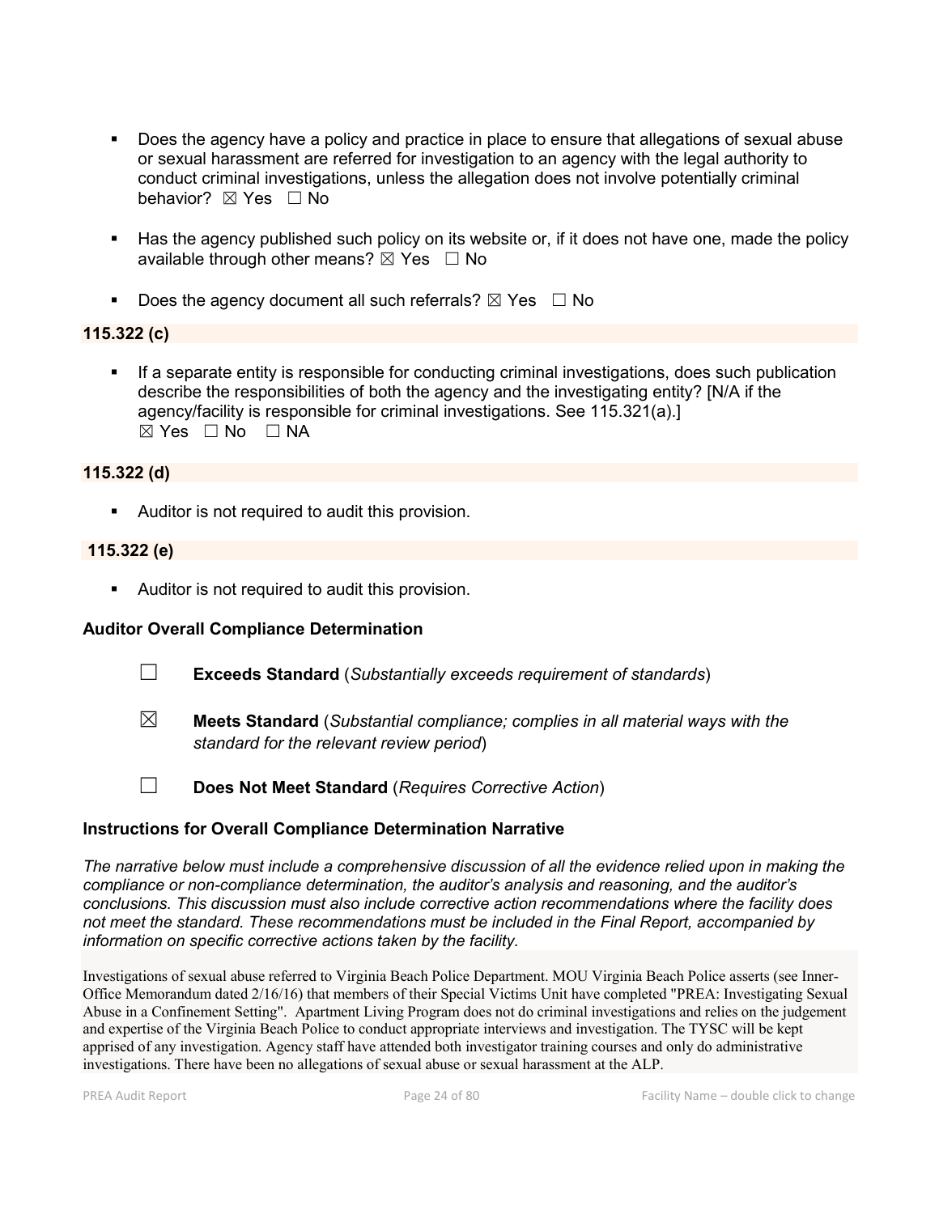- Does the agency have a policy and practice in place to ensure that allegations of sexual abuse or sexual harassment are referred for investigation to an agency with the legal authority to conduct criminal investigations, unless the allegation does not involve potentially criminal behavior? ☒ Yes ☐ No

- Has the agency published such policy on its website or, if it does not have one, made the policy available through other means? ☒ Yes ☐ No

- Does the agency document all such referrals? ☒ Yes ☐ No

### 115.322 (c)

- If a separate entity is responsible for conducting criminal investigations, does such publication describe the responsibilities of both the agency and the investigating entity? [N/A if the agency/facility is responsible for criminal investigations. See 115.321(a).] ☒ Yes ☐ No ☐ NA

### 115.322 (d)

- Auditor is not required to audit this provision.

### 115.322 (e)

- Auditor is not required to audit this provision.

### Auditor Overall Compliance Determination

☐ **Exceeds Standard** (*Substantially exceeds requirement of standards*)

☒ **Meets Standard** (*Substantial compliance; complies in all material ways with the standard for the relevant review period*)

☐ **Does Not Meet Standard** (*Requires Corrective Action*)

### Instructions for Overall Compliance Determination Narrative

*The narrative below must include a comprehensive discussion of all the evidence relied upon in making the compliance or non-compliance determination, the auditor's analysis and reasoning, and the auditor's conclusions. This discussion must also include corrective action recommendations where the facility does not meet the standard. These recommendations must be included in the Final Report, accompanied by information on specific corrective actions taken by the facility.*

Investigations of sexual abuse referred to Virginia Beach Police Department. MOU Virginia Beach Police asserts (see Inner-Office Memorandum dated 2/16/16) that members of their Special Victims Unit have completed "PREA: Investigating Sexual Abuse in a Confinement Setting". Apartment Living Program does not do criminal investigations and relies on the judgement and expertise of the Virginia Beach Police to conduct appropriate interviews and investigation. The TYSC will be kept apprised of any investigation. Agency staff have attended both investigator training courses and only do administrative investigations. There have been no allegations of sexual abuse or sexual harassment at the ALP.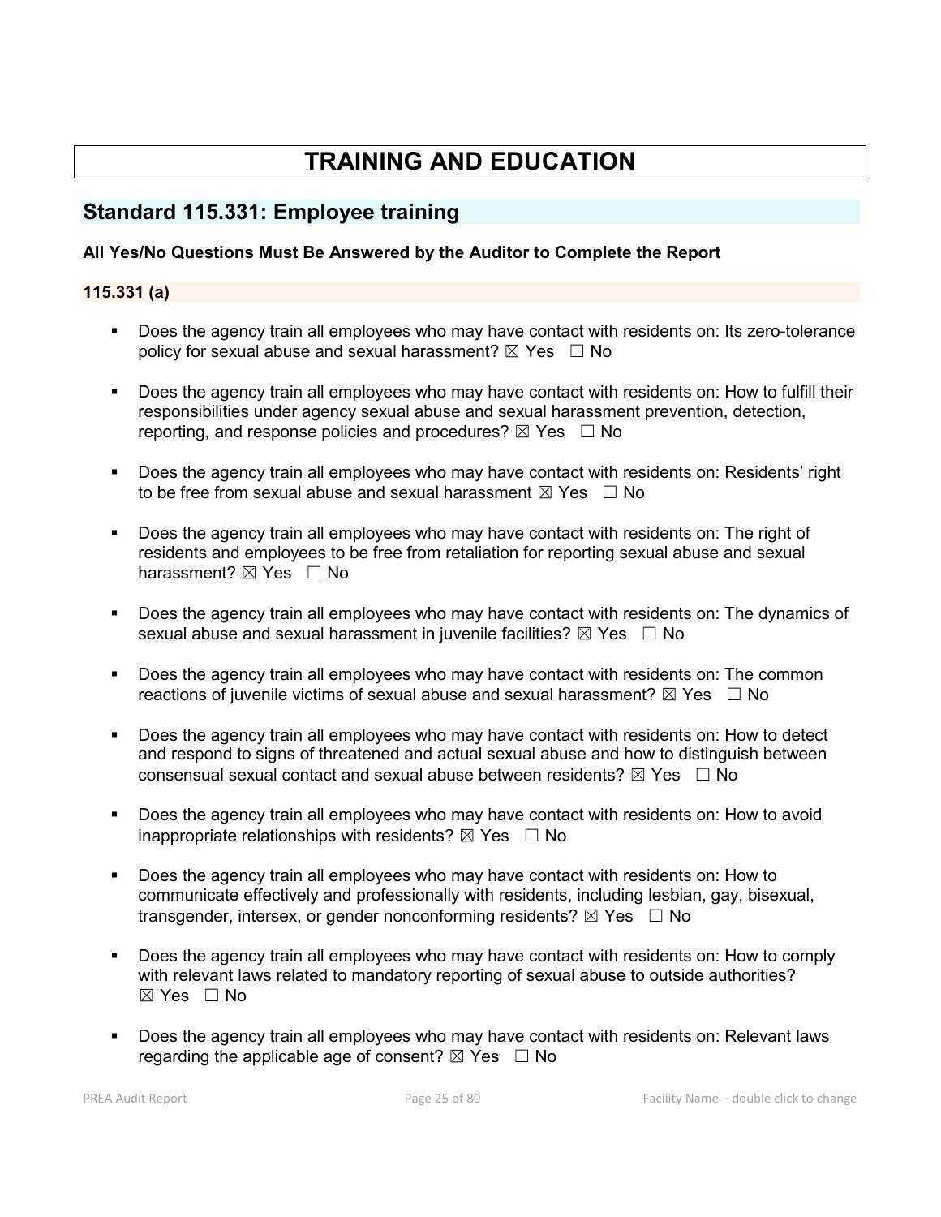# TRAINING AND EDUCATION

## Standard 115.331: Employee training

**All Yes/No Questions Must Be Answered by the Auditor to Complete the Report**

### 115.331 (a)

- Does the agency train all employees who may have contact with residents on: Its zero-tolerance policy for sexual abuse and sexual harassment? ☒ Yes ☐ No
- Does the agency train all employees who may have contact with residents on: How to fulfill their responsibilities under agency sexual abuse and sexual harassment prevention, detection, reporting, and response policies and procedures? ☒ Yes ☐ No
- Does the agency train all employees who may have contact with residents on: Residents' right to be free from sexual abuse and sexual harassment ☒ Yes ☐ No
- Does the agency train all employees who may have contact with residents on: The right of residents and employees to be free from retaliation for reporting sexual abuse and sexual harassment? ☒ Yes ☐ No
- Does the agency train all employees who may have contact with residents on: The dynamics of sexual abuse and sexual harassment in juvenile facilities? ☒ Yes ☐ No
- Does the agency train all employees who may have contact with residents on: The common reactions of juvenile victims of sexual abuse and sexual harassment? ☒ Yes ☐ No
- Does the agency train all employees who may have contact with residents on: How to detect and respond to signs of threatened and actual sexual abuse and how to distinguish between consensual sexual contact and sexual abuse between residents? ☒ Yes ☐ No
- Does the agency train all employees who may have contact with residents on: How to avoid inappropriate relationships with residents? ☒ Yes ☐ No
- Does the agency train all employees who may have contact with residents on: How to communicate effectively and professionally with residents, including lesbian, gay, bisexual, transgender, intersex, or gender nonconforming residents? ☒ Yes ☐ No
- Does the agency train all employees who may have contact with residents on: How to comply with relevant laws related to mandatory reporting of sexual abuse to outside authorities? ☒ Yes ☐ No
- Does the agency train all employees who may have contact with residents on: Relevant laws regarding the applicable age of consent? ☒ Yes ☐ No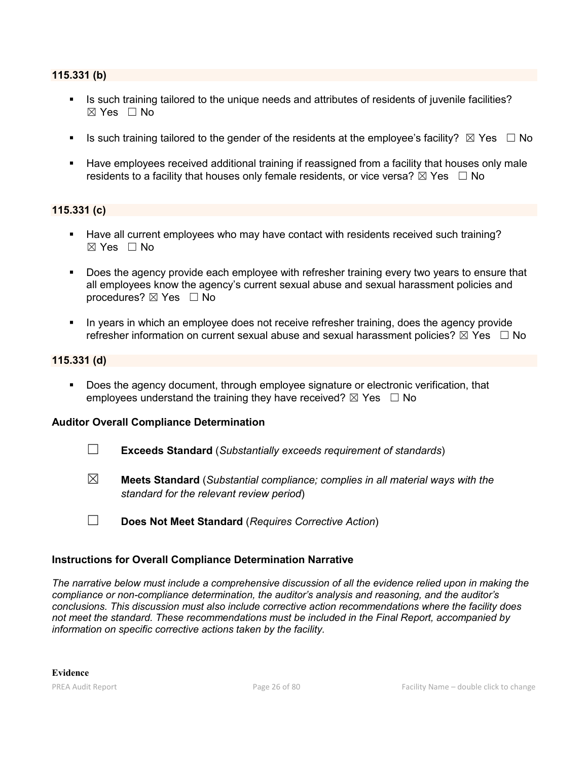**115.331 (b)**

- Is such training tailored to the unique needs and attributes of residents of juvenile facilities? ☒ Yes ☐ No
- Is such training tailored to the gender of the residents at the employee's facility? ☒ Yes ☐ No
- Have employees received additional training if reassigned from a facility that houses only male residents to a facility that houses only female residents, or vice versa? ☒ Yes ☐ No

**115.331 (c)**

- Have all current employees who may have contact with residents received such training? ☒ Yes ☐ No
- Does the agency provide each employee with refresher training every two years to ensure that all employees know the agency's current sexual abuse and sexual harassment policies and procedures? ☒ Yes ☐ No
- In years in which an employee does not receive refresher training, does the agency provide refresher information on current sexual abuse and sexual harassment policies? ☒ Yes ☐ No

**115.331 (d)**

- Does the agency document, through employee signature or electronic verification, that employees understand the training they have received? ☒ Yes ☐ No

### Auditor Overall Compliance Determination

☐ **Exceeds Standard** (*Substantially exceeds requirement of standards*)

☒ **Meets Standard** (*Substantial compliance; complies in all material ways with the standard for the relevant review period*)

☐ **Does Not Meet Standard** (*Requires Corrective Action*)

### Instructions for Overall Compliance Determination Narrative

*The narrative below must include a comprehensive discussion of all the evidence relied upon in making the compliance or non-compliance determination, the auditor's analysis and reasoning, and the auditor's conclusions. This discussion must also include corrective action recommendations where the facility does not meet the standard. These recommendations must be included in the Final Report, accompanied by information on specific corrective actions taken by the facility.*

**Evidence**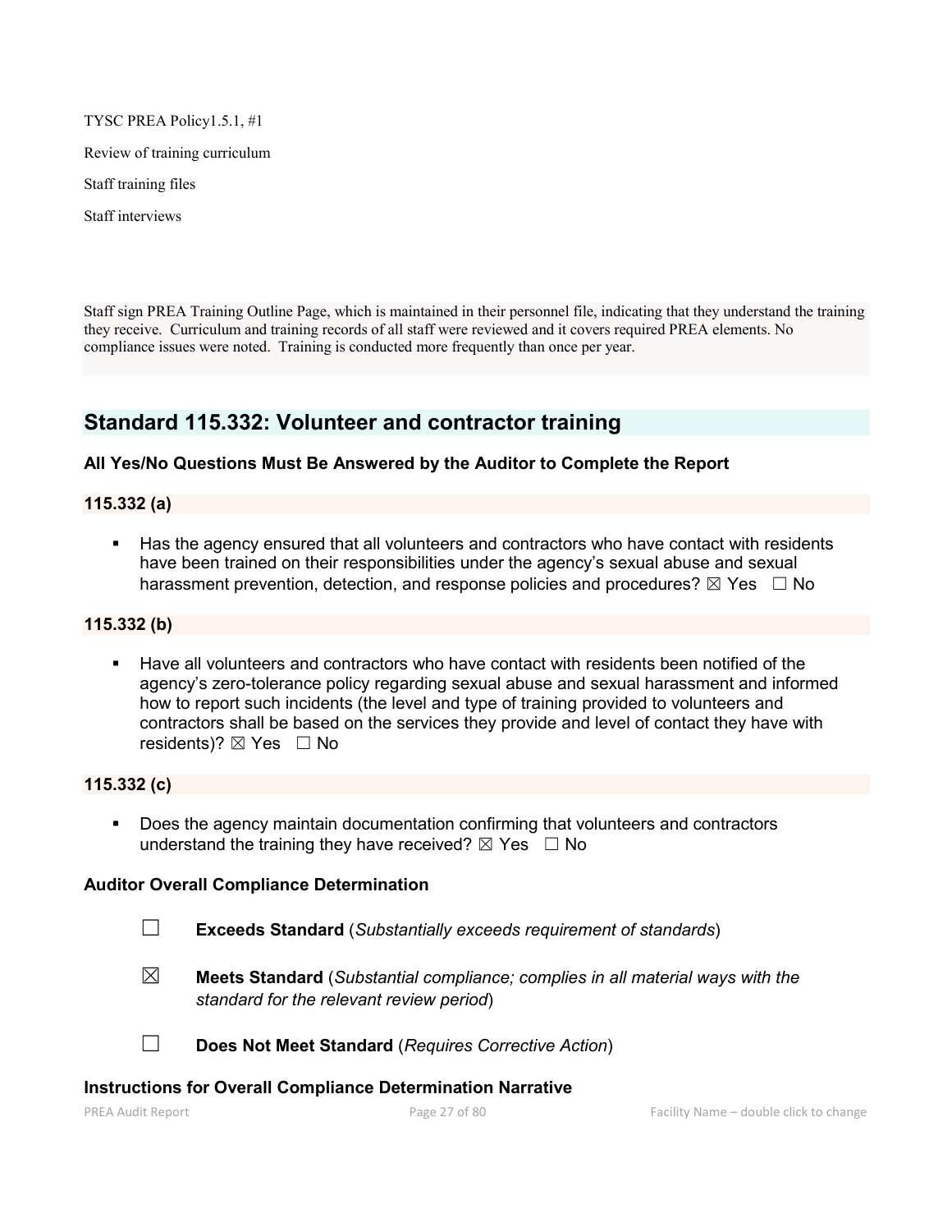TYSC PREA Policy1.5.1, #1

Review of training curriculum

Staff training files

Staff interviews

Staff sign PREA Training Outline Page, which is maintained in their personnel file, indicating that they understand the training they receive. Curriculum and training records of all staff were reviewed and it covers required PREA elements. No compliance issues were noted. Training is conducted more frequently than once per year.

## Standard 115.332: Volunteer and contractor training

### All Yes/No Questions Must Be Answered by the Auditor to Complete the Report

### 115.332 (a)

- Has the agency ensured that all volunteers and contractors who have contact with residents have been trained on their responsibilities under the agency's sexual abuse and sexual harassment prevention, detection, and response policies and procedures? ☒ Yes ☐ No

### 115.332 (b)

- Have all volunteers and contractors who have contact with residents been notified of the agency's zero-tolerance policy regarding sexual abuse and sexual harassment and informed how to report such incidents (the level and type of training provided to volunteers and contractors shall be based on the services they provide and level of contact they have with residents)? ☒ Yes ☐ No

### 115.332 (c)

- Does the agency maintain documentation confirming that volunteers and contractors understand the training they have received? ☒ Yes ☐ No

### Auditor Overall Compliance Determination

☐ **Exceeds Standard** (*Substantially exceeds requirement of standards*)

☒ **Meets Standard** (*Substantial compliance; complies in all material ways with the standard for the relevant review period*)

☐ **Does Not Meet Standard** (*Requires Corrective Action*)

### Instructions for Overall Compliance Determination Narrative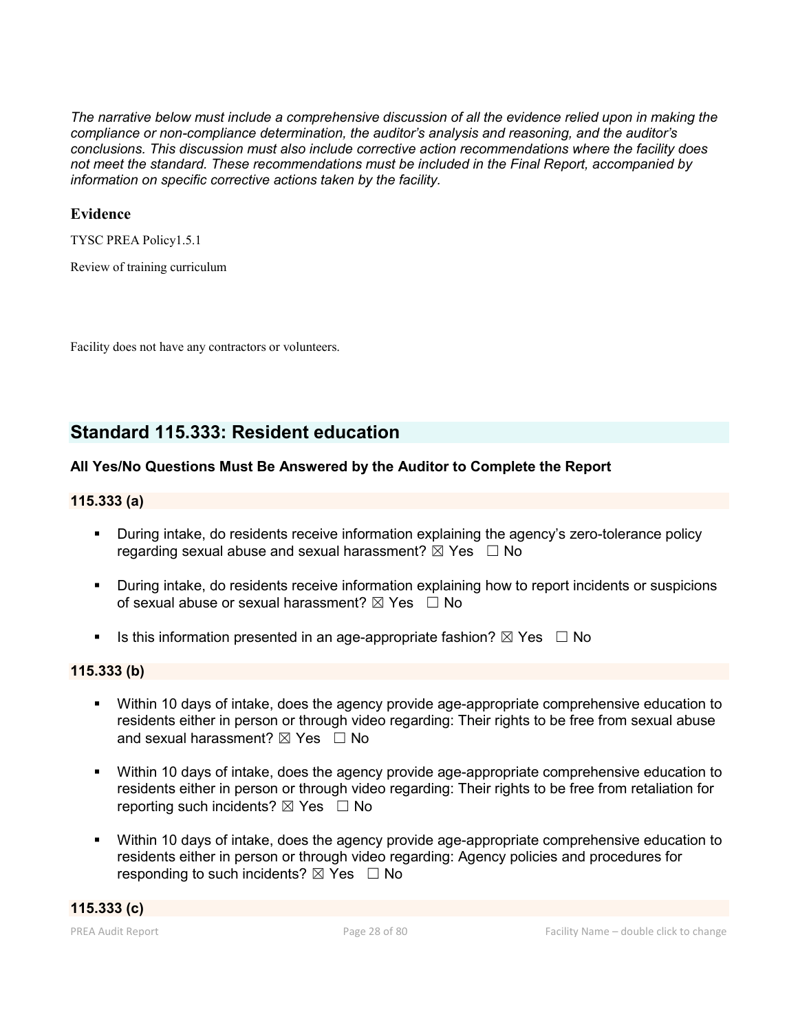*The narrative below must include a comprehensive discussion of all the evidence relied upon in making the compliance or non-compliance determination, the auditor's analysis and reasoning, and the auditor's conclusions. This discussion must also include corrective action recommendations where the facility does not meet the standard. These recommendations must be included in the Final Report, accompanied by information on specific corrective actions taken by the facility.*

### Evidence

TYSC PREA Policy1.5.1

Review of training curriculum

Facility does not have any contractors or volunteers.

## Standard 115.333: Resident education

### All Yes/No Questions Must Be Answered by the Auditor to Complete the Report

#### 115.333 (a)

- During intake, do residents receive information explaining the agency's zero-tolerance policy regarding sexual abuse and sexual harassment? ☒ Yes ☐ No
- During intake, do residents receive information explaining how to report incidents or suspicions of sexual abuse or sexual harassment? ☒ Yes ☐ No
- Is this information presented in an age-appropriate fashion? ☒ Yes ☐ No

#### 115.333 (b)

- Within 10 days of intake, does the agency provide age-appropriate comprehensive education to residents either in person or through video regarding: Their rights to be free from sexual abuse and sexual harassment? ☒ Yes ☐ No
- Within 10 days of intake, does the agency provide age-appropriate comprehensive education to residents either in person or through video regarding: Their rights to be free from retaliation for reporting such incidents? ☒ Yes ☐ No
- Within 10 days of intake, does the agency provide age-appropriate comprehensive education to residents either in person or through video regarding: Agency policies and procedures for responding to such incidents? ☒ Yes ☐ No

#### 115.333 (c)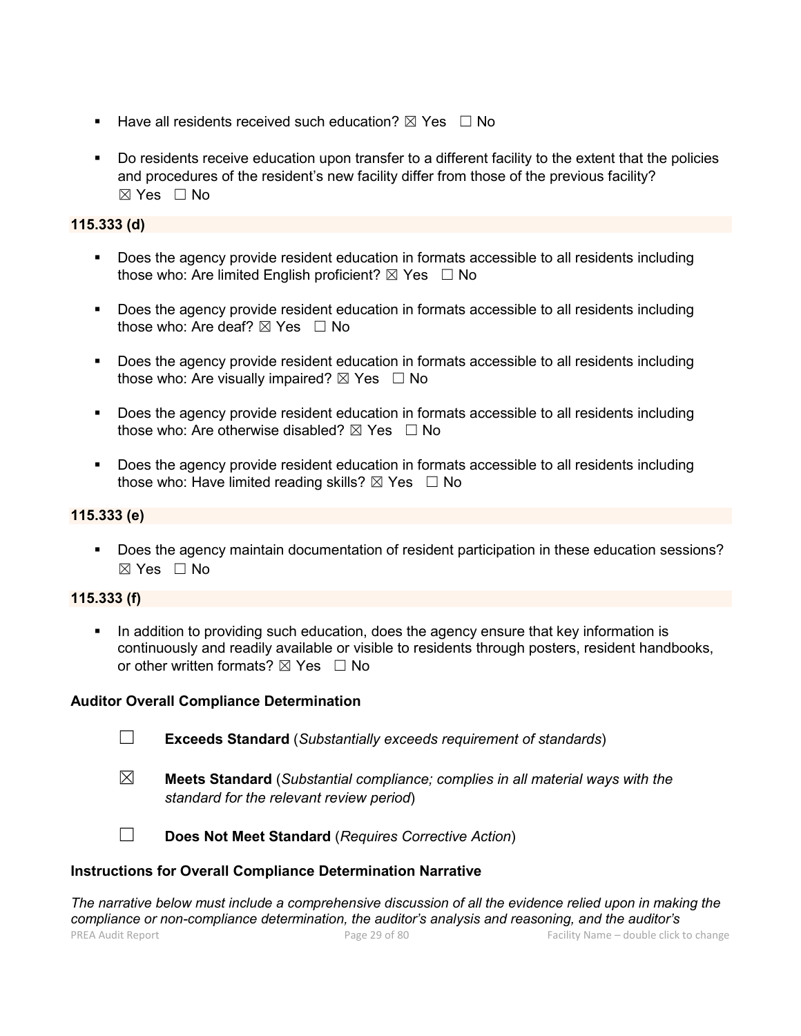- Have all residents received such education? ☒ Yes ☐ No

- Do residents receive education upon transfer to a different facility to the extent that the policies and procedures of the resident's new facility differ from those of the previous facility? ☒ Yes ☐ No

**115.333 (d)**

- Does the agency provide resident education in formats accessible to all residents including those who: Are limited English proficient? ☒ Yes ☐ No

- Does the agency provide resident education in formats accessible to all residents including those who: Are deaf? ☒ Yes ☐ No

- Does the agency provide resident education in formats accessible to all residents including those who: Are visually impaired? ☒ Yes ☐ No

- Does the agency provide resident education in formats accessible to all residents including those who: Are otherwise disabled? ☒ Yes ☐ No

- Does the agency provide resident education in formats accessible to all residents including those who: Have limited reading skills? ☒ Yes ☐ No

**115.333 (e)**

- Does the agency maintain documentation of resident participation in these education sessions? ☒ Yes ☐ No

**115.333 (f)**

- In addition to providing such education, does the agency ensure that key information is continuously and readily available or visible to residents through posters, resident handbooks, or other written formats? ☒ Yes ☐ No

**Auditor Overall Compliance Determination**

☐ **Exceeds Standard** (*Substantially exceeds requirement of standards*)

☒ **Meets Standard** (*Substantial compliance; complies in all material ways with the standard for the relevant review period*)

☐ **Does Not Meet Standard** (*Requires Corrective Action*)

**Instructions for Overall Compliance Determination Narrative**

*The narrative below must include a comprehensive discussion of all the evidence relied upon in making the compliance or non-compliance determination, the auditor's analysis and reasoning, and the auditor's*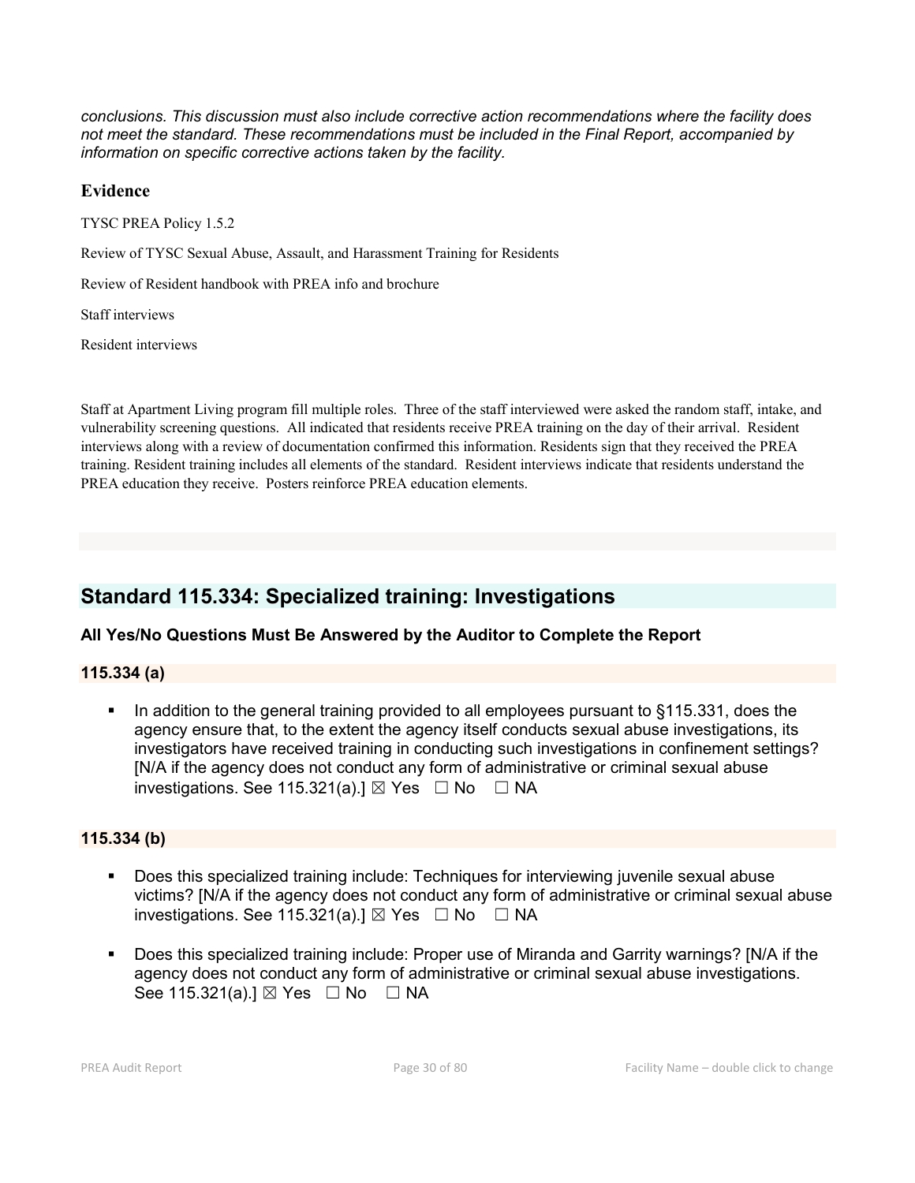*conclusions. This discussion must also include corrective action recommendations where the facility does not meet the standard. These recommendations must be included in the Final Report, accompanied by information on specific corrective actions taken by the facility.*

### Evidence

TYSC PREA Policy 1.5.2

Review of TYSC Sexual Abuse, Assault, and Harassment Training for Residents

Review of Resident handbook with PREA info and brochure

Staff interviews

Resident interviews

Staff at Apartment Living program fill multiple roles. Three of the staff interviewed were asked the random staff, intake, and vulnerability screening questions. All indicated that residents receive PREA training on the day of their arrival. Resident interviews along with a review of documentation confirmed this information. Residents sign that they received the PREA training. Resident training includes all elements of the standard. Resident interviews indicate that residents understand the PREA education they receive. Posters reinforce PREA education elements.

## Standard 115.334: Specialized training: Investigations

**All Yes/No Questions Must Be Answered by the Auditor to Complete the Report**

**115.334 (a)**

- In addition to the general training provided to all employees pursuant to §115.331, does the agency ensure that, to the extent the agency itself conducts sexual abuse investigations, its investigators have received training in conducting such investigations in confinement settings? [N/A if the agency does not conduct any form of administrative or criminal sexual abuse investigations. See 115.321(a).] ☒ Yes ☐ No ☐ NA

**115.334 (b)**

- Does this specialized training include: Techniques for interviewing juvenile sexual abuse victims? [N/A if the agency does not conduct any form of administrative or criminal sexual abuse investigations. See 115.321(a).] ☒ Yes ☐ No ☐ NA
- Does this specialized training include: Proper use of Miranda and Garrity warnings? [N/A if the agency does not conduct any form of administrative or criminal sexual abuse investigations. See 115.321(a).] ☒ Yes ☐ No ☐ NA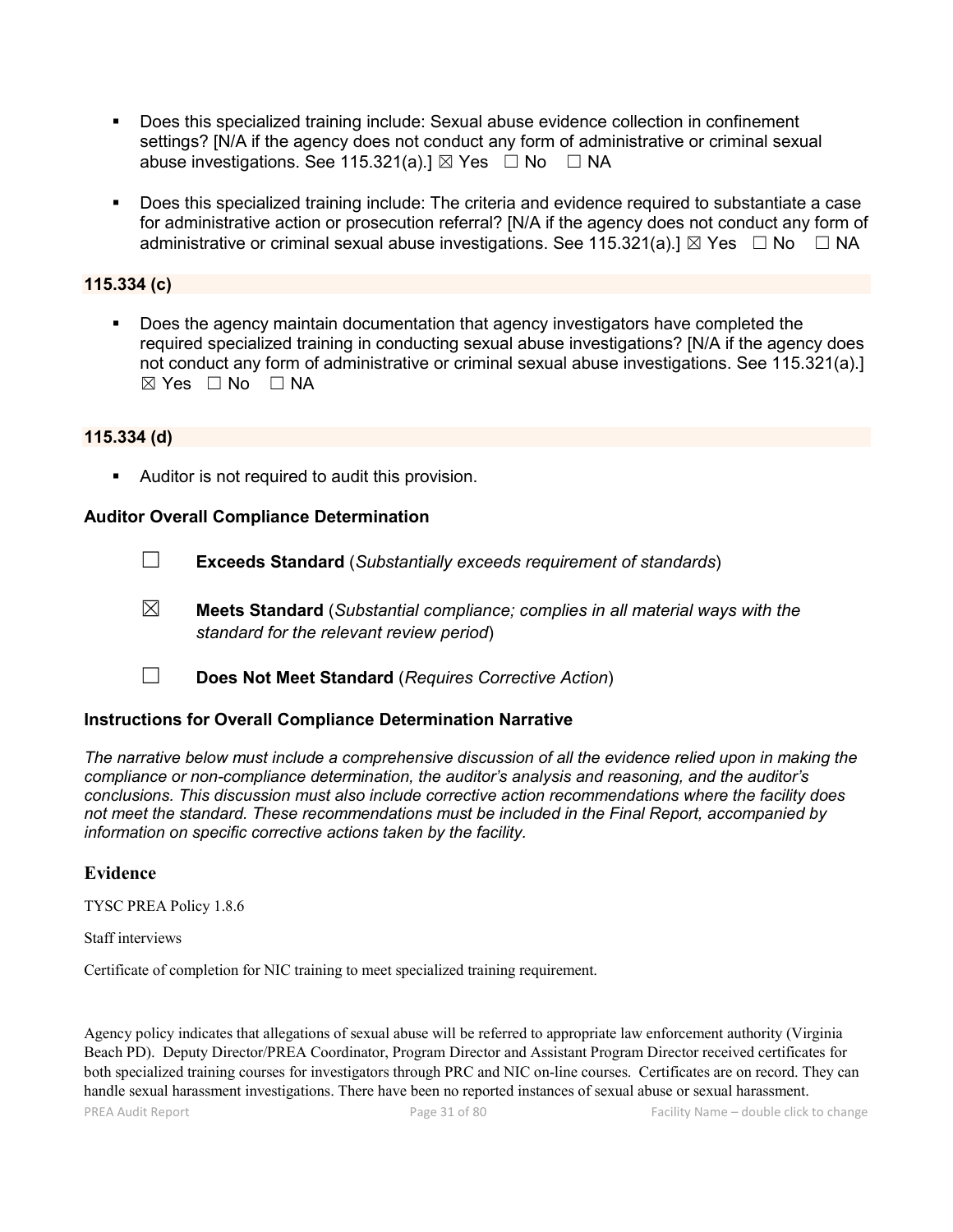- Does this specialized training include: Sexual abuse evidence collection in confinement settings? [N/A if the agency does not conduct any form of administrative or criminal sexual abuse investigations. See 115.321(a).] ☒ Yes ☐ No ☐ NA

- Does this specialized training include: The criteria and evidence required to substantiate a case for administrative action or prosecution referral? [N/A if the agency does not conduct any form of administrative or criminal sexual abuse investigations. See 115.321(a).] ☒ Yes ☐ No ☐ NA

**115.334 (c)**

- Does the agency maintain documentation that agency investigators have completed the required specialized training in conducting sexual abuse investigations? [N/A if the agency does not conduct any form of administrative or criminal sexual abuse investigations. See 115.321(a).] ☒ Yes ☐ No ☐ NA

**115.334 (d)**

- Auditor is not required to audit this provision.

**Auditor Overall Compliance Determination**

☐ **Exceeds Standard** (*Substantially exceeds requirement of standards*)

☒ **Meets Standard** (*Substantial compliance; complies in all material ways with the standard for the relevant review period*)

☐ **Does Not Meet Standard** (*Requires Corrective Action*)

**Instructions for Overall Compliance Determination Narrative**

*The narrative below must include a comprehensive discussion of all the evidence relied upon in making the compliance or non-compliance determination, the auditor's analysis and reasoning, and the auditor's conclusions. This discussion must also include corrective action recommendations where the facility does not meet the standard. These recommendations must be included in the Final Report, accompanied by information on specific corrective actions taken by the facility.*

## Evidence

TYSC PREA Policy 1.8.6

Staff interviews

Certificate of completion for NIC training to meet specialized training requirement.

Agency policy indicates that allegations of sexual abuse will be referred to appropriate law enforcement authority (Virginia Beach PD). Deputy Director/PREA Coordinator, Program Director and Assistant Program Director received certificates for both specialized training courses for investigators through PRC and NIC on-line courses. Certificates are on record. They can handle sexual harassment investigations. There have been no reported instances of sexual abuse or sexual harassment.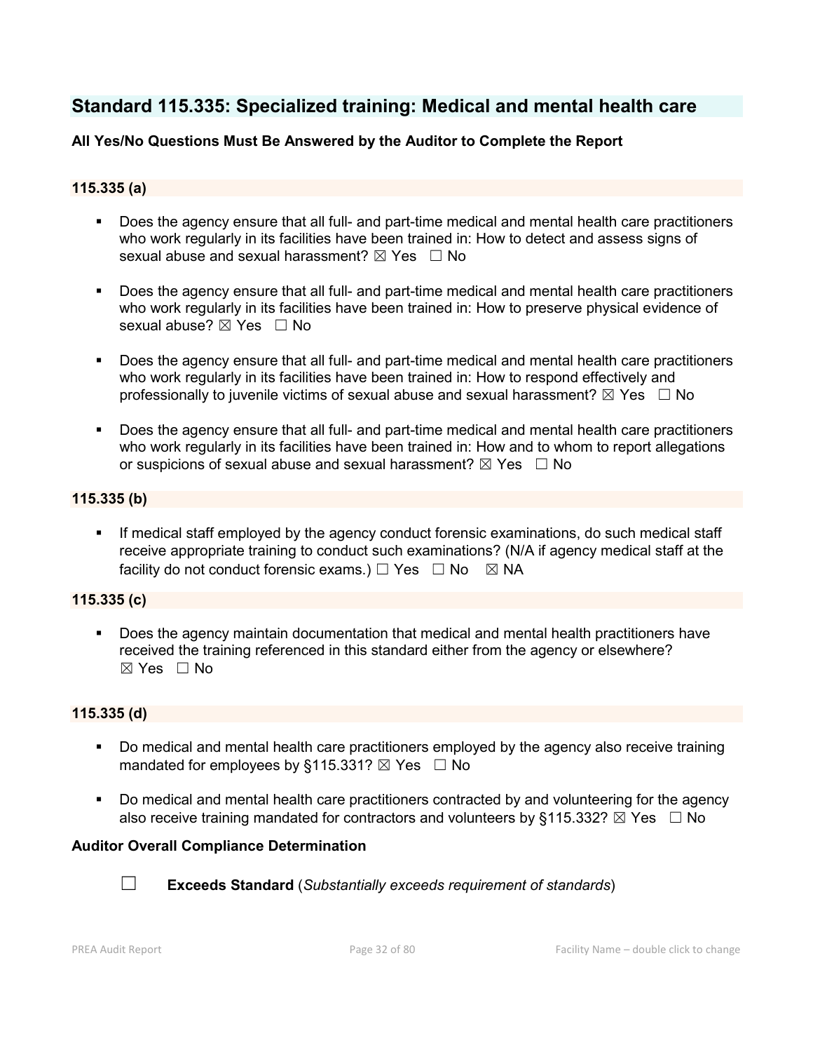## Standard 115.335: Specialized training: Medical and mental health care

**All Yes/No Questions Must Be Answered by the Auditor to Complete the Report**

### 115.335 (a)

- Does the agency ensure that all full- and part-time medical and mental health care practitioners who work regularly in its facilities have been trained in: How to detect and assess signs of sexual abuse and sexual harassment? ☒ Yes ☐ No
- Does the agency ensure that all full- and part-time medical and mental health care practitioners who work regularly in its facilities have been trained in: How to preserve physical evidence of sexual abuse? ☒ Yes ☐ No
- Does the agency ensure that all full- and part-time medical and mental health care practitioners who work regularly in its facilities have been trained in: How to respond effectively and professionally to juvenile victims of sexual abuse and sexual harassment? ☒ Yes ☐ No
- Does the agency ensure that all full- and part-time medical and mental health care practitioners who work regularly in its facilities have been trained in: How and to whom to report allegations or suspicions of sexual abuse and sexual harassment? ☒ Yes ☐ No

### 115.335 (b)

- If medical staff employed by the agency conduct forensic examinations, do such medical staff receive appropriate training to conduct such examinations? (N/A if agency medical staff at the facility do not conduct forensic exams.) ☐ Yes ☐ No ☒ NA

### 115.335 (c)

- Does the agency maintain documentation that medical and mental health practitioners have received the training referenced in this standard either from the agency or elsewhere? ☒ Yes ☐ No

### 115.335 (d)

- Do medical and mental health care practitioners employed by the agency also receive training mandated for employees by §115.331? ☒ Yes ☐ No
- Do medical and mental health care practitioners contracted by and volunteering for the agency also receive training mandated for contractors and volunteers by §115.332? ☒ Yes ☐ No

**Auditor Overall Compliance Determination**

☐ **Exceeds Standard** (*Substantially exceeds requirement of standards*)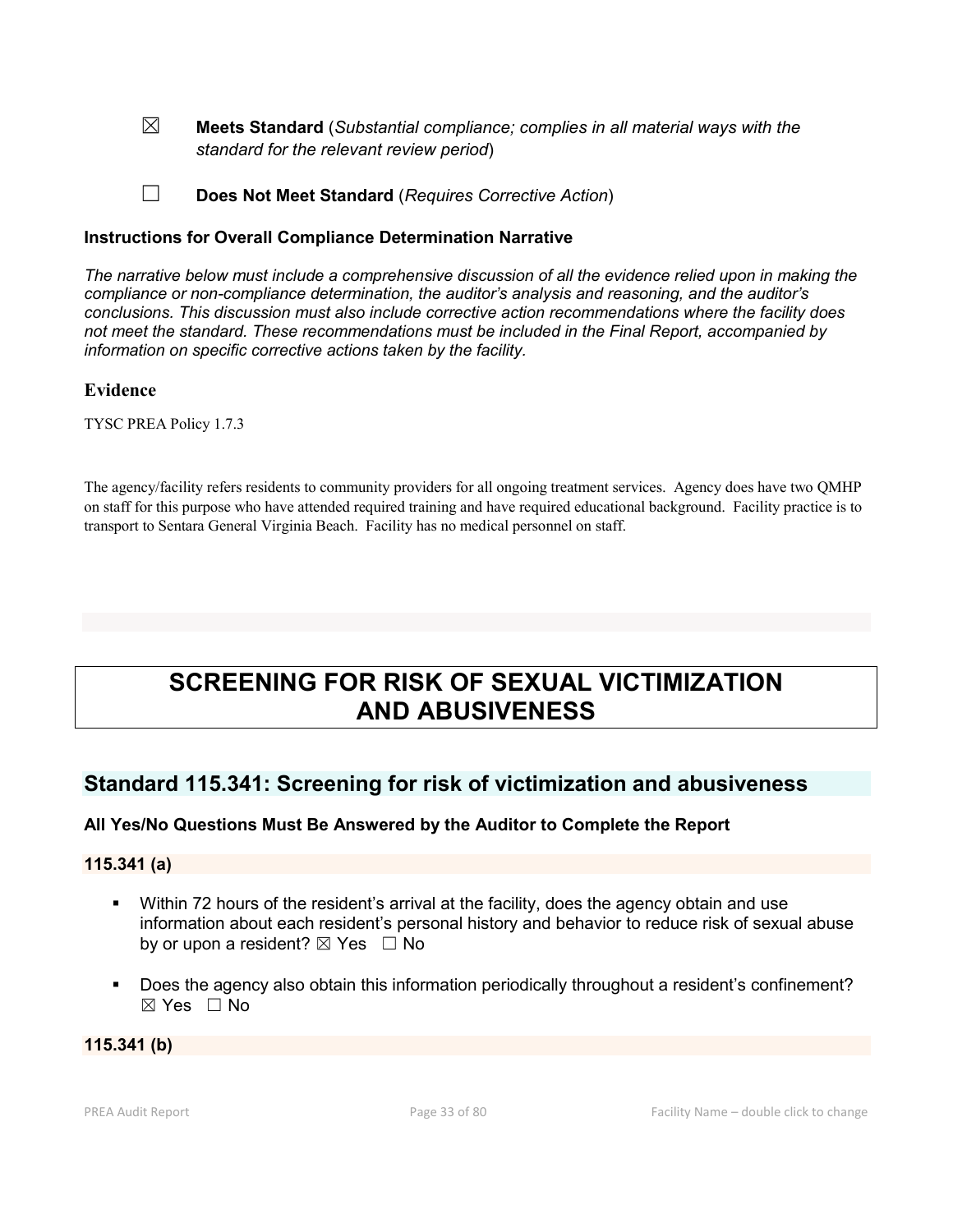☒ **Meets Standard** (*Substantial compliance; complies in all material ways with the standard for the relevant review period*)

☐ **Does Not Meet Standard** (*Requires Corrective Action*)

### Instructions for Overall Compliance Determination Narrative

*The narrative below must include a comprehensive discussion of all the evidence relied upon in making the compliance or non-compliance determination, the auditor's analysis and reasoning, and the auditor's conclusions. This discussion must also include corrective action recommendations where the facility does not meet the standard. These recommendations must be included in the Final Report, accompanied by information on specific corrective actions taken by the facility.*

### Evidence

TYSC PREA Policy 1.7.3

The agency/facility refers residents to community providers for all ongoing treatment services. Agency does have two QMHP on staff for this purpose who have attended required training and have required educational background. Facility practice is to transport to Sentara General Virginia Beach. Facility has no medical personnel on staff.

# SCREENING FOR RISK OF SEXUAL VICTIMIZATION AND ABUSIVENESS

## Standard 115.341: Screening for risk of victimization and abusiveness

**All Yes/No Questions Must Be Answered by the Auditor to Complete the Report**

**115.341 (a)**

- Within 72 hours of the resident's arrival at the facility, does the agency obtain and use information about each resident's personal history and behavior to reduce risk of sexual abuse by or upon a resident? ☒ Yes ☐ No
- Does the agency also obtain this information periodically throughout a resident's confinement? ☒ Yes ☐ No

**115.341 (b)**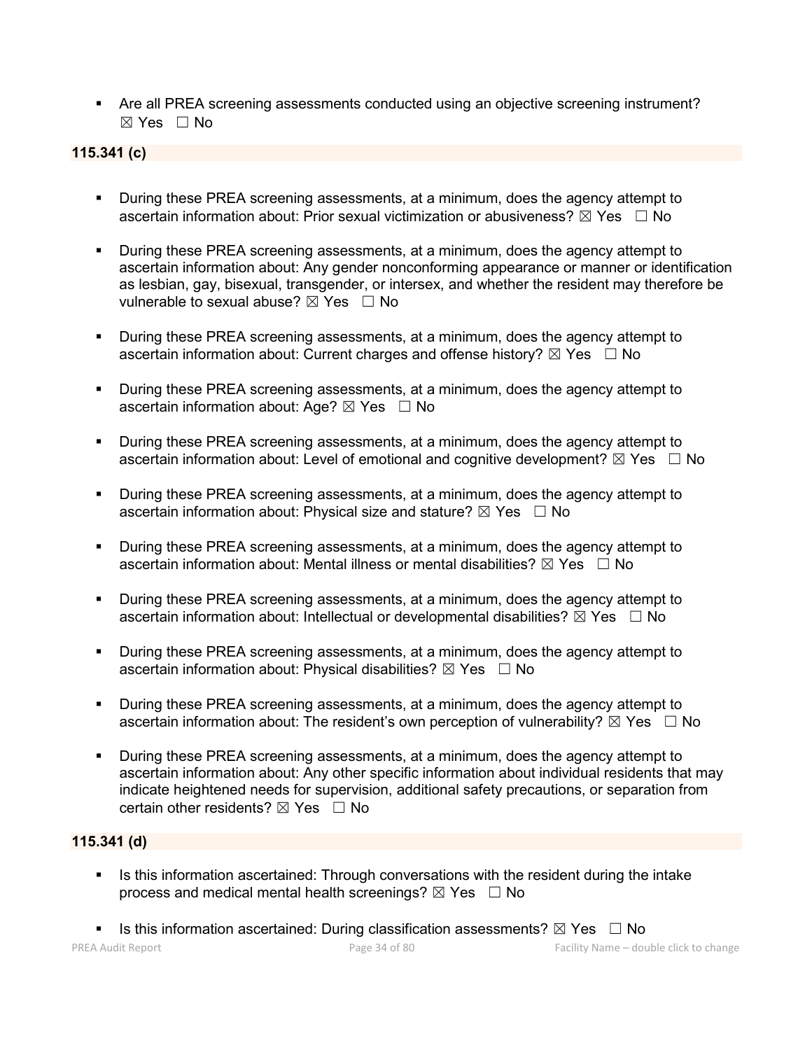- Are all PREA screening assessments conducted using an objective screening instrument? ☒ Yes ☐ No

**115.341 (c)**

- During these PREA screening assessments, at a minimum, does the agency attempt to ascertain information about: Prior sexual victimization or abusiveness? ☒ Yes ☐ No

- During these PREA screening assessments, at a minimum, does the agency attempt to ascertain information about: Any gender nonconforming appearance or manner or identification as lesbian, gay, bisexual, transgender, or intersex, and whether the resident may therefore be vulnerable to sexual abuse? ☒ Yes ☐ No

- During these PREA screening assessments, at a minimum, does the agency attempt to ascertain information about: Current charges and offense history? ☒ Yes ☐ No

- During these PREA screening assessments, at a minimum, does the agency attempt to ascertain information about: Age? ☒ Yes ☐ No

- During these PREA screening assessments, at a minimum, does the agency attempt to ascertain information about: Level of emotional and cognitive development? ☒ Yes ☐ No

- During these PREA screening assessments, at a minimum, does the agency attempt to ascertain information about: Physical size and stature? ☒ Yes ☐ No

- During these PREA screening assessments, at a minimum, does the agency attempt to ascertain information about: Mental illness or mental disabilities? ☒ Yes ☐ No

- During these PREA screening assessments, at a minimum, does the agency attempt to ascertain information about: Intellectual or developmental disabilities? ☒ Yes ☐ No

- During these PREA screening assessments, at a minimum, does the agency attempt to ascertain information about: Physical disabilities? ☒ Yes ☐ No

- During these PREA screening assessments, at a minimum, does the agency attempt to ascertain information about: The resident's own perception of vulnerability? ☒ Yes ☐ No

- During these PREA screening assessments, at a minimum, does the agency attempt to ascertain information about: Any other specific information about individual residents that may indicate heightened needs for supervision, additional safety precautions, or separation from certain other residents? ☒ Yes ☐ No

**115.341 (d)**

- Is this information ascertained: Through conversations with the resident during the intake process and medical mental health screenings? ☒ Yes ☐ No

- Is this information ascertained: During classification assessments? ☒ Yes ☐ No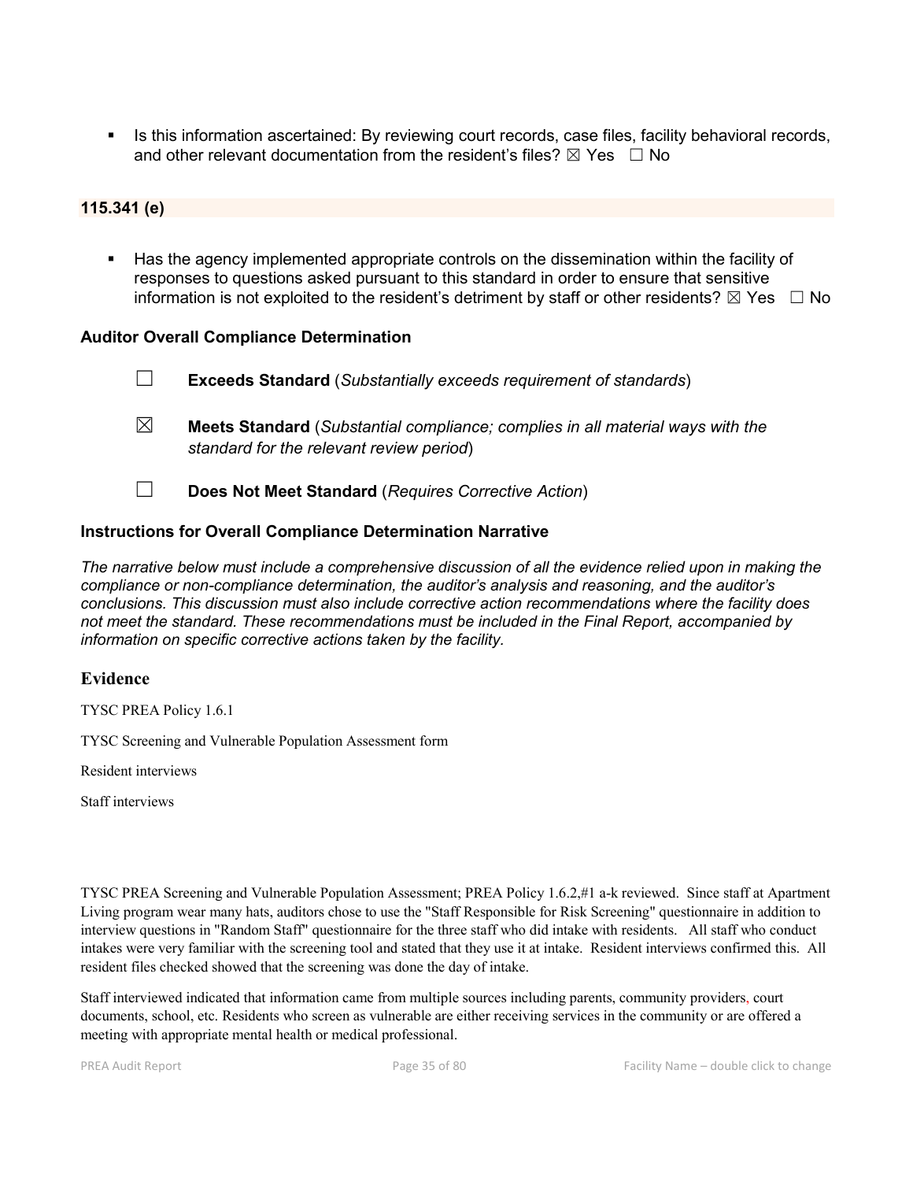- Is this information ascertained: By reviewing court records, case files, facility behavioral records, and other relevant documentation from the resident's files? ☒ Yes ☐ No

### 115.341 (e)

- Has the agency implemented appropriate controls on the dissemination within the facility of responses to questions asked pursuant to this standard in order to ensure that sensitive information is not exploited to the resident's detriment by staff or other residents? ☒ Yes ☐ No

### Auditor Overall Compliance Determination

☐ **Exceeds Standard** (*Substantially exceeds requirement of standards*)

☒ **Meets Standard** (*Substantial compliance; complies in all material ways with the standard for the relevant review period*)

☐ **Does Not Meet Standard** (*Requires Corrective Action*)

### Instructions for Overall Compliance Determination Narrative

*The narrative below must include a comprehensive discussion of all the evidence relied upon in making the compliance or non-compliance determination, the auditor's analysis and reasoning, and the auditor's conclusions. This discussion must also include corrective action recommendations where the facility does not meet the standard. These recommendations must be included in the Final Report, accompanied by information on specific corrective actions taken by the facility.*

## Evidence

TYSC PREA Policy 1.6.1

TYSC Screening and Vulnerable Population Assessment form

Resident interviews

Staff interviews

TYSC PREA Screening and Vulnerable Population Assessment; PREA Policy 1.6.2,#1 a-k reviewed. Since staff at Apartment Living program wear many hats, auditors chose to use the "Staff Responsible for Risk Screening" questionnaire in addition to interview questions in "Random Staff" questionnaire for the three staff who did intake with residents. All staff who conduct intakes were very familiar with the screening tool and stated that they use it at intake. Resident interviews confirmed this. All resident files checked showed that the screening was done the day of intake.

Staff interviewed indicated that information came from multiple sources including parents, community providers, court documents, school, etc. Residents who screen as vulnerable are either receiving services in the community or are offered a meeting with appropriate mental health or medical professional.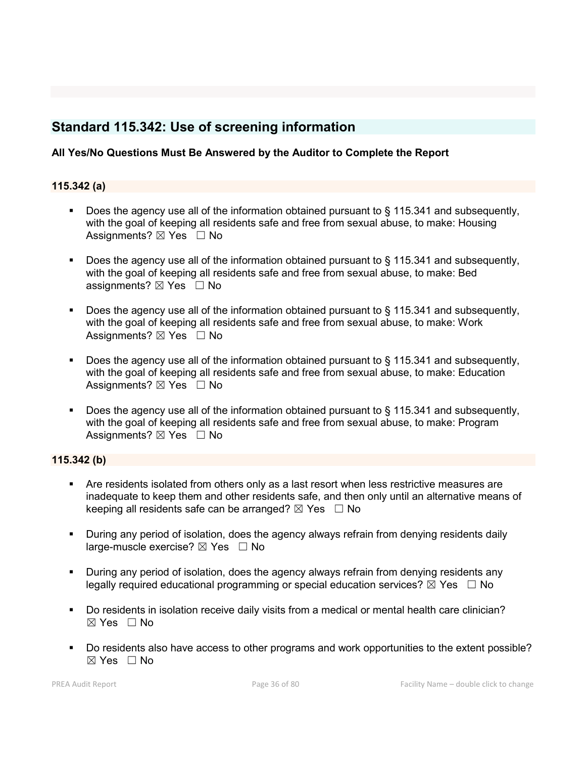## Standard 115.342: Use of screening information

**All Yes/No Questions Must Be Answered by the Auditor to Complete the Report**

### 115.342 (a)

- Does the agency use all of the information obtained pursuant to § 115.341 and subsequently, with the goal of keeping all residents safe and free from sexual abuse, to make: Housing Assignments? ☒ Yes ☐ No
- Does the agency use all of the information obtained pursuant to § 115.341 and subsequently, with the goal of keeping all residents safe and free from sexual abuse, to make: Bed assignments? ☒ Yes ☐ No
- Does the agency use all of the information obtained pursuant to § 115.341 and subsequently, with the goal of keeping all residents safe and free from sexual abuse, to make: Work Assignments? ☒ Yes ☐ No
- Does the agency use all of the information obtained pursuant to § 115.341 and subsequently, with the goal of keeping all residents safe and free from sexual abuse, to make: Education Assignments? ☒ Yes ☐ No
- Does the agency use all of the information obtained pursuant to § 115.341 and subsequently, with the goal of keeping all residents safe and free from sexual abuse, to make: Program Assignments? ☒ Yes ☐ No

### 115.342 (b)

- Are residents isolated from others only as a last resort when less restrictive measures are inadequate to keep them and other residents safe, and then only until an alternative means of keeping all residents safe can be arranged? ☒ Yes ☐ No
- During any period of isolation, does the agency always refrain from denying residents daily large-muscle exercise? ☒ Yes ☐ No
- During any period of isolation, does the agency always refrain from denying residents any legally required educational programming or special education services? ☒ Yes ☐ No
- Do residents in isolation receive daily visits from a medical or mental health care clinician? ☒ Yes ☐ No
- Do residents also have access to other programs and work opportunities to the extent possible? ☒ Yes ☐ No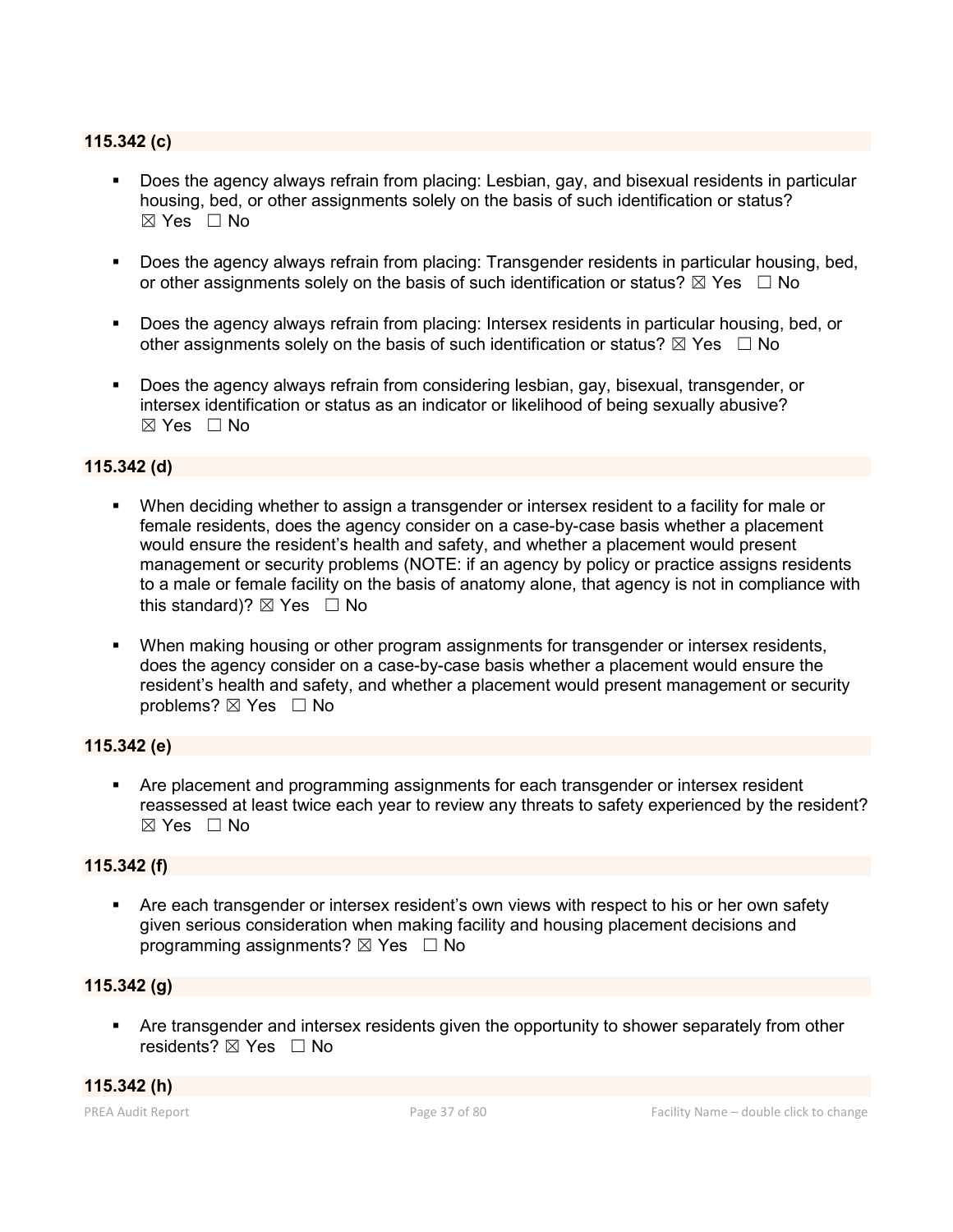### 115.342 (c)

- Does the agency always refrain from placing: Lesbian, gay, and bisexual residents in particular housing, bed, or other assignments solely on the basis of such identification or status? ☒ Yes ☐ No
- Does the agency always refrain from placing: Transgender residents in particular housing, bed, or other assignments solely on the basis of such identification or status? ☒ Yes ☐ No
- Does the agency always refrain from placing: Intersex residents in particular housing, bed, or other assignments solely on the basis of such identification or status? ☒ Yes ☐ No
- Does the agency always refrain from considering lesbian, gay, bisexual, transgender, or intersex identification or status as an indicator or likelihood of being sexually abusive? ☒ Yes ☐ No

### 115.342 (d)

- When deciding whether to assign a transgender or intersex resident to a facility for male or female residents, does the agency consider on a case-by-case basis whether a placement would ensure the resident's health and safety, and whether a placement would present management or security problems (NOTE: if an agency by policy or practice assigns residents to a male or female facility on the basis of anatomy alone, that agency is not in compliance with this standard)? ☒ Yes ☐ No
- When making housing or other program assignments for transgender or intersex residents, does the agency consider on a case-by-case basis whether a placement would ensure the resident's health and safety, and whether a placement would present management or security problems? ☒ Yes ☐ No

### 115.342 (e)

- Are placement and programming assignments for each transgender or intersex resident reassessed at least twice each year to review any threats to safety experienced by the resident? ☒ Yes ☐ No

### 115.342 (f)

- Are each transgender or intersex resident's own views with respect to his or her own safety given serious consideration when making facility and housing placement decisions and programming assignments? ☒ Yes ☐ No

### 115.342 (g)

- Are transgender and intersex residents given the opportunity to shower separately from other residents? ☒ Yes ☐ No

### 115.342 (h)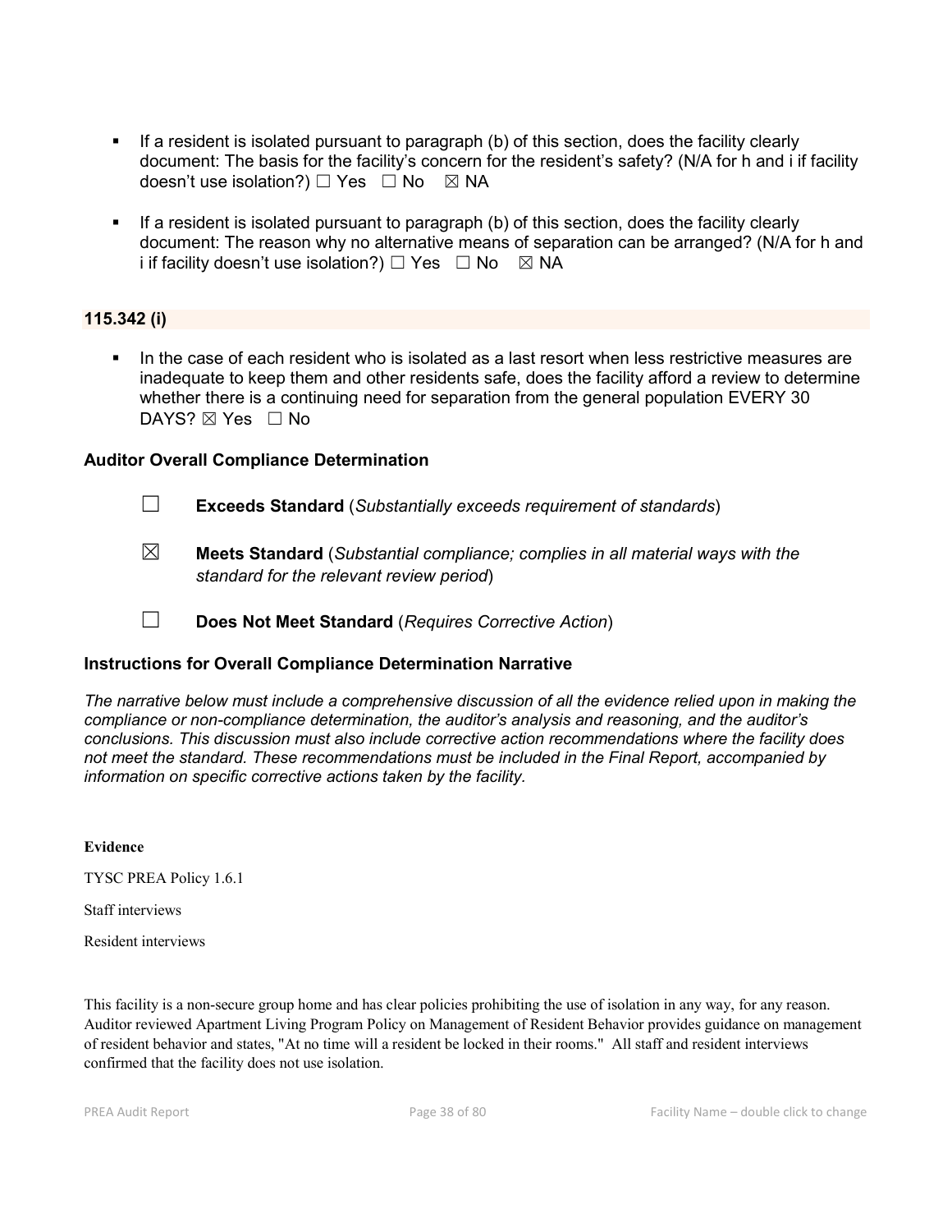- If a resident is isolated pursuant to paragraph (b) of this section, does the facility clearly document: The basis for the facility's concern for the resident's safety? (N/A for h and i if facility doesn't use isolation?) ☐ Yes ☐ No ☒ NA
- If a resident is isolated pursuant to paragraph (b) of this section, does the facility clearly document: The reason why no alternative means of separation can be arranged? (N/A for h and i if facility doesn't use isolation?) ☐ Yes ☐ No ☒ NA

### 115.342 (i)

- In the case of each resident who is isolated as a last resort when less restrictive measures are inadequate to keep them and other residents safe, does the facility afford a review to determine whether there is a continuing need for separation from the general population EVERY 30 DAYS? ☒ Yes ☐ No

### Auditor Overall Compliance Determination

☐ **Exceeds Standard** (*Substantially exceeds requirement of standards*)

☒ **Meets Standard** (*Substantial compliance; complies in all material ways with the standard for the relevant review period*)

☐ **Does Not Meet Standard** (*Requires Corrective Action*)

### Instructions for Overall Compliance Determination Narrative

*The narrative below must include a comprehensive discussion of all the evidence relied upon in making the compliance or non-compliance determination, the auditor's analysis and reasoning, and the auditor's conclusions. This discussion must also include corrective action recommendations where the facility does not meet the standard. These recommendations must be included in the Final Report, accompanied by information on specific corrective actions taken by the facility.*

**Evidence**

TYSC PREA Policy 1.6.1

Staff interviews

Resident interviews

This facility is a non-secure group home and has clear policies prohibiting the use of isolation in any way, for any reason. Auditor reviewed Apartment Living Program Policy on Management of Resident Behavior provides guidance on management of resident behavior and states, "At no time will a resident be locked in their rooms." All staff and resident interviews confirmed that the facility does not use isolation.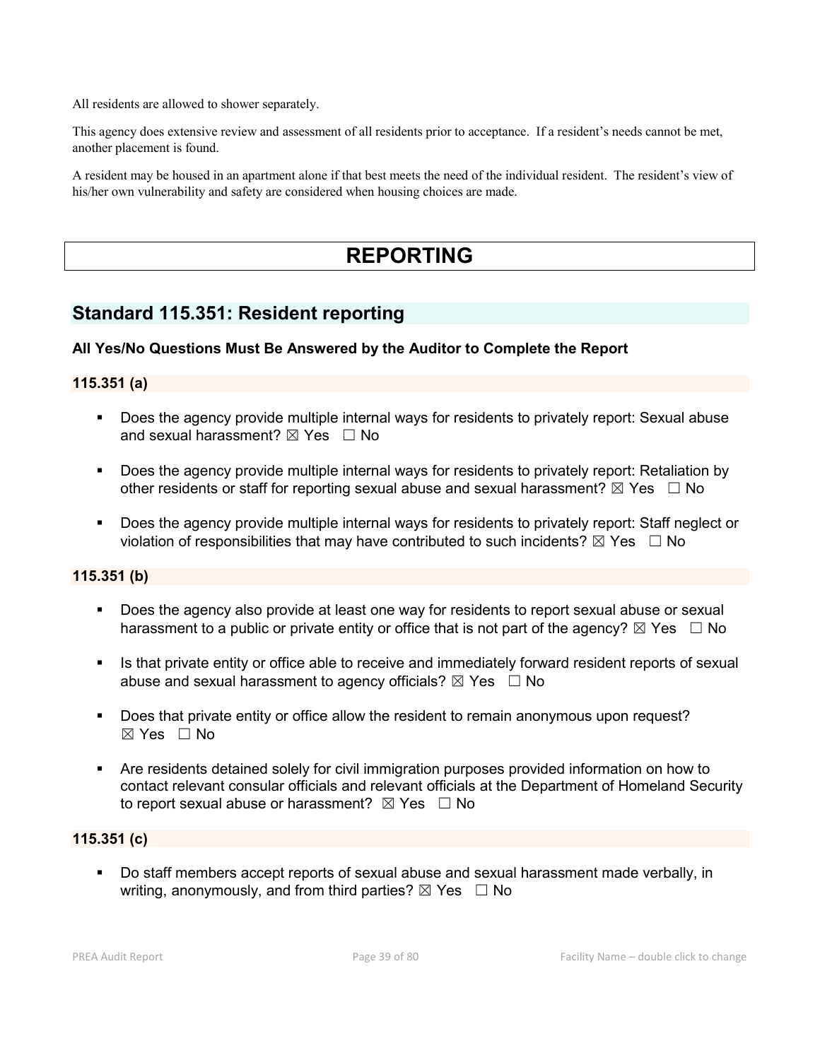All residents are allowed to shower separately.

This agency does extensive review and assessment of all residents prior to acceptance. If a resident's needs cannot be met, another placement is found.

A resident may be housed in an apartment alone if that best meets the need of the individual resident. The resident's view of his/her own vulnerability and safety are considered when housing choices are made.

# REPORTING

## Standard 115.351: Resident reporting

### All Yes/No Questions Must Be Answered by the Auditor to Complete the Report

### 115.351 (a)

- Does the agency provide multiple internal ways for residents to privately report: Sexual abuse and sexual harassment? ☒ Yes ☐ No
- Does the agency provide multiple internal ways for residents to privately report: Retaliation by other residents or staff for reporting sexual abuse and sexual harassment? ☒ Yes ☐ No
- Does the agency provide multiple internal ways for residents to privately report: Staff neglect or violation of responsibilities that may have contributed to such incidents? ☒ Yes ☐ No

### 115.351 (b)

- Does the agency also provide at least one way for residents to report sexual abuse or sexual harassment to a public or private entity or office that is not part of the agency? ☒ Yes ☐ No
- Is that private entity or office able to receive and immediately forward resident reports of sexual abuse and sexual harassment to agency officials? ☒ Yes ☐ No
- Does that private entity or office allow the resident to remain anonymous upon request? ☒ Yes ☐ No
- Are residents detained solely for civil immigration purposes provided information on how to contact relevant consular officials and relevant officials at the Department of Homeland Security to report sexual abuse or harassment? ☒ Yes ☐ No

### 115.351 (c)

- Do staff members accept reports of sexual abuse and sexual harassment made verbally, in writing, anonymously, and from third parties? ☒ Yes ☐ No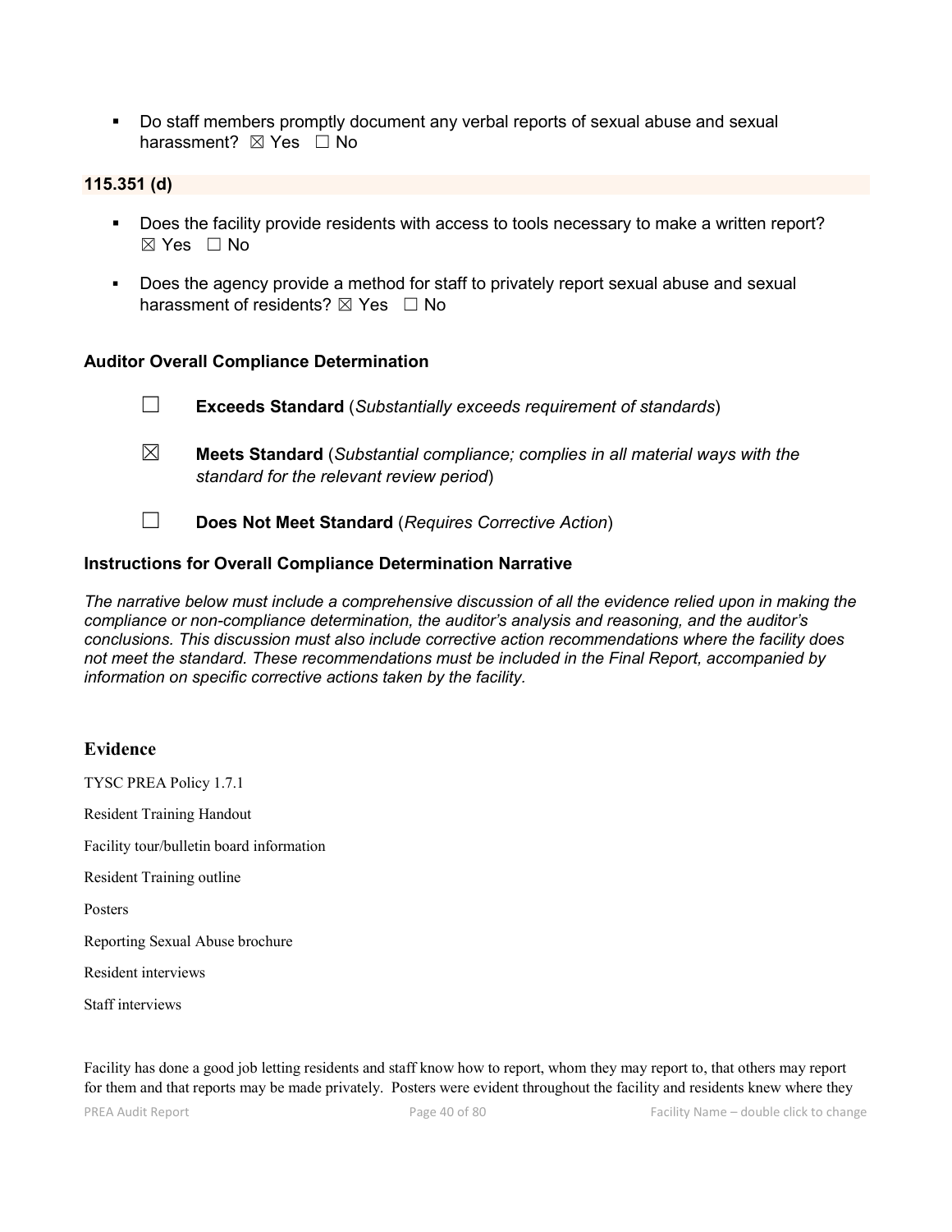- Do staff members promptly document any verbal reports of sexual abuse and sexual harassment? ☒ Yes ☐ No

**115.351 (d)**

- Does the facility provide residents with access to tools necessary to make a written report? ☒ Yes ☐ No
- Does the agency provide a method for staff to privately report sexual abuse and sexual harassment of residents? ☒ Yes ☐ No

### Auditor Overall Compliance Determination

☐ **Exceeds Standard** (*Substantially exceeds requirement of standards*)

☒ **Meets Standard** (*Substantial compliance; complies in all material ways with the standard for the relevant review period*)

☐ **Does Not Meet Standard** (*Requires Corrective Action*)

### Instructions for Overall Compliance Determination Narrative

*The narrative below must include a comprehensive discussion of all the evidence relied upon in making the compliance or non-compliance determination, the auditor's analysis and reasoning, and the auditor's conclusions. This discussion must also include corrective action recommendations where the facility does not meet the standard. These recommendations must be included in the Final Report, accompanied by information on specific corrective actions taken by the facility.*

### Evidence

TYSC PREA Policy 1.7.1

Resident Training Handout

Facility tour/bulletin board information

Resident Training outline

Posters

Reporting Sexual Abuse brochure

Resident interviews

Staff interviews

Facility has done a good job letting residents and staff know how to report, whom they may report to, that others may report for them and that reports may be made privately. Posters were evident throughout the facility and residents knew where they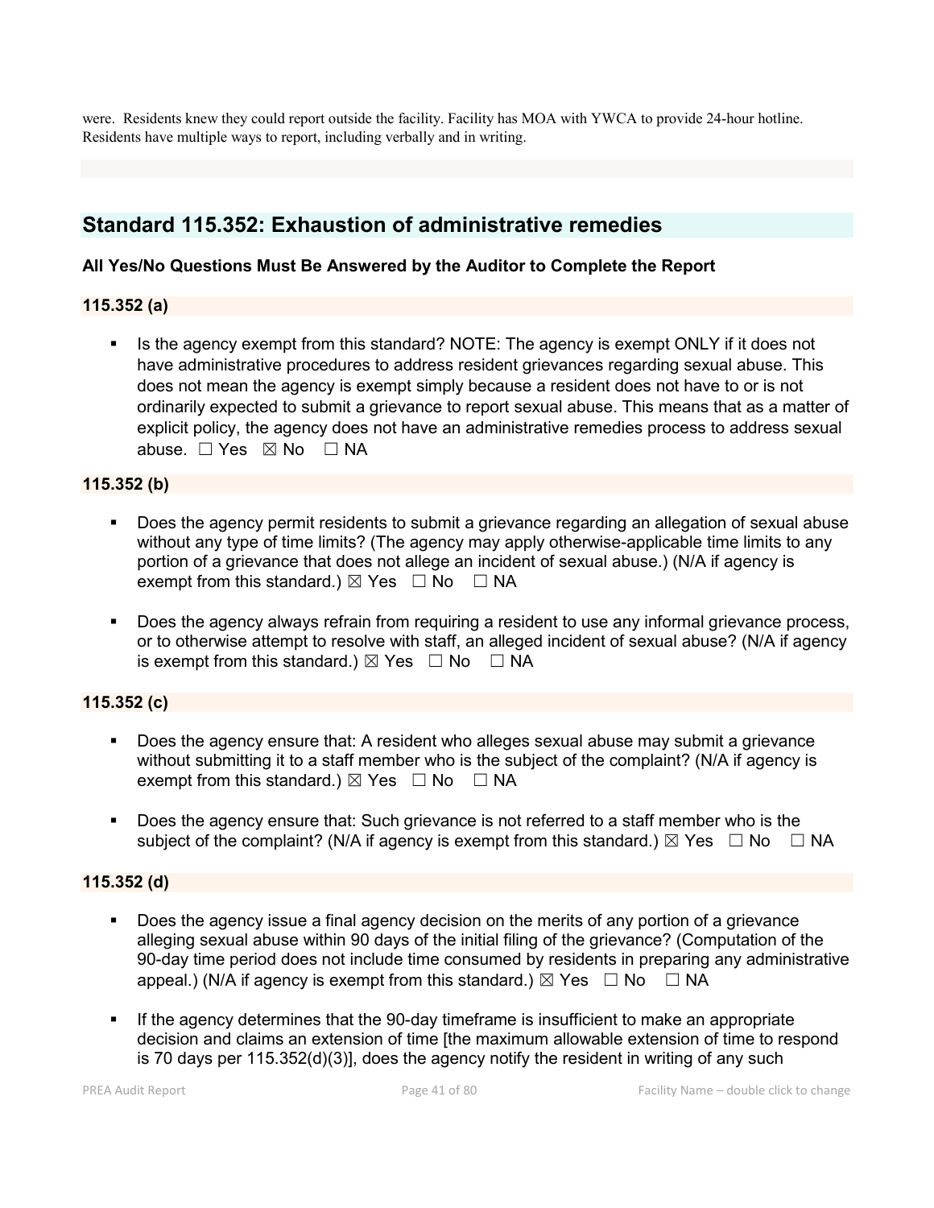were. Residents knew they could report outside the facility. Facility has MOA with YWCA to provide 24-hour hotline. Residents have multiple ways to report, including verbally and in writing.

## Standard 115.352: Exhaustion of administrative remedies

**All Yes/No Questions Must Be Answered by the Auditor to Complete the Report**

### 115.352 (a)

- Is the agency exempt from this standard? NOTE: The agency is exempt ONLY if it does not have administrative procedures to address resident grievances regarding sexual abuse. This does not mean the agency is exempt simply because a resident does not have to or is not ordinarily expected to submit a grievance to report sexual abuse. This means that as a matter of explicit policy, the agency does not have an administrative remedies process to address sexual abuse. ☐ Yes ☒ No ☐ NA

### 115.352 (b)

- Does the agency permit residents to submit a grievance regarding an allegation of sexual abuse without any type of time limits? (The agency may apply otherwise-applicable time limits to any portion of a grievance that does not allege an incident of sexual abuse.) (N/A if agency is exempt from this standard.) ☒ Yes ☐ No ☐ NA
- Does the agency always refrain from requiring a resident to use any informal grievance process, or to otherwise attempt to resolve with staff, an alleged incident of sexual abuse? (N/A if agency is exempt from this standard.) ☒ Yes ☐ No ☐ NA

### 115.352 (c)

- Does the agency ensure that: A resident who alleges sexual abuse may submit a grievance without submitting it to a staff member who is the subject of the complaint? (N/A if agency is exempt from this standard.) ☒ Yes ☐ No ☐ NA
- Does the agency ensure that: Such grievance is not referred to a staff member who is the subject of the complaint? (N/A if agency is exempt from this standard.) ☒ Yes ☐ No ☐ NA

### 115.352 (d)

- Does the agency issue a final agency decision on the merits of any portion of a grievance alleging sexual abuse within 90 days of the initial filing of the grievance? (Computation of the 90-day time period does not include time consumed by residents in preparing any administrative appeal.) (N/A if agency is exempt from this standard.) ☒ Yes ☐ No ☐ NA
- If the agency determines that the 90-day timeframe is insufficient to make an appropriate decision and claims an extension of time [the maximum allowable extension of time to respond is 70 days per 115.352(d)(3)], does the agency notify the resident in writing of any such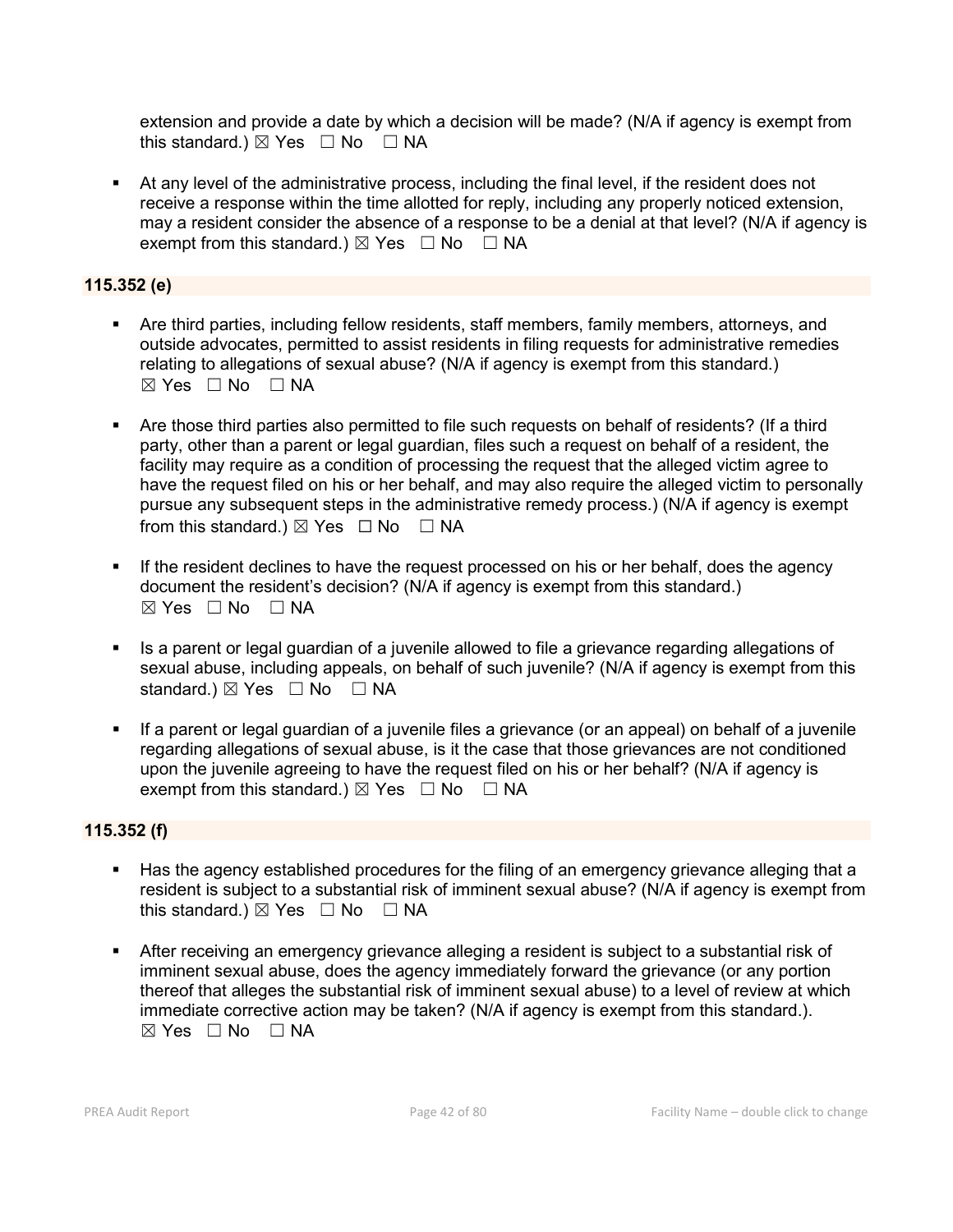extension and provide a date by which a decision will be made? (N/A if agency is exempt from this standard.) ☒ Yes ☐ No ☐ NA

- At any level of the administrative process, including the final level, if the resident does not receive a response within the time allotted for reply, including any properly noticed extension, may a resident consider the absence of a response to be a denial at that level? (N/A if agency is exempt from this standard.) ☒ Yes ☐ No ☐ NA

**115.352 (e)**

- Are third parties, including fellow residents, staff members, family members, attorneys, and outside advocates, permitted to assist residents in filing requests for administrative remedies relating to allegations of sexual abuse? (N/A if agency is exempt from this standard.) ☒ Yes ☐ No ☐ NA

- Are those third parties also permitted to file such requests on behalf of residents? (If a third party, other than a parent or legal guardian, files such a request on behalf of a resident, the facility may require as a condition of processing the request that the alleged victim agree to have the request filed on his or her behalf, and may also require the alleged victim to personally pursue any subsequent steps in the administrative remedy process.) (N/A if agency is exempt from this standard.) ☒ Yes ☐ No ☐ NA

- If the resident declines to have the request processed on his or her behalf, does the agency document the resident's decision? (N/A if agency is exempt from this standard.) ☒ Yes ☐ No ☐ NA

- Is a parent or legal guardian of a juvenile allowed to file a grievance regarding allegations of sexual abuse, including appeals, on behalf of such juvenile? (N/A if agency is exempt from this standard.) ☒ Yes ☐ No ☐ NA

- If a parent or legal guardian of a juvenile files a grievance (or an appeal) on behalf of a juvenile regarding allegations of sexual abuse, is it the case that those grievances are not conditioned upon the juvenile agreeing to have the request filed on his or her behalf? (N/A if agency is exempt from this standard.) ☒ Yes ☐ No ☐ NA

**115.352 (f)**

- Has the agency established procedures for the filing of an emergency grievance alleging that a resident is subject to a substantial risk of imminent sexual abuse? (N/A if agency is exempt from this standard.) ☒ Yes ☐ No ☐ NA

- After receiving an emergency grievance alleging a resident is subject to a substantial risk of imminent sexual abuse, does the agency immediately forward the grievance (or any portion thereof that alleges the substantial risk of imminent sexual abuse) to a level of review at which immediate corrective action may be taken? (N/A if agency is exempt from this standard.). ☒ Yes ☐ No ☐ NA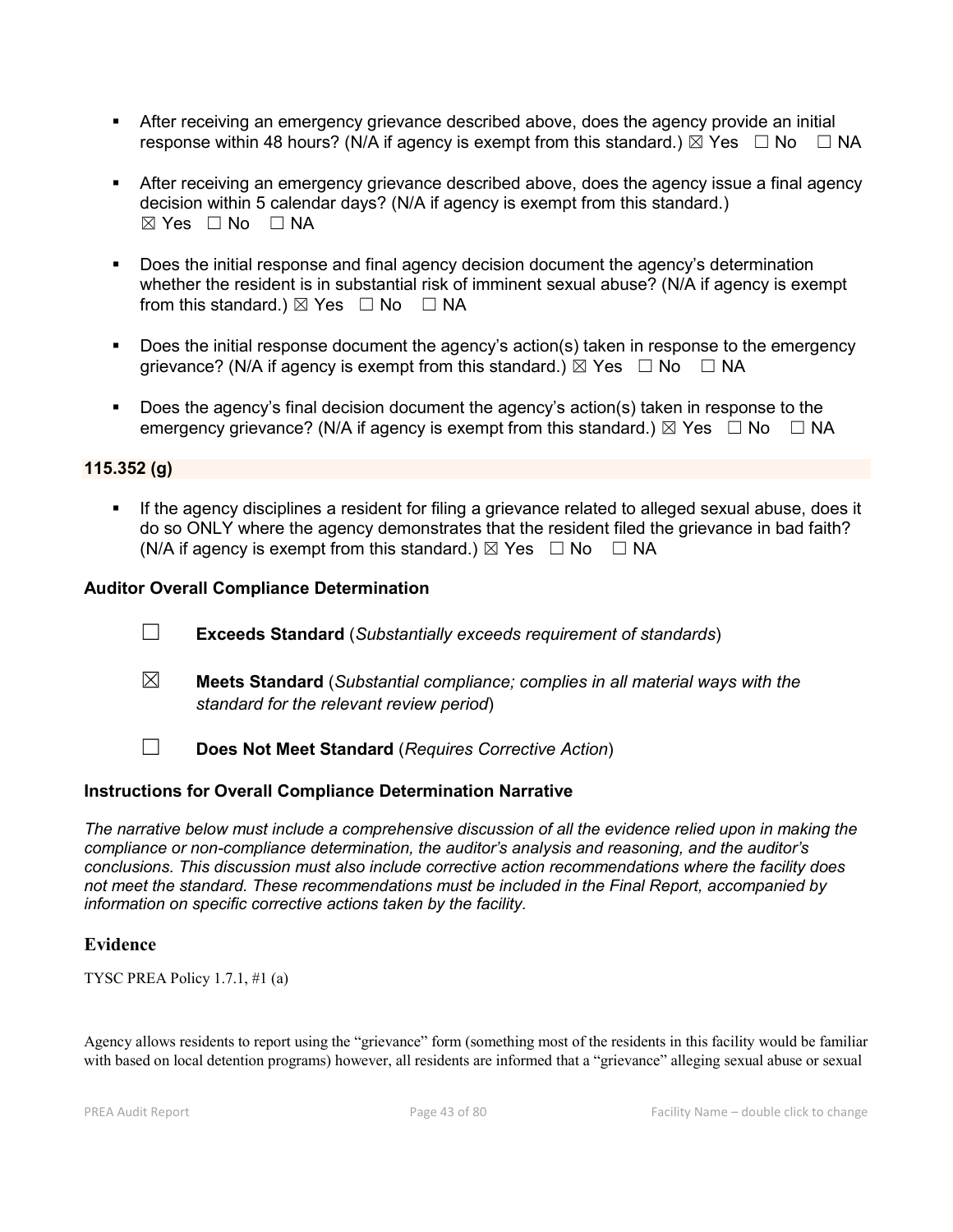- After receiving an emergency grievance described above, does the agency provide an initial response within 48 hours? (N/A if agency is exempt from this standard.) ☒ Yes ☐ No ☐ NA

- After receiving an emergency grievance described above, does the agency issue a final agency decision within 5 calendar days? (N/A if agency is exempt from this standard.) ☒ Yes ☐ No ☐ NA

- Does the initial response and final agency decision document the agency's determination whether the resident is in substantial risk of imminent sexual abuse? (N/A if agency is exempt from this standard.) ☒ Yes ☐ No ☐ NA

- Does the initial response document the agency's action(s) taken in response to the emergency grievance? (N/A if agency is exempt from this standard.) ☒ Yes ☐ No ☐ NA

- Does the agency's final decision document the agency's action(s) taken in response to the emergency grievance? (N/A if agency is exempt from this standard.) ☒ Yes ☐ No ☐ NA

**115.352 (g)**

- If the agency disciplines a resident for filing a grievance related to alleged sexual abuse, does it do so ONLY where the agency demonstrates that the resident filed the grievance in bad faith? (N/A if agency is exempt from this standard.) ☒ Yes ☐ No ☐ NA

**Auditor Overall Compliance Determination**

☐ **Exceeds Standard** (*Substantially exceeds requirement of standards*)

☒ **Meets Standard** (*Substantial compliance; complies in all material ways with the standard for the relevant review period*)

☐ **Does Not Meet Standard** (*Requires Corrective Action*)

**Instructions for Overall Compliance Determination Narrative**

*The narrative below must include a comprehensive discussion of all the evidence relied upon in making the compliance or non-compliance determination, the auditor's analysis and reasoning, and the auditor's conclusions. This discussion must also include corrective action recommendations where the facility does not meet the standard. These recommendations must be included in the Final Report, accompanied by information on specific corrective actions taken by the facility.*

## Evidence

TYSC PREA Policy 1.7.1, #1 (a)

Agency allows residents to report using the "grievance" form (something most of the residents in this facility would be familiar with based on local detention programs) however, all residents are informed that a "grievance" alleging sexual abuse or sexual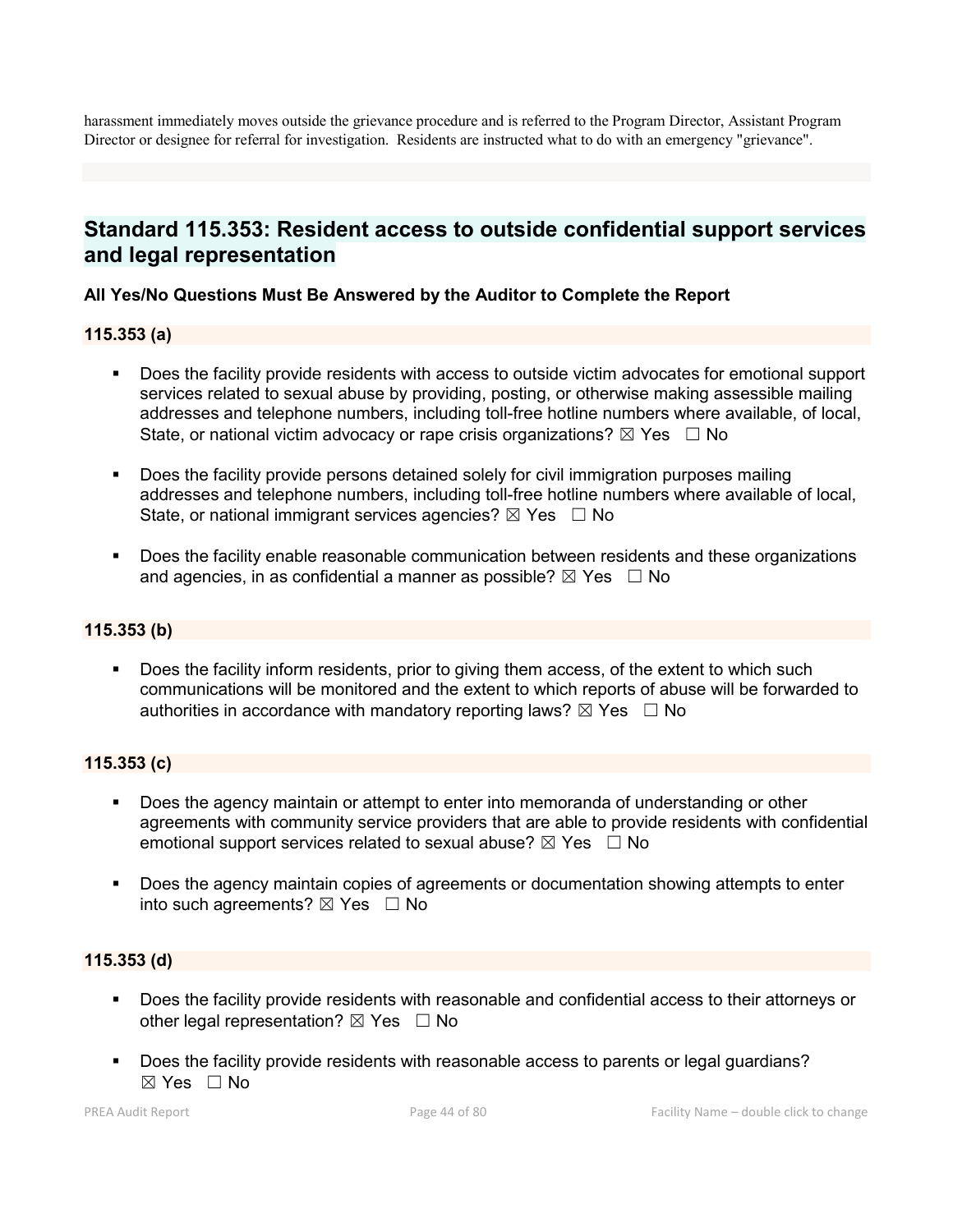harassment immediately moves outside the grievance procedure and is referred to the Program Director, Assistant Program Director or designee for referral for investigation. Residents are instructed what to do with an emergency "grievance".

## Standard 115.353: Resident access to outside confidential support services and legal representation

**All Yes/No Questions Must Be Answered by the Auditor to Complete the Report**

### 115.353 (a)

- Does the facility provide residents with access to outside victim advocates for emotional support services related to sexual abuse by providing, posting, or otherwise making assessible mailing addresses and telephone numbers, including toll-free hotline numbers where available, of local, State, or national victim advocacy or rape crisis organizations? ☒ Yes ☐ No
- Does the facility provide persons detained solely for civil immigration purposes mailing addresses and telephone numbers, including toll-free hotline numbers where available of local, State, or national immigrant services agencies? ☒ Yes ☐ No
- Does the facility enable reasonable communication between residents and these organizations and agencies, in as confidential a manner as possible? ☒ Yes ☐ No

### 115.353 (b)

- Does the facility inform residents, prior to giving them access, of the extent to which such communications will be monitored and the extent to which reports of abuse will be forwarded to authorities in accordance with mandatory reporting laws? ☒ Yes ☐ No

### 115.353 (c)

- Does the agency maintain or attempt to enter into memoranda of understanding or other agreements with community service providers that are able to provide residents with confidential emotional support services related to sexual abuse? ☒ Yes ☐ No
- Does the agency maintain copies of agreements or documentation showing attempts to enter into such agreements? ☒ Yes ☐ No

### 115.353 (d)

- Does the facility provide residents with reasonable and confidential access to their attorneys or other legal representation? ☒ Yes ☐ No
- Does the facility provide residents with reasonable access to parents or legal guardians? ☒ Yes ☐ No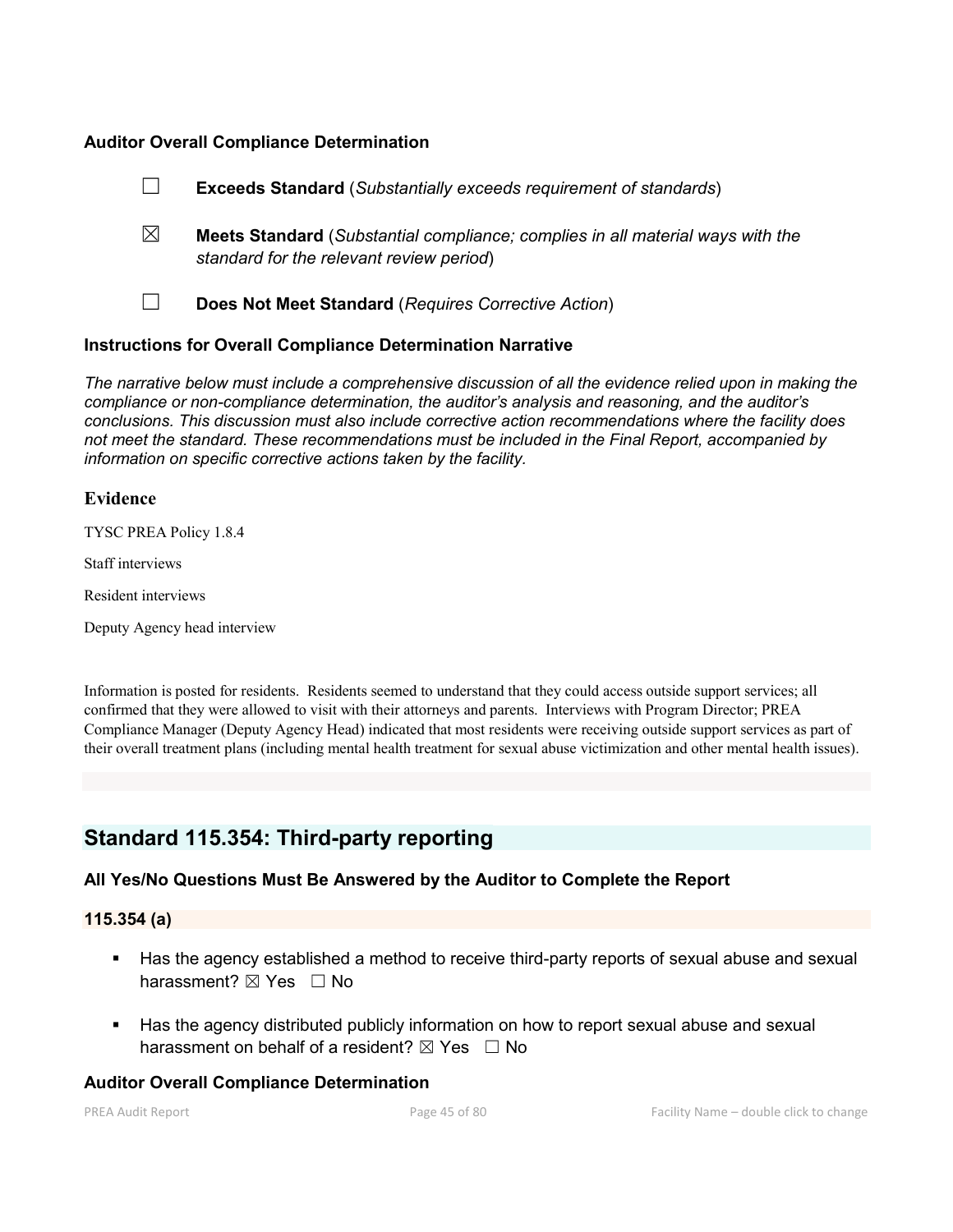### Auditor Overall Compliance Determination

☐ **Exceeds Standard** (*Substantially exceeds requirement of standards*)

☒ **Meets Standard** (*Substantial compliance; complies in all material ways with the standard for the relevant review period*)

☐ **Does Not Meet Standard** (*Requires Corrective Action*)

### Instructions for Overall Compliance Determination Narrative

*The narrative below must include a comprehensive discussion of all the evidence relied upon in making the compliance or non-compliance determination, the auditor's analysis and reasoning, and the auditor's conclusions. This discussion must also include corrective action recommendations where the facility does not meet the standard. These recommendations must be included in the Final Report, accompanied by information on specific corrective actions taken by the facility.*

### Evidence

TYSC PREA Policy 1.8.4

Staff interviews

Resident interviews

Deputy Agency head interview

Information is posted for residents. Residents seemed to understand that they could access outside support services; all confirmed that they were allowed to visit with their attorneys and parents. Interviews with Program Director; PREA Compliance Manager (Deputy Agency Head) indicated that most residents were receiving outside support services as part of their overall treatment plans (including mental health treatment for sexual abuse victimization and other mental health issues).

## Standard 115.354: Third-party reporting

### All Yes/No Questions Must Be Answered by the Auditor to Complete the Report

### 115.354 (a)

- Has the agency established a method to receive third-party reports of sexual abuse and sexual harassment? ☒ Yes ☐ No
- Has the agency distributed publicly information on how to report sexual abuse and sexual harassment on behalf of a resident? ☒ Yes ☐ No

### Auditor Overall Compliance Determination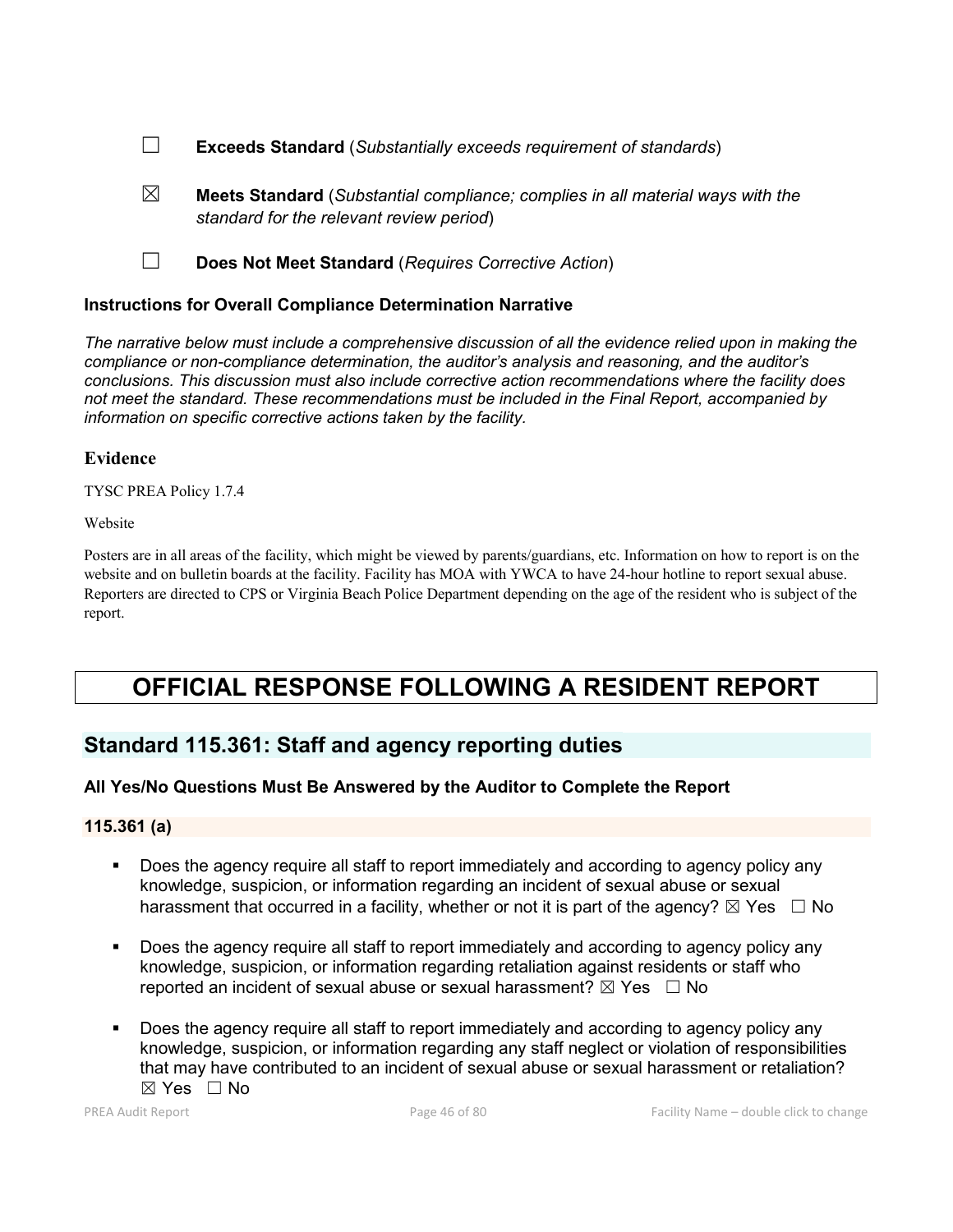☐ **Exceeds Standard** (*Substantially exceeds requirement of standards*)

☒ **Meets Standard** (*Substantial compliance; complies in all material ways with the standard for the relevant review period*)

☐ **Does Not Meet Standard** (*Requires Corrective Action*)

### Instructions for Overall Compliance Determination Narrative

*The narrative below must include a comprehensive discussion of all the evidence relied upon in making the compliance or non-compliance determination, the auditor's analysis and reasoning, and the auditor's conclusions. This discussion must also include corrective action recommendations where the facility does not meet the standard. These recommendations must be included in the Final Report, accompanied by information on specific corrective actions taken by the facility.*

### Evidence

TYSC PREA Policy 1.7.4

Website

Posters are in all areas of the facility, which might be viewed by parents/guardians, etc. Information on how to report is on the website and on bulletin boards at the facility. Facility has MOA with YWCA to have 24-hour hotline to report sexual abuse. Reporters are directed to CPS or Virginia Beach Police Department depending on the age of the resident who is subject of the report.

# OFFICIAL RESPONSE FOLLOWING A RESIDENT REPORT

## Standard 115.361: Staff and agency reporting duties

### All Yes/No Questions Must Be Answered by the Auditor to Complete the Report

### 115.361 (a)

- Does the agency require all staff to report immediately and according to agency policy any knowledge, suspicion, or information regarding an incident of sexual abuse or sexual harassment that occurred in a facility, whether or not it is part of the agency? ☒ Yes ☐ No
- Does the agency require all staff to report immediately and according to agency policy any knowledge, suspicion, or information regarding retaliation against residents or staff who reported an incident of sexual abuse or sexual harassment? ☒ Yes ☐ No
- Does the agency require all staff to report immediately and according to agency policy any knowledge, suspicion, or information regarding any staff neglect or violation of responsibilities that may have contributed to an incident of sexual abuse or sexual harassment or retaliation? ☒ Yes ☐ No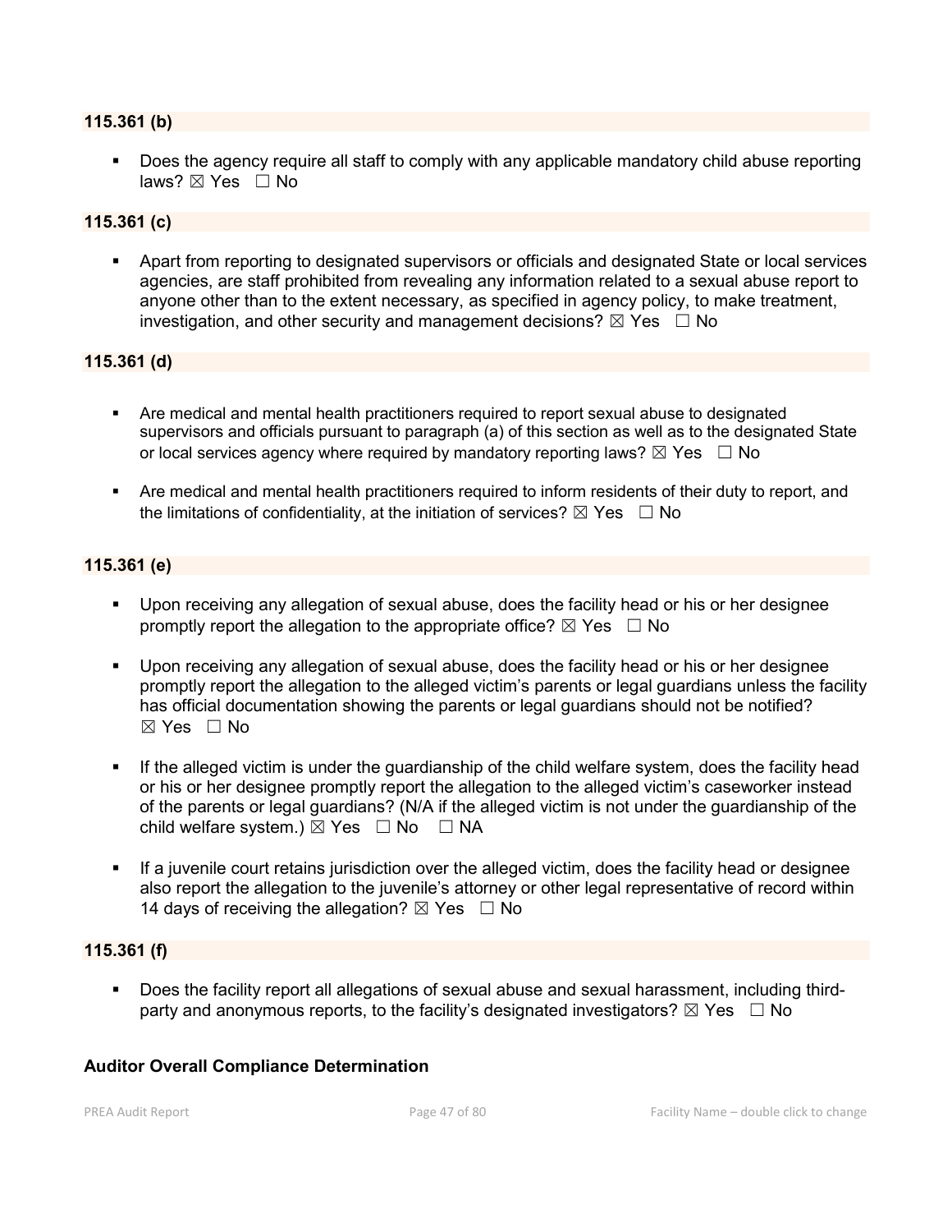**115.361 (b)**

- Does the agency require all staff to comply with any applicable mandatory child abuse reporting laws? ☒ Yes ☐ No

**115.361 (c)**

- Apart from reporting to designated supervisors or officials and designated State or local services agencies, are staff prohibited from revealing any information related to a sexual abuse report to anyone other than to the extent necessary, as specified in agency policy, to make treatment, investigation, and other security and management decisions? ☒ Yes ☐ No

**115.361 (d)**

- Are medical and mental health practitioners required to report sexual abuse to designated supervisors and officials pursuant to paragraph (a) of this section as well as to the designated State or local services agency where required by mandatory reporting laws? ☒ Yes ☐ No
- Are medical and mental health practitioners required to inform residents of their duty to report, and the limitations of confidentiality, at the initiation of services? ☒ Yes ☐ No

**115.361 (e)**

- Upon receiving any allegation of sexual abuse, does the facility head or his or her designee promptly report the allegation to the appropriate office? ☒ Yes ☐ No
- Upon receiving any allegation of sexual abuse, does the facility head or his or her designee promptly report the allegation to the alleged victim's parents or legal guardians unless the facility has official documentation showing the parents or legal guardians should not be notified? ☒ Yes ☐ No
- If the alleged victim is under the guardianship of the child welfare system, does the facility head or his or her designee promptly report the allegation to the alleged victim's caseworker instead of the parents or legal guardians? (N/A if the alleged victim is not under the guardianship of the child welfare system.) ☒ Yes ☐ No ☐ NA
- If a juvenile court retains jurisdiction over the alleged victim, does the facility head or designee also report the allegation to the juvenile's attorney or other legal representative of record within 14 days of receiving the allegation? ☒ Yes ☐ No

**115.361 (f)**

- Does the facility report all allegations of sexual abuse and sexual harassment, including third-party and anonymous reports, to the facility's designated investigators? ☒ Yes ☐ No

**Auditor Overall Compliance Determination**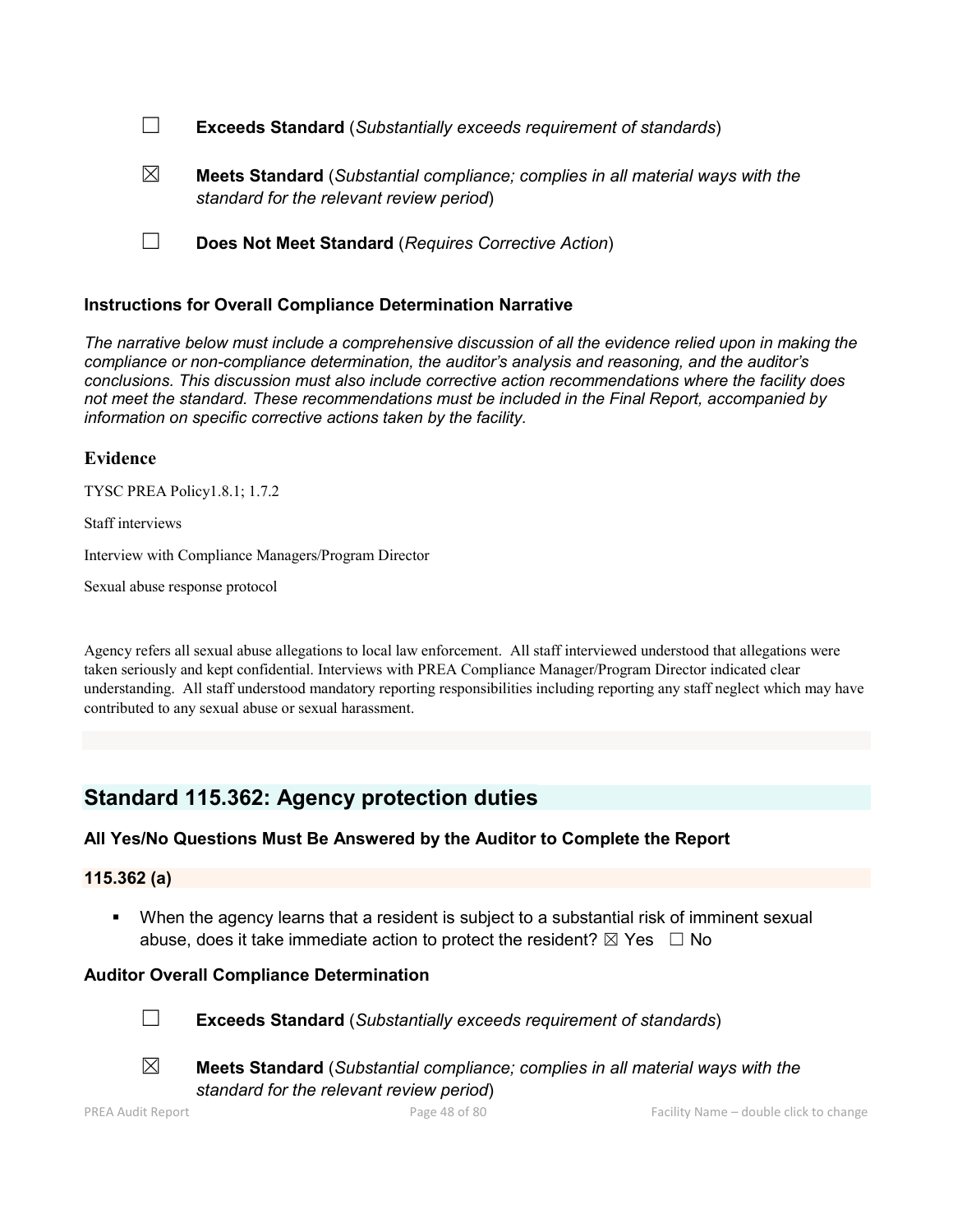☐ **Exceeds Standard** (*Substantially exceeds requirement of standards*)

☒ **Meets Standard** (*Substantial compliance; complies in all material ways with the standard for the relevant review period*)

☐ **Does Not Meet Standard** (*Requires Corrective Action*)

### Instructions for Overall Compliance Determination Narrative

*The narrative below must include a comprehensive discussion of all the evidence relied upon in making the compliance or non-compliance determination, the auditor's analysis and reasoning, and the auditor's conclusions. This discussion must also include corrective action recommendations where the facility does not meet the standard. These recommendations must be included in the Final Report, accompanied by information on specific corrective actions taken by the facility.*

### Evidence

TYSC PREA Policy1.8.1; 1.7.2

Staff interviews

Interview with Compliance Managers/Program Director

Sexual abuse response protocol

Agency refers all sexual abuse allegations to local law enforcement. All staff interviewed understood that allegations were taken seriously and kept confidential. Interviews with PREA Compliance Manager/Program Director indicated clear understanding. All staff understood mandatory reporting responsibilities including reporting any staff neglect which may have contributed to any sexual abuse or sexual harassment.

## Standard 115.362: Agency protection duties

### All Yes/No Questions Must Be Answered by the Auditor to Complete the Report

#### 115.362 (a)

- When the agency learns that a resident is subject to a substantial risk of imminent sexual abuse, does it take immediate action to protect the resident? ☒ Yes ☐ No

### Auditor Overall Compliance Determination

☐ **Exceeds Standard** (*Substantially exceeds requirement of standards*)

☒ **Meets Standard** (*Substantial compliance; complies in all material ways with the standard for the relevant review period*)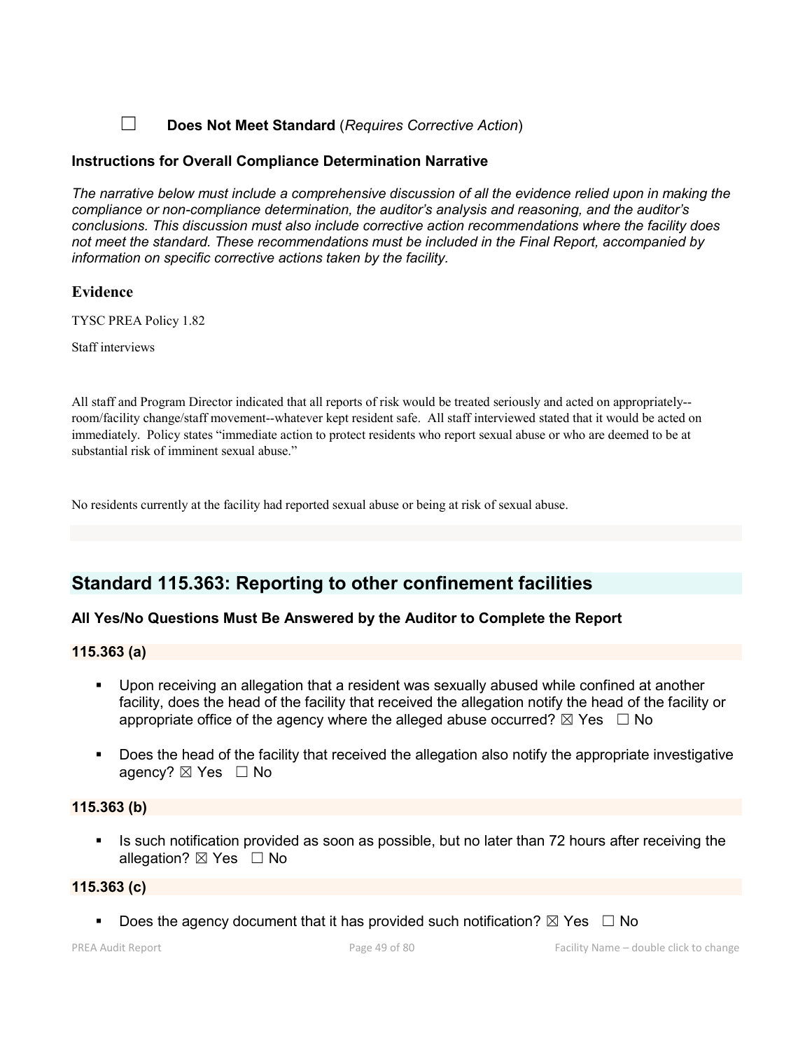☐ **Does Not Meet Standard** (*Requires Corrective Action*)

### Instructions for Overall Compliance Determination Narrative

*The narrative below must include a comprehensive discussion of all the evidence relied upon in making the compliance or non-compliance determination, the auditor's analysis and reasoning, and the auditor's conclusions. This discussion must also include corrective action recommendations where the facility does not meet the standard. These recommendations must be included in the Final Report, accompanied by information on specific corrective actions taken by the facility.*

### Evidence

TYSC PREA Policy 1.82

Staff interviews

All staff and Program Director indicated that all reports of risk would be treated seriously and acted on appropriately--room/facility change/staff movement--whatever kept resident safe. All staff interviewed stated that it would be acted on immediately. Policy states "immediate action to protect residents who report sexual abuse or who are deemed to be at substantial risk of imminent sexual abuse."

No residents currently at the facility had reported sexual abuse or being at risk of sexual abuse.

## Standard 115.363: Reporting to other confinement facilities

### All Yes/No Questions Must Be Answered by the Auditor to Complete the Report

#### 115.363 (a)

- Upon receiving an allegation that a resident was sexually abused while confined at another facility, does the head of the facility that received the allegation notify the head of the facility or appropriate office of the agency where the alleged abuse occurred? ☒ Yes ☐ No

- Does the head of the facility that received the allegation also notify the appropriate investigative agency? ☒ Yes ☐ No

#### 115.363 (b)

- Is such notification provided as soon as possible, but no later than 72 hours after receiving the allegation? ☒ Yes ☐ No

#### 115.363 (c)

- Does the agency document that it has provided such notification? ☒ Yes ☐ No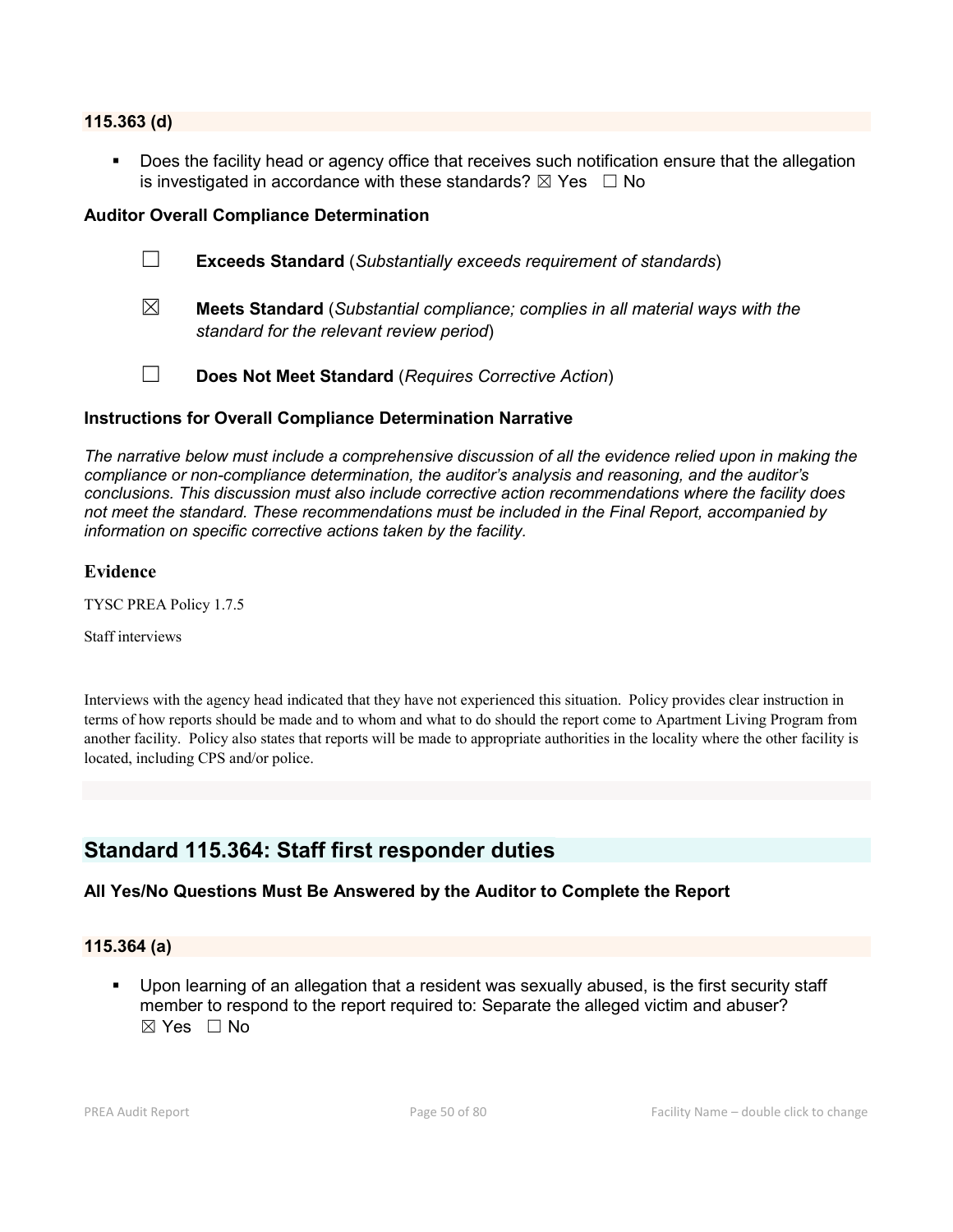### 115.363 (d)

- Does the facility head or agency office that receives such notification ensure that the allegation is investigated in accordance with these standards? ☒ Yes ☐ No

### Auditor Overall Compliance Determination

☐ **Exceeds Standard** (*Substantially exceeds requirement of standards*)

☒ **Meets Standard** (*Substantial compliance; complies in all material ways with the standard for the relevant review period*)

☐ **Does Not Meet Standard** (*Requires Corrective Action*)

### Instructions for Overall Compliance Determination Narrative

*The narrative below must include a comprehensive discussion of all the evidence relied upon in making the compliance or non-compliance determination, the auditor's analysis and reasoning, and the auditor's conclusions. This discussion must also include corrective action recommendations where the facility does not meet the standard. These recommendations must be included in the Final Report, accompanied by information on specific corrective actions taken by the facility.*

### Evidence

TYSC PREA Policy 1.7.5

Staff interviews

Interviews with the agency head indicated that they have not experienced this situation. Policy provides clear instruction in terms of how reports should be made and to whom and what to do should the report come to Apartment Living Program from another facility. Policy also states that reports will be made to appropriate authorities in the locality where the other facility is located, including CPS and/or police.

## Standard 115.364: Staff first responder duties

### All Yes/No Questions Must Be Answered by the Auditor to Complete the Report

### 115.364 (a)

- Upon learning of an allegation that a resident was sexually abused, is the first security staff member to respond to the report required to: Separate the alleged victim and abuser? ☒ Yes ☐ No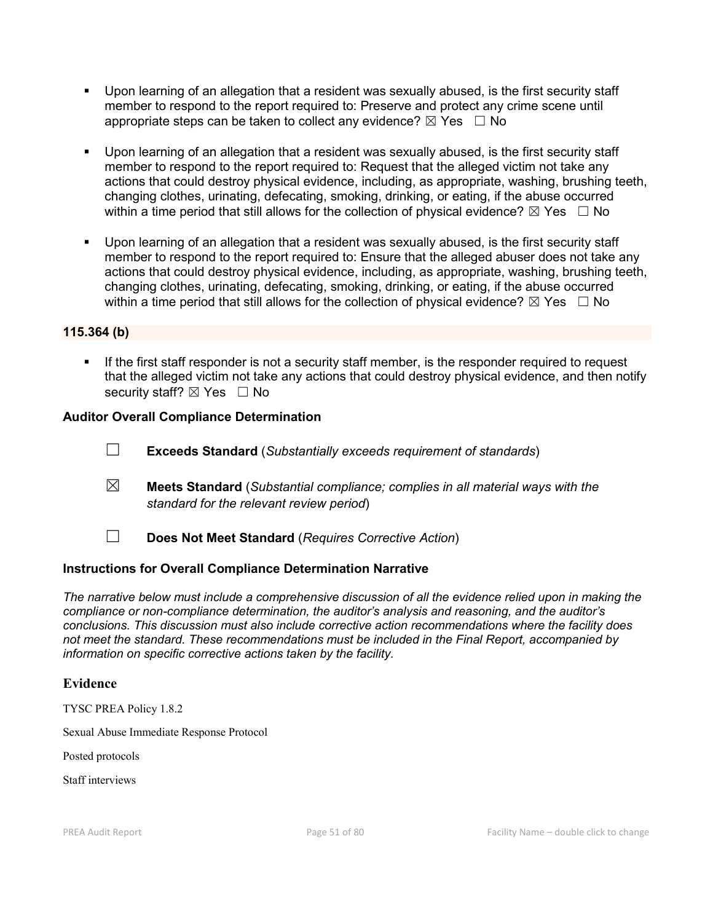- Upon learning of an allegation that a resident was sexually abused, is the first security staff member to respond to the report required to: Preserve and protect any crime scene until appropriate steps can be taken to collect any evidence? ☒ Yes ☐ No

- Upon learning of an allegation that a resident was sexually abused, is the first security staff member to respond to the report required to: Request that the alleged victim not take any actions that could destroy physical evidence, including, as appropriate, washing, brushing teeth, changing clothes, urinating, defecating, smoking, drinking, or eating, if the abuse occurred within a time period that still allows for the collection of physical evidence? ☒ Yes ☐ No

- Upon learning of an allegation that a resident was sexually abused, is the first security staff member to respond to the report required to: Ensure that the alleged abuser does not take any actions that could destroy physical evidence, including, as appropriate, washing, brushing teeth, changing clothes, urinating, defecating, smoking, drinking, or eating, if the abuse occurred within a time period that still allows for the collection of physical evidence? ☒ Yes ☐ No

**115.364 (b)**

- If the first staff responder is not a security staff member, is the responder required to request that the alleged victim not take any actions that could destroy physical evidence, and then notify security staff? ☒ Yes ☐ No

**Auditor Overall Compliance Determination**

☐ **Exceeds Standard** (*Substantially exceeds requirement of standards*)

☒ **Meets Standard** (*Substantial compliance; complies in all material ways with the standard for the relevant review period*)

☐ **Does Not Meet Standard** (*Requires Corrective Action*)

**Instructions for Overall Compliance Determination Narrative**

*The narrative below must include a comprehensive discussion of all the evidence relied upon in making the compliance or non-compliance determination, the auditor's analysis and reasoning, and the auditor's conclusions. This discussion must also include corrective action recommendations where the facility does not meet the standard. These recommendations must be included in the Final Report, accompanied by information on specific corrective actions taken by the facility.*

**Evidence**

TYSC PREA Policy 1.8.2

Sexual Abuse Immediate Response Protocol

Posted protocols

Staff interviews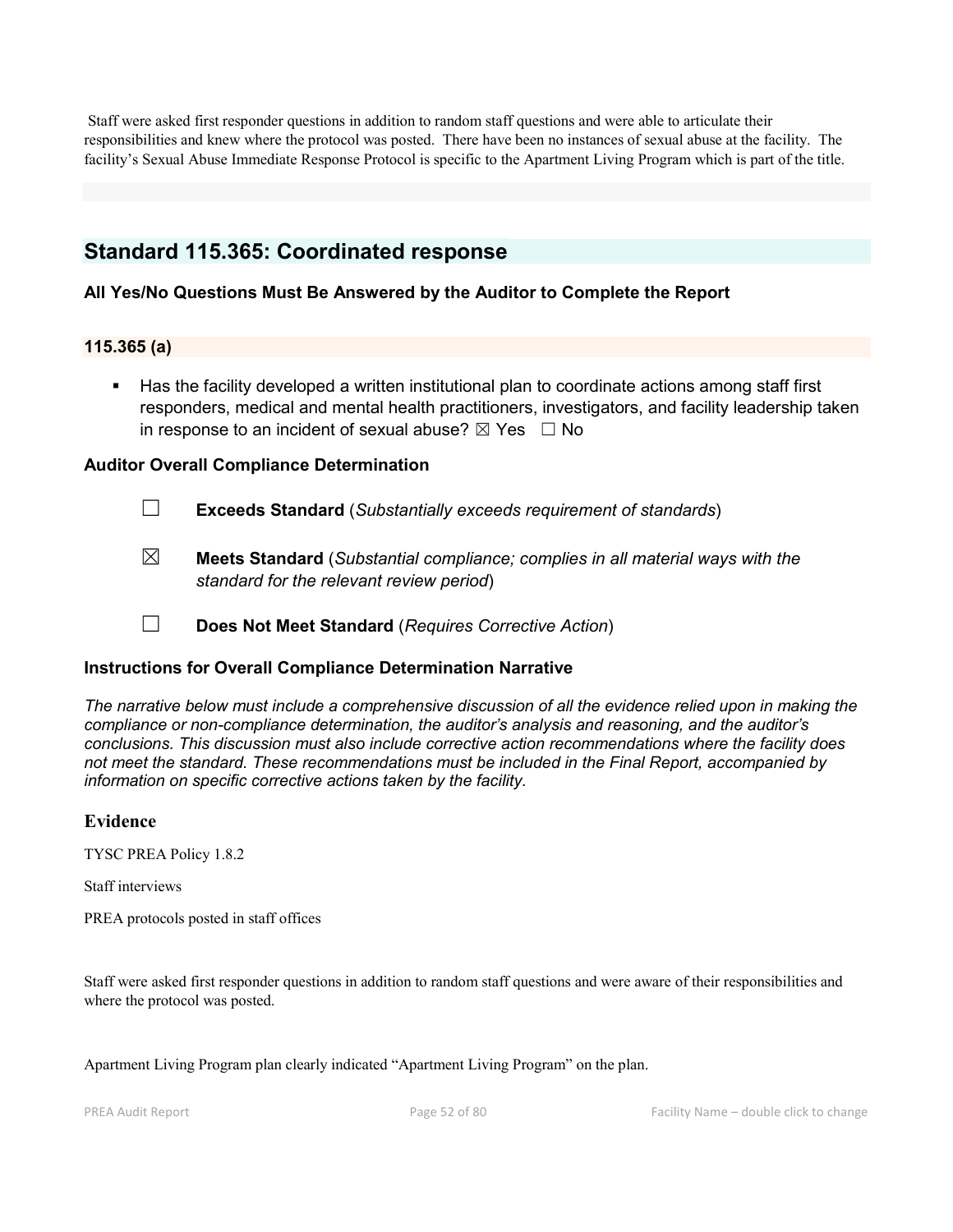Staff were asked first responder questions in addition to random staff questions and were able to articulate their responsibilities and knew where the protocol was posted. There have been no instances of sexual abuse at the facility. The facility's Sexual Abuse Immediate Response Protocol is specific to the Apartment Living Program which is part of the title.

## Standard 115.365: Coordinated response

### All Yes/No Questions Must Be Answered by the Auditor to Complete the Report

### 115.365 (a)

- Has the facility developed a written institutional plan to coordinate actions among staff first responders, medical and mental health practitioners, investigators, and facility leadership taken in response to an incident of sexual abuse? ☒ Yes ☐ No

### Auditor Overall Compliance Determination

☐ **Exceeds Standard** (*Substantially exceeds requirement of standards*)

☒ **Meets Standard** (*Substantial compliance; complies in all material ways with the standard for the relevant review period*)

☐ **Does Not Meet Standard** (*Requires Corrective Action*)

### Instructions for Overall Compliance Determination Narrative

*The narrative below must include a comprehensive discussion of all the evidence relied upon in making the compliance or non-compliance determination, the auditor's analysis and reasoning, and the auditor's conclusions. This discussion must also include corrective action recommendations where the facility does not meet the standard. These recommendations must be included in the Final Report, accompanied by information on specific corrective actions taken by the facility.*

### Evidence

TYSC PREA Policy 1.8.2

Staff interviews

PREA protocols posted in staff offices

Staff were asked first responder questions in addition to random staff questions and were aware of their responsibilities and where the protocol was posted.

Apartment Living Program plan clearly indicated "Apartment Living Program" on the plan.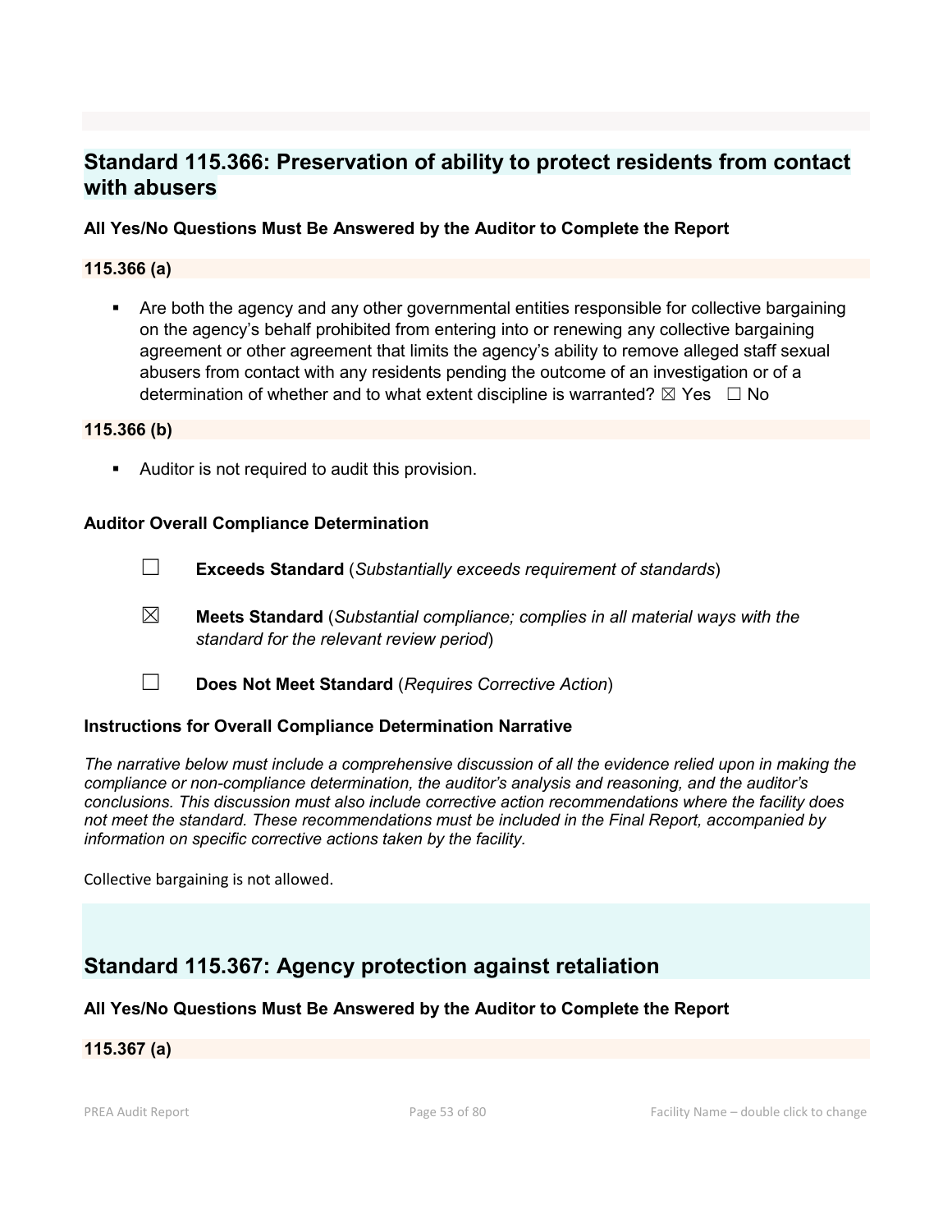## Standard 115.366: Preservation of ability to protect residents from contact with abusers

**All Yes/No Questions Must Be Answered by the Auditor to Complete the Report**

**115.366 (a)**

- Are both the agency and any other governmental entities responsible for collective bargaining on the agency's behalf prohibited from entering into or renewing any collective bargaining agreement or other agreement that limits the agency's ability to remove alleged staff sexual abusers from contact with any residents pending the outcome of an investigation or of a determination of whether and to what extent discipline is warranted? ☒ Yes ☐ No

**115.366 (b)**

- Auditor is not required to audit this provision.

**Auditor Overall Compliance Determination**

☐ **Exceeds Standard** (*Substantially exceeds requirement of standards*)

☒ **Meets Standard** (*Substantial compliance; complies in all material ways with the standard for the relevant review period*)

☐ **Does Not Meet Standard** (*Requires Corrective Action*)

**Instructions for Overall Compliance Determination Narrative**

*The narrative below must include a comprehensive discussion of all the evidence relied upon in making the compliance or non-compliance determination, the auditor's analysis and reasoning, and the auditor's conclusions. This discussion must also include corrective action recommendations where the facility does not meet the standard. These recommendations must be included in the Final Report, accompanied by information on specific corrective actions taken by the facility.*

Collective bargaining is not allowed.

## Standard 115.367: Agency protection against retaliation

**All Yes/No Questions Must Be Answered by the Auditor to Complete the Report**

**115.367 (a)**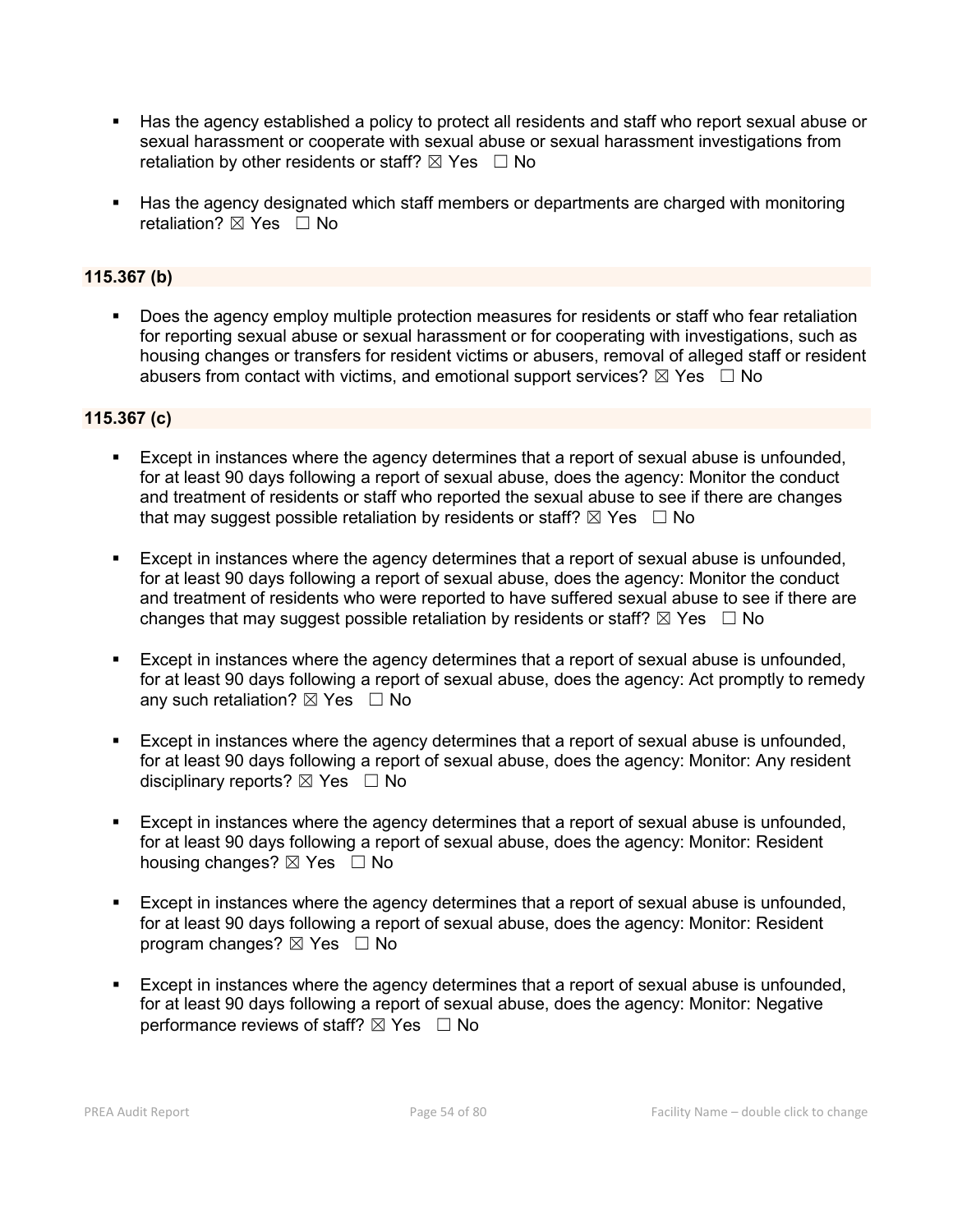- Has the agency established a policy to protect all residents and staff who report sexual abuse or sexual harassment or cooperate with sexual abuse or sexual harassment investigations from retaliation by other residents or staff? ☒ Yes ☐ No

- Has the agency designated which staff members or departments are charged with monitoring retaliation? ☒ Yes ☐ No

**115.367 (b)**

- Does the agency employ multiple protection measures for residents or staff who fear retaliation for reporting sexual abuse or sexual harassment or for cooperating with investigations, such as housing changes or transfers for resident victims or abusers, removal of alleged staff or resident abusers from contact with victims, and emotional support services? ☒ Yes ☐ No

**115.367 (c)**

- Except in instances where the agency determines that a report of sexual abuse is unfounded, for at least 90 days following a report of sexual abuse, does the agency: Monitor the conduct and treatment of residents or staff who reported the sexual abuse to see if there are changes that may suggest possible retaliation by residents or staff? ☒ Yes ☐ No

- Except in instances where the agency determines that a report of sexual abuse is unfounded, for at least 90 days following a report of sexual abuse, does the agency: Monitor the conduct and treatment of residents who were reported to have suffered sexual abuse to see if there are changes that may suggest possible retaliation by residents or staff? ☒ Yes ☐ No

- Except in instances where the agency determines that a report of sexual abuse is unfounded, for at least 90 days following a report of sexual abuse, does the agency: Act promptly to remedy any such retaliation? ☒ Yes ☐ No

- Except in instances where the agency determines that a report of sexual abuse is unfounded, for at least 90 days following a report of sexual abuse, does the agency: Monitor: Any resident disciplinary reports? ☒ Yes ☐ No

- Except in instances where the agency determines that a report of sexual abuse is unfounded, for at least 90 days following a report of sexual abuse, does the agency: Monitor: Resident housing changes? ☒ Yes ☐ No

- Except in instances where the agency determines that a report of sexual abuse is unfounded, for at least 90 days following a report of sexual abuse, does the agency: Monitor: Resident program changes? ☒ Yes ☐ No

- Except in instances where the agency determines that a report of sexual abuse is unfounded, for at least 90 days following a report of sexual abuse, does the agency: Monitor: Negative performance reviews of staff? ☒ Yes ☐ No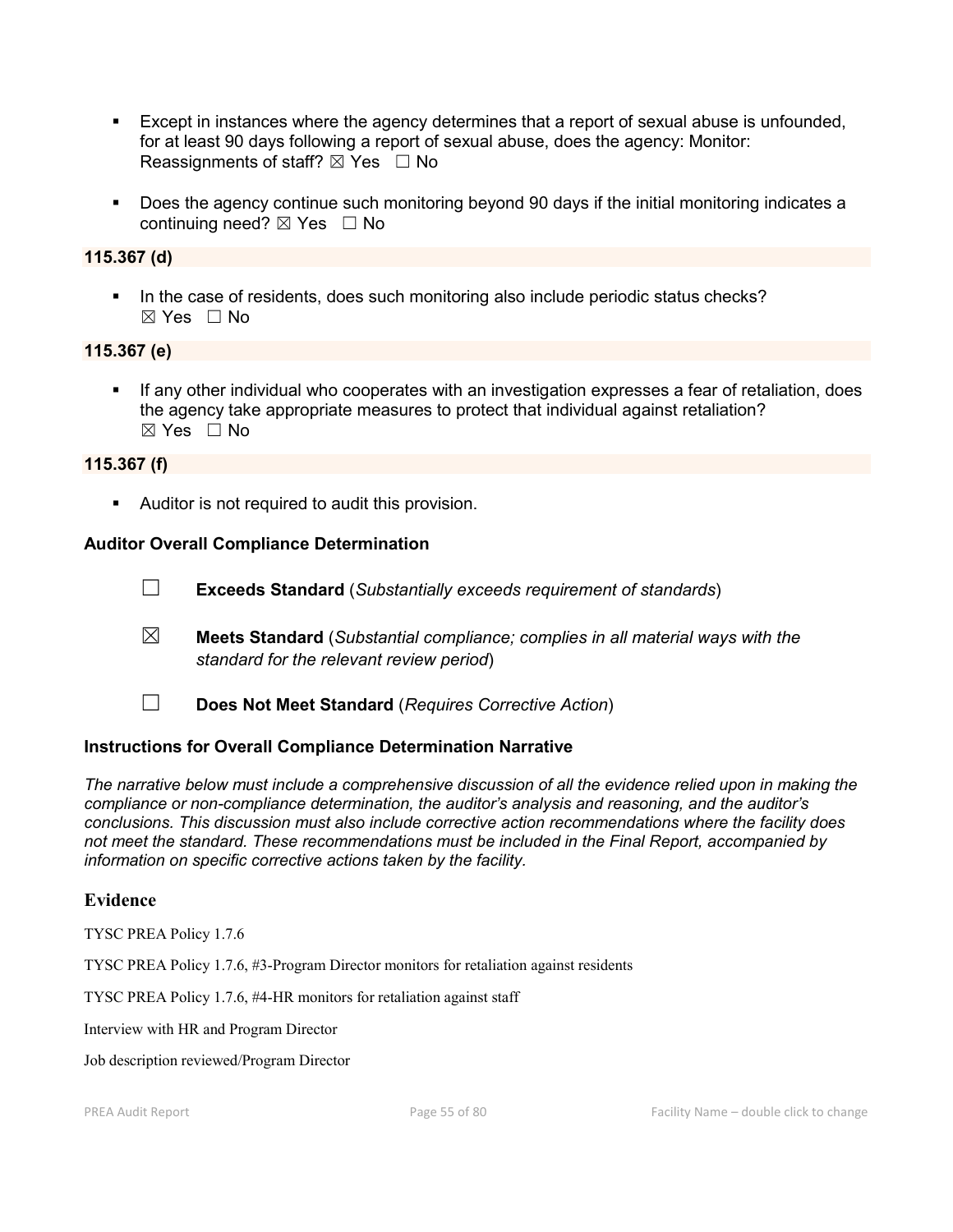- Except in instances where the agency determines that a report of sexual abuse is unfounded, for at least 90 days following a report of sexual abuse, does the agency: Monitor: Reassignments of staff? ☒ Yes ☐ No

- Does the agency continue such monitoring beyond 90 days if the initial monitoring indicates a continuing need? ☒ Yes ☐ No

**115.367 (d)**

- In the case of residents, does such monitoring also include periodic status checks? ☒ Yes ☐ No

**115.367 (e)**

- If any other individual who cooperates with an investigation expresses a fear of retaliation, does the agency take appropriate measures to protect that individual against retaliation? ☒ Yes ☐ No

**115.367 (f)**

- Auditor is not required to audit this provision.

### Auditor Overall Compliance Determination

☐ **Exceeds Standard** (*Substantially exceeds requirement of standards*)

☒ **Meets Standard** (*Substantial compliance; complies in all material ways with the standard for the relevant review period*)

☐ **Does Not Meet Standard** (*Requires Corrective Action*)

### Instructions for Overall Compliance Determination Narrative

*The narrative below must include a comprehensive discussion of all the evidence relied upon in making the compliance or non-compliance determination, the auditor's analysis and reasoning, and the auditor's conclusions. This discussion must also include corrective action recommendations where the facility does not meet the standard. These recommendations must be included in the Final Report, accompanied by information on specific corrective actions taken by the facility.*

## Evidence

TYSC PREA Policy 1.7.6

TYSC PREA Policy 1.7.6, #3-Program Director monitors for retaliation against residents

TYSC PREA Policy 1.7.6, #4-HR monitors for retaliation against staff

Interview with HR and Program Director

Job description reviewed/Program Director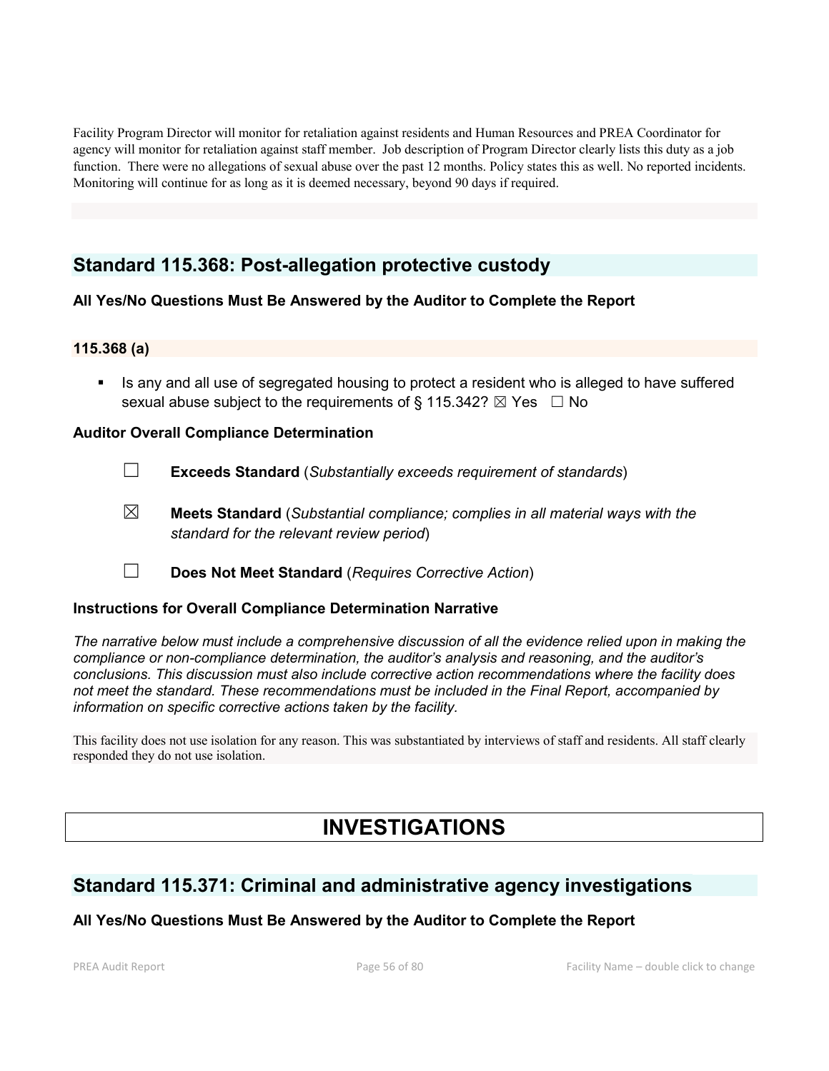Facility Program Director will monitor for retaliation against residents and Human Resources and PREA Coordinator for agency will monitor for retaliation against staff member. Job description of Program Director clearly lists this duty as a job function. There were no allegations of sexual abuse over the past 12 months. Policy states this as well. No reported incidents. Monitoring will continue for as long as it is deemed necessary, beyond 90 days if required.

## Standard 115.368: Post-allegation protective custody

**All Yes/No Questions Must Be Answered by the Auditor to Complete the Report**

### 115.368 (a)

- Is any and all use of segregated housing to protect a resident who is alleged to have suffered sexual abuse subject to the requirements of § 115.342? ☒ Yes ☐ No

**Auditor Overall Compliance Determination**

☐ **Exceeds Standard** (*Substantially exceeds requirement of standards*)

☒ **Meets Standard** (*Substantial compliance; complies in all material ways with the standard for the relevant review period*)

☐ **Does Not Meet Standard** (*Requires Corrective Action*)

**Instructions for Overall Compliance Determination Narrative**

*The narrative below must include a comprehensive discussion of all the evidence relied upon in making the compliance or non-compliance determination, the auditor's analysis and reasoning, and the auditor's conclusions. This discussion must also include corrective action recommendations where the facility does not meet the standard. These recommendations must be included in the Final Report, accompanied by information on specific corrective actions taken by the facility.*

This facility does not use isolation for any reason. This was substantiated by interviews of staff and residents. All staff clearly responded they do not use isolation.

# INVESTIGATIONS

## Standard 115.371: Criminal and administrative agency investigations

**All Yes/No Questions Must Be Answered by the Auditor to Complete the Report**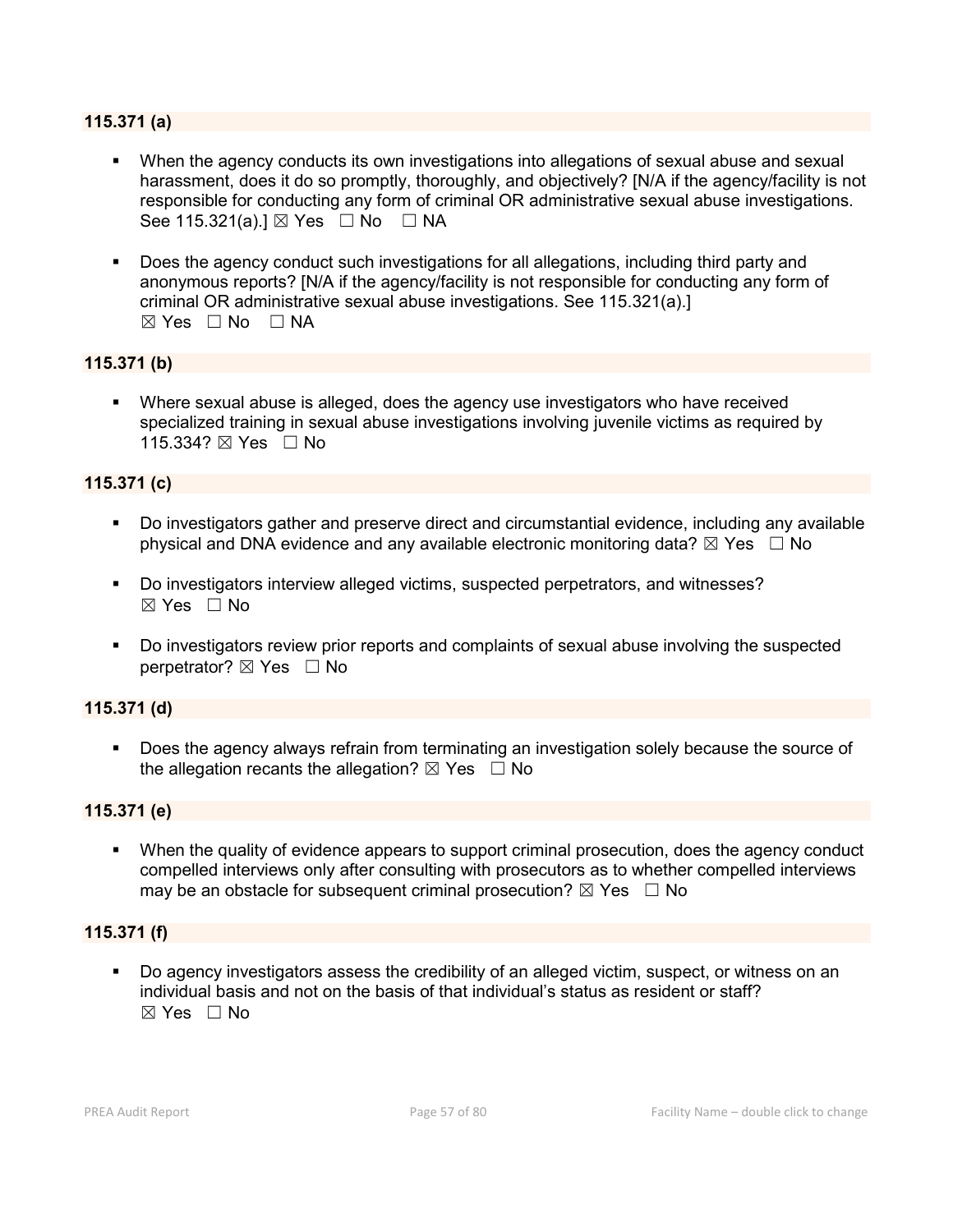**115.371 (a)**

- When the agency conducts its own investigations into allegations of sexual abuse and sexual harassment, does it do so promptly, thoroughly, and objectively? [N/A if the agency/facility is not responsible for conducting any form of criminal OR administrative sexual abuse investigations. See 115.321(a).] ☒ Yes ☐ No ☐ NA

- Does the agency conduct such investigations for all allegations, including third party and anonymous reports? [N/A if the agency/facility is not responsible for conducting any form of criminal OR administrative sexual abuse investigations. See 115.321(a).]
  ☒ Yes ☐ No ☐ NA

**115.371 (b)**

- Where sexual abuse is alleged, does the agency use investigators who have received specialized training in sexual abuse investigations involving juvenile victims as required by 115.334? ☒ Yes ☐ No

**115.371 (c)**

- Do investigators gather and preserve direct and circumstantial evidence, including any available physical and DNA evidence and any available electronic monitoring data? ☒ Yes ☐ No

- Do investigators interview alleged victims, suspected perpetrators, and witnesses?
  ☒ Yes ☐ No

- Do investigators review prior reports and complaints of sexual abuse involving the suspected perpetrator? ☒ Yes ☐ No

**115.371 (d)**

- Does the agency always refrain from terminating an investigation solely because the source of the allegation recants the allegation? ☒ Yes ☐ No

**115.371 (e)**

- When the quality of evidence appears to support criminal prosecution, does the agency conduct compelled interviews only after consulting with prosecutors as to whether compelled interviews may be an obstacle for subsequent criminal prosecution? ☒ Yes ☐ No

**115.371 (f)**

- Do agency investigators assess the credibility of an alleged victim, suspect, or witness on an individual basis and not on the basis of that individual's status as resident or staff?
  ☒ Yes ☐ No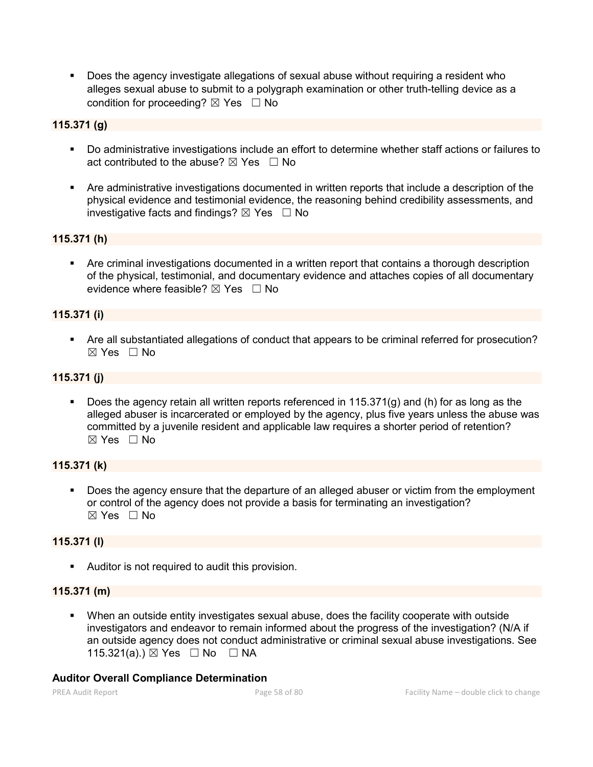- Does the agency investigate allegations of sexual abuse without requiring a resident who alleges sexual abuse to submit to a polygraph examination or other truth-telling device as a condition for proceeding? ☒ Yes ☐ No

**115.371 (g)**

- Do administrative investigations include an effort to determine whether staff actions or failures to act contributed to the abuse? ☒ Yes ☐ No
- Are administrative investigations documented in written reports that include a description of the physical evidence and testimonial evidence, the reasoning behind credibility assessments, and investigative facts and findings? ☒ Yes ☐ No

**115.371 (h)**

- Are criminal investigations documented in a written report that contains a thorough description of the physical, testimonial, and documentary evidence and attaches copies of all documentary evidence where feasible? ☒ Yes ☐ No

**115.371 (i)**

- Are all substantiated allegations of conduct that appears to be criminal referred for prosecution? ☒ Yes ☐ No

**115.371 (j)**

- Does the agency retain all written reports referenced in 115.371(g) and (h) for as long as the alleged abuser is incarcerated or employed by the agency, plus five years unless the abuse was committed by a juvenile resident and applicable law requires a shorter period of retention? ☒ Yes ☐ No

**115.371 (k)**

- Does the agency ensure that the departure of an alleged abuser or victim from the employment or control of the agency does not provide a basis for terminating an investigation? ☒ Yes ☐ No

**115.371 (l)**

- Auditor is not required to audit this provision.

**115.371 (m)**

- When an outside entity investigates sexual abuse, does the facility cooperate with outside investigators and endeavor to remain informed about the progress of the investigation? (N/A if an outside agency does not conduct administrative or criminal sexual abuse investigations. See 115.321(a).) ☒ Yes ☐ No ☐ NA

**Auditor Overall Compliance Determination**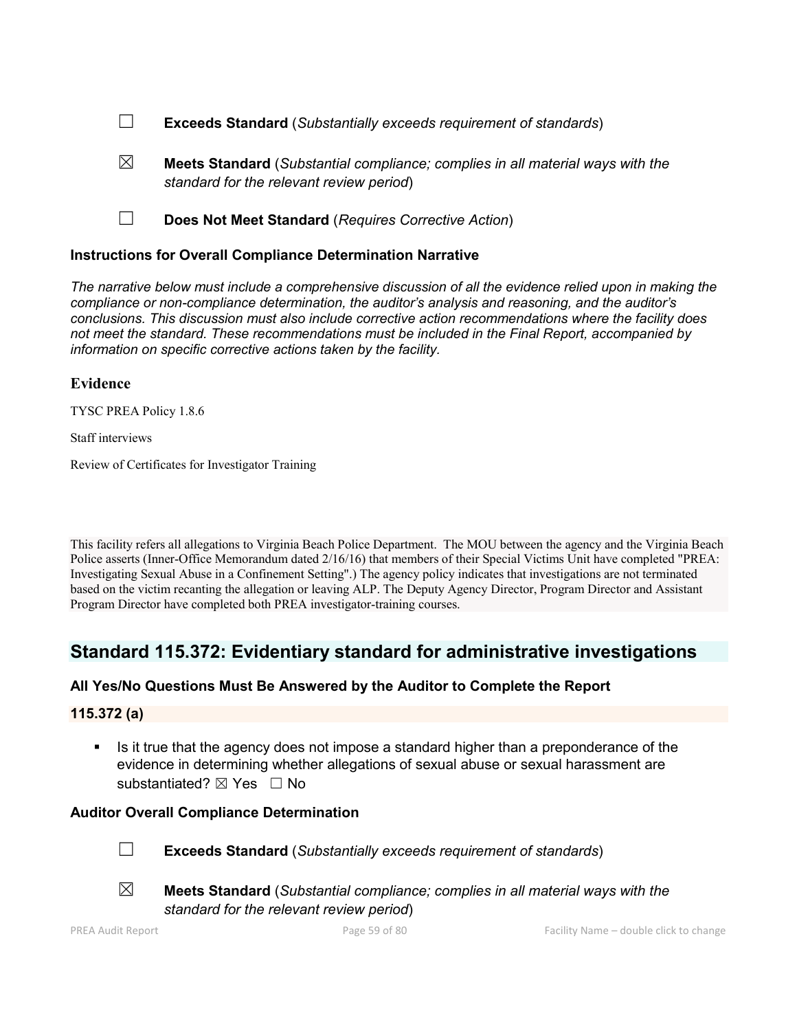☐ **Exceeds Standard** (*Substantially exceeds requirement of standards*)

☒ **Meets Standard** (*Substantial compliance; complies in all material ways with the standard for the relevant review period*)

☐ **Does Not Meet Standard** (*Requires Corrective Action*)

### Instructions for Overall Compliance Determination Narrative

*The narrative below must include a comprehensive discussion of all the evidence relied upon in making the compliance or non-compliance determination, the auditor's analysis and reasoning, and the auditor's conclusions. This discussion must also include corrective action recommendations where the facility does not meet the standard. These recommendations must be included in the Final Report, accompanied by information on specific corrective actions taken by the facility.*

### Evidence

TYSC PREA Policy 1.8.6

Staff interviews

Review of Certificates for Investigator Training

This facility refers all allegations to Virginia Beach Police Department. The MOU between the agency and the Virginia Beach Police asserts (Inner-Office Memorandum dated 2/16/16) that members of their Special Victims Unit have completed "PREA: Investigating Sexual Abuse in a Confinement Setting".) The agency policy indicates that investigations are not terminated based on the victim recanting the allegation or leaving ALP. The Deputy Agency Director, Program Director and Assistant Program Director have completed both PREA investigator-training courses.

## Standard 115.372: Evidentiary standard for administrative investigations

### All Yes/No Questions Must Be Answered by the Auditor to Complete the Report

#### 115.372 (a)

- Is it true that the agency does not impose a standard higher than a preponderance of the evidence in determining whether allegations of sexual abuse or sexual harassment are substantiated? ☒ Yes ☐ No

### Auditor Overall Compliance Determination

☐ **Exceeds Standard** (*Substantially exceeds requirement of standards*)

☒ **Meets Standard** (*Substantial compliance; complies in all material ways with the standard for the relevant review period*)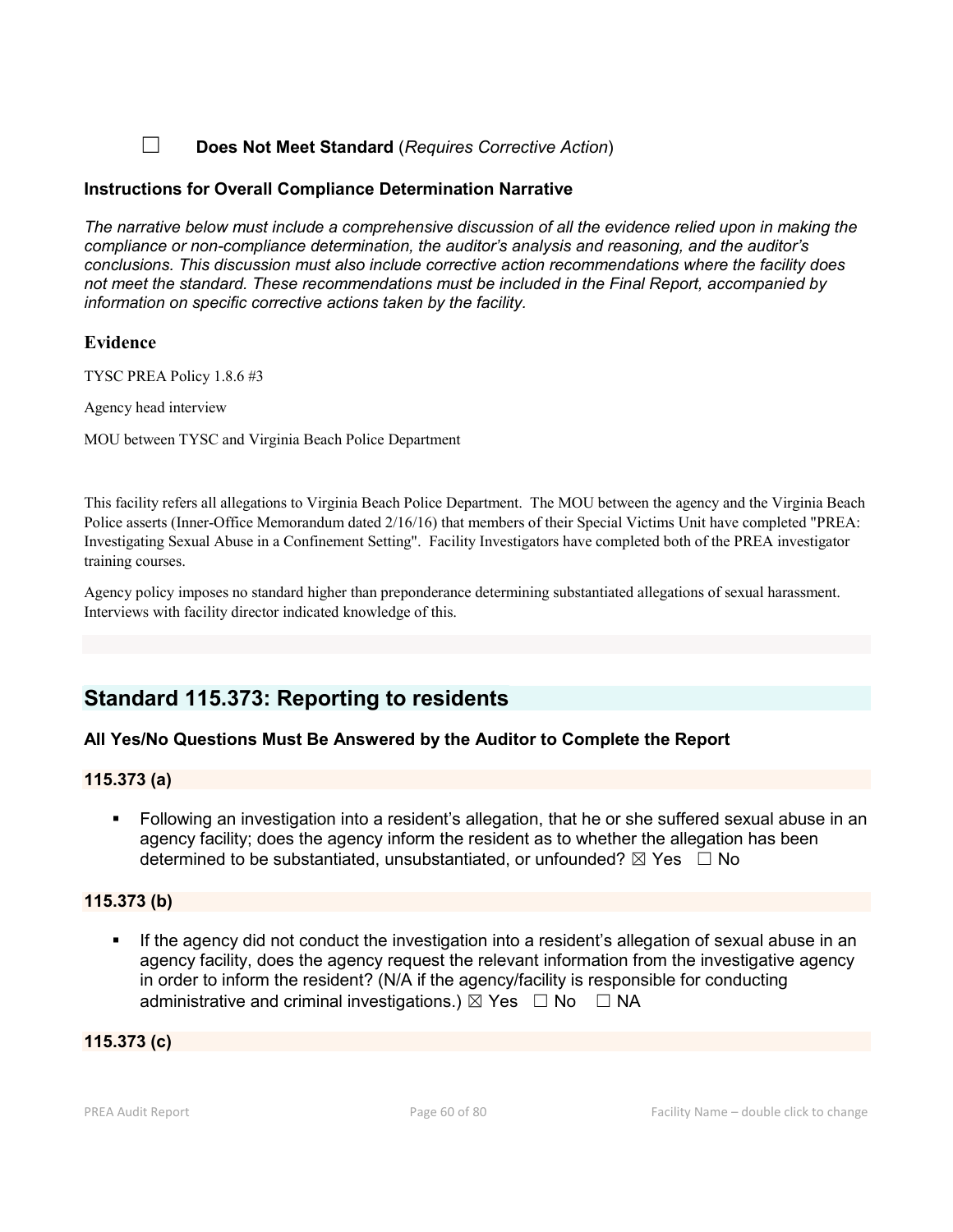☐ **Does Not Meet Standard** (*Requires Corrective Action*)

**Instructions for Overall Compliance Determination Narrative**

*The narrative below must include a comprehensive discussion of all the evidence relied upon in making the compliance or non-compliance determination, the auditor's analysis and reasoning, and the auditor's conclusions. This discussion must also include corrective action recommendations where the facility does not meet the standard. These recommendations must be included in the Final Report, accompanied by information on specific corrective actions taken by the facility.*

### Evidence

TYSC PREA Policy 1.8.6 #3

Agency head interview

MOU between TYSC and Virginia Beach Police Department

This facility refers all allegations to Virginia Beach Police Department. The MOU between the agency and the Virginia Beach Police asserts (Inner-Office Memorandum dated 2/16/16) that members of their Special Victims Unit have completed "PREA: Investigating Sexual Abuse in a Confinement Setting". Facility Investigators have completed both of the PREA investigator training courses.

Agency policy imposes no standard higher than preponderance determining substantiated allegations of sexual harassment. Interviews with facility director indicated knowledge of this.

## Standard 115.373: Reporting to residents

**All Yes/No Questions Must Be Answered by the Auditor to Complete the Report**

**115.373 (a)**

- Following an investigation into a resident's allegation, that he or she suffered sexual abuse in an agency facility; does the agency inform the resident as to whether the allegation has been determined to be substantiated, unsubstantiated, or unfounded? ☒ Yes ☐ No

**115.373 (b)**

- If the agency did not conduct the investigation into a resident's allegation of sexual abuse in an agency facility, does the agency request the relevant information from the investigative agency in order to inform the resident? (N/A if the agency/facility is responsible for conducting administrative and criminal investigations.) ☒ Yes ☐ No ☐ NA

**115.373 (c)**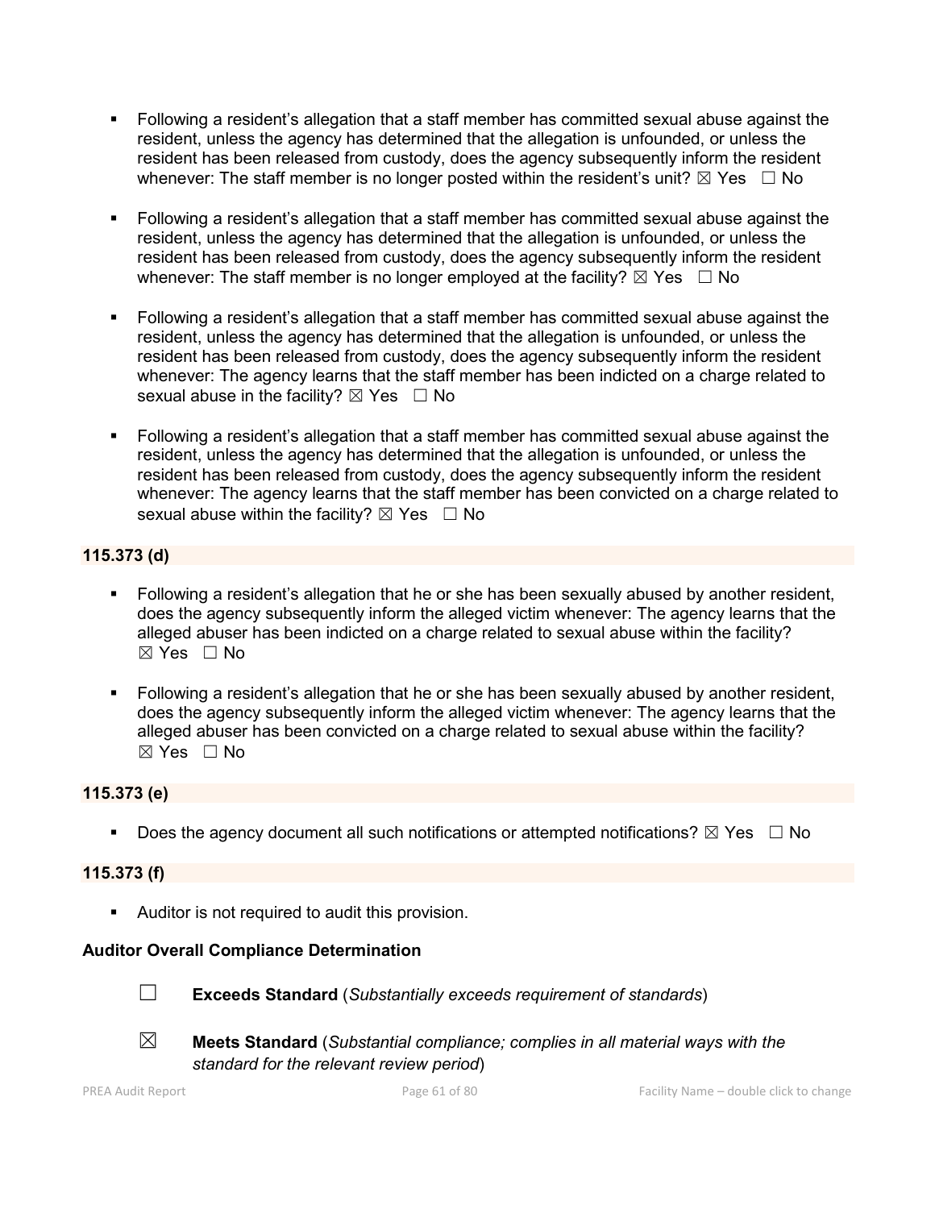- Following a resident's allegation that a staff member has committed sexual abuse against the resident, unless the agency has determined that the allegation is unfounded, or unless the resident has been released from custody, does the agency subsequently inform the resident whenever: The staff member is no longer posted within the resident's unit? ☒ Yes ☐ No

- Following a resident's allegation that a staff member has committed sexual abuse against the resident, unless the agency has determined that the allegation is unfounded, or unless the resident has been released from custody, does the agency subsequently inform the resident whenever: The staff member is no longer employed at the facility? ☒ Yes ☐ No

- Following a resident's allegation that a staff member has committed sexual abuse against the resident, unless the agency has determined that the allegation is unfounded, or unless the resident has been released from custody, does the agency subsequently inform the resident whenever: The agency learns that the staff member has been indicted on a charge related to sexual abuse in the facility? ☒ Yes ☐ No

- Following a resident's allegation that a staff member has committed sexual abuse against the resident, unless the agency has determined that the allegation is unfounded, or unless the resident has been released from custody, does the agency subsequently inform the resident whenever: The agency learns that the staff member has been convicted on a charge related to sexual abuse within the facility? ☒ Yes ☐ No

**115.373 (d)**

- Following a resident's allegation that he or she has been sexually abused by another resident, does the agency subsequently inform the alleged victim whenever: The agency learns that the alleged abuser has been indicted on a charge related to sexual abuse within the facility? ☒ Yes ☐ No

- Following a resident's allegation that he or she has been sexually abused by another resident, does the agency subsequently inform the alleged victim whenever: The agency learns that the alleged abuser has been convicted on a charge related to sexual abuse within the facility? ☒ Yes ☐ No

**115.373 (e)**

- Does the agency document all such notifications or attempted notifications? ☒ Yes ☐ No

**115.373 (f)**

- Auditor is not required to audit this provision.

**Auditor Overall Compliance Determination**

☐ **Exceeds Standard** (*Substantially exceeds requirement of standards*)

☒ **Meets Standard** (*Substantial compliance; complies in all material ways with the standard for the relevant review period*)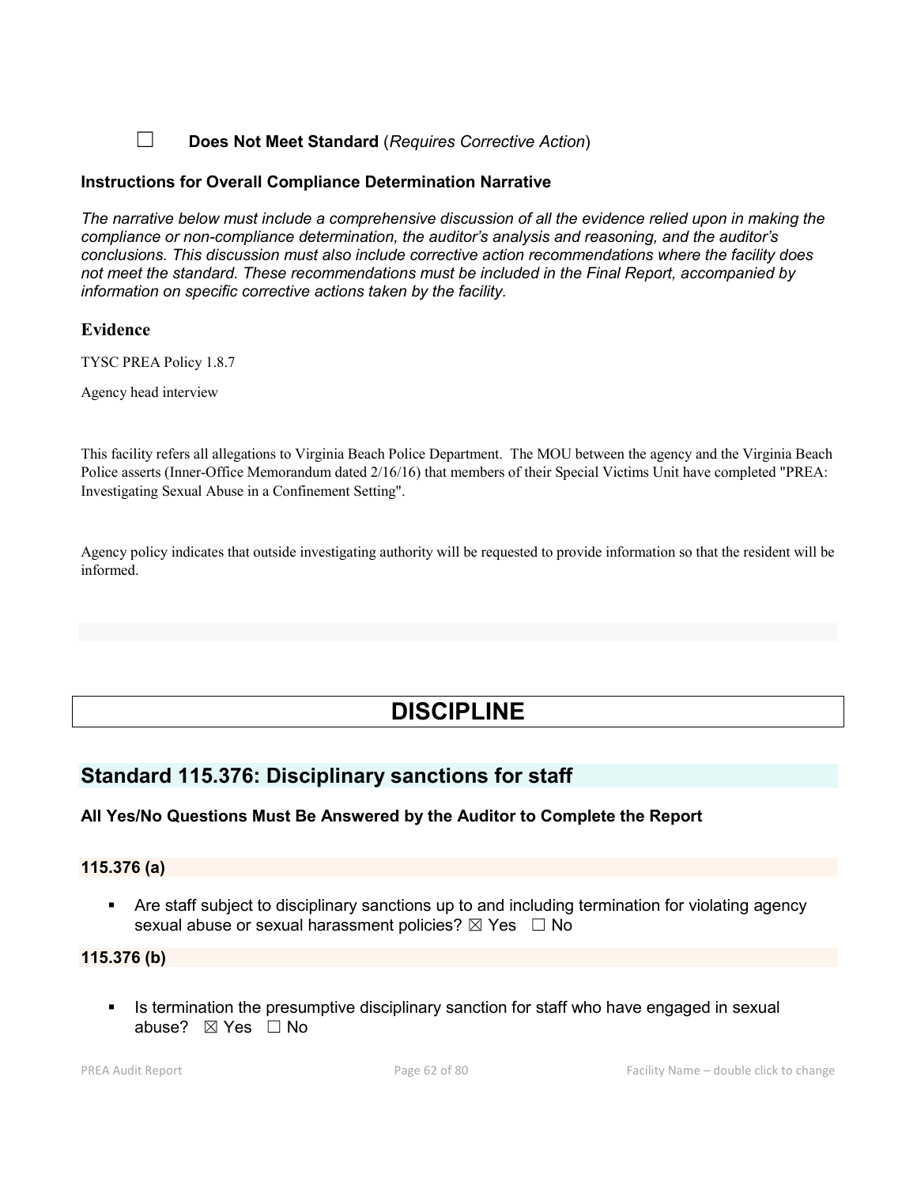☐ **Does Not Meet Standard** (*Requires Corrective Action*)

### Instructions for Overall Compliance Determination Narrative

*The narrative below must include a comprehensive discussion of all the evidence relied upon in making the compliance or non-compliance determination, the auditor's analysis and reasoning, and the auditor's conclusions. This discussion must also include corrective action recommendations where the facility does not meet the standard. These recommendations must be included in the Final Report, accompanied by information on specific corrective actions taken by the facility.*

### Evidence

TYSC PREA Policy 1.8.7

Agency head interview

This facility refers all allegations to Virginia Beach Police Department. The MOU between the agency and the Virginia Beach Police asserts (Inner-Office Memorandum dated 2/16/16) that members of their Special Victims Unit have completed "PREA: Investigating Sexual Abuse in a Confinement Setting".

Agency policy indicates that outside investigating authority will be requested to provide information so that the resident will be informed.

# DISCIPLINE

## Standard 115.376: Disciplinary sanctions for staff

### All Yes/No Questions Must Be Answered by the Auditor to Complete the Report

#### 115.376 (a)

- Are staff subject to disciplinary sanctions up to and including termination for violating agency sexual abuse or sexual harassment policies? ☒ Yes ☐ No

#### 115.376 (b)

- Is termination the presumptive disciplinary sanction for staff who have engaged in sexual abuse? ☒ Yes ☐ No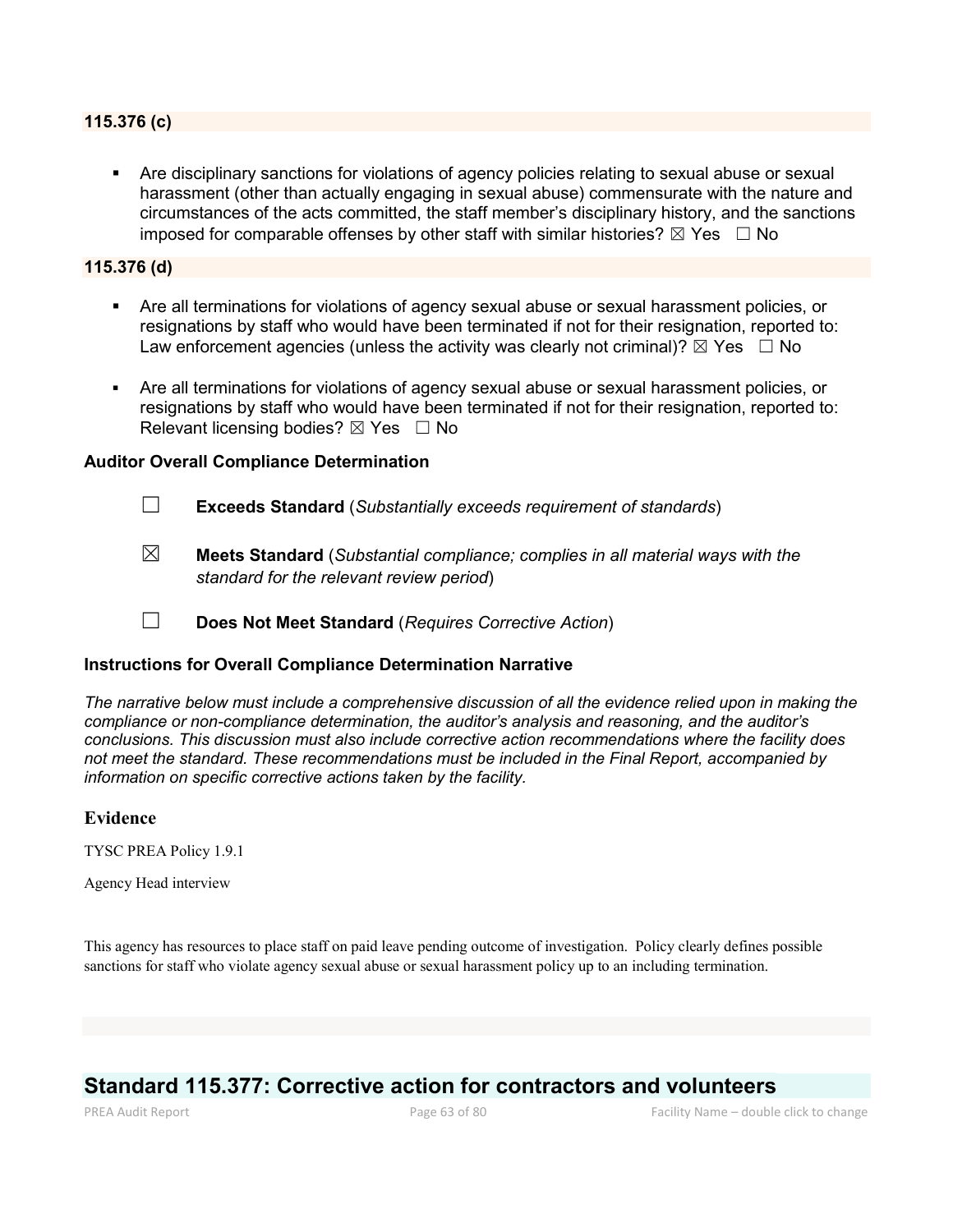### 115.376 (c)

- Are disciplinary sanctions for violations of agency policies relating to sexual abuse or sexual harassment (other than actually engaging in sexual abuse) commensurate with the nature and circumstances of the acts committed, the staff member's disciplinary history, and the sanctions imposed for comparable offenses by other staff with similar histories? ☒ Yes ☐ No

### 115.376 (d)

- Are all terminations for violations of agency sexual abuse or sexual harassment policies, or resignations by staff who would have been terminated if not for their resignation, reported to: Law enforcement agencies (unless the activity was clearly not criminal)? ☒ Yes ☐ No
- Are all terminations for violations of agency sexual abuse or sexual harassment policies, or resignations by staff who would have been terminated if not for their resignation, reported to: Relevant licensing bodies? ☒ Yes ☐ No

### Auditor Overall Compliance Determination

☐ **Exceeds Standard** (*Substantially exceeds requirement of standards*)

☒ **Meets Standard** (*Substantial compliance; complies in all material ways with the standard for the relevant review period*)

☐ **Does Not Meet Standard** (*Requires Corrective Action*)

### Instructions for Overall Compliance Determination Narrative

*The narrative below must include a comprehensive discussion of all the evidence relied upon in making the compliance or non-compliance determination, the auditor's analysis and reasoning, and the auditor's conclusions. This discussion must also include corrective action recommendations where the facility does not meet the standard. These recommendations must be included in the Final Report, accompanied by information on specific corrective actions taken by the facility.*

### Evidence

TYSC PREA Policy 1.9.1

Agency Head interview

This agency has resources to place staff on paid leave pending outcome of investigation. Policy clearly defines possible sanctions for staff who violate agency sexual abuse or sexual harassment policy up to an including termination.

## Standard 115.377: Corrective action for contractors and volunteers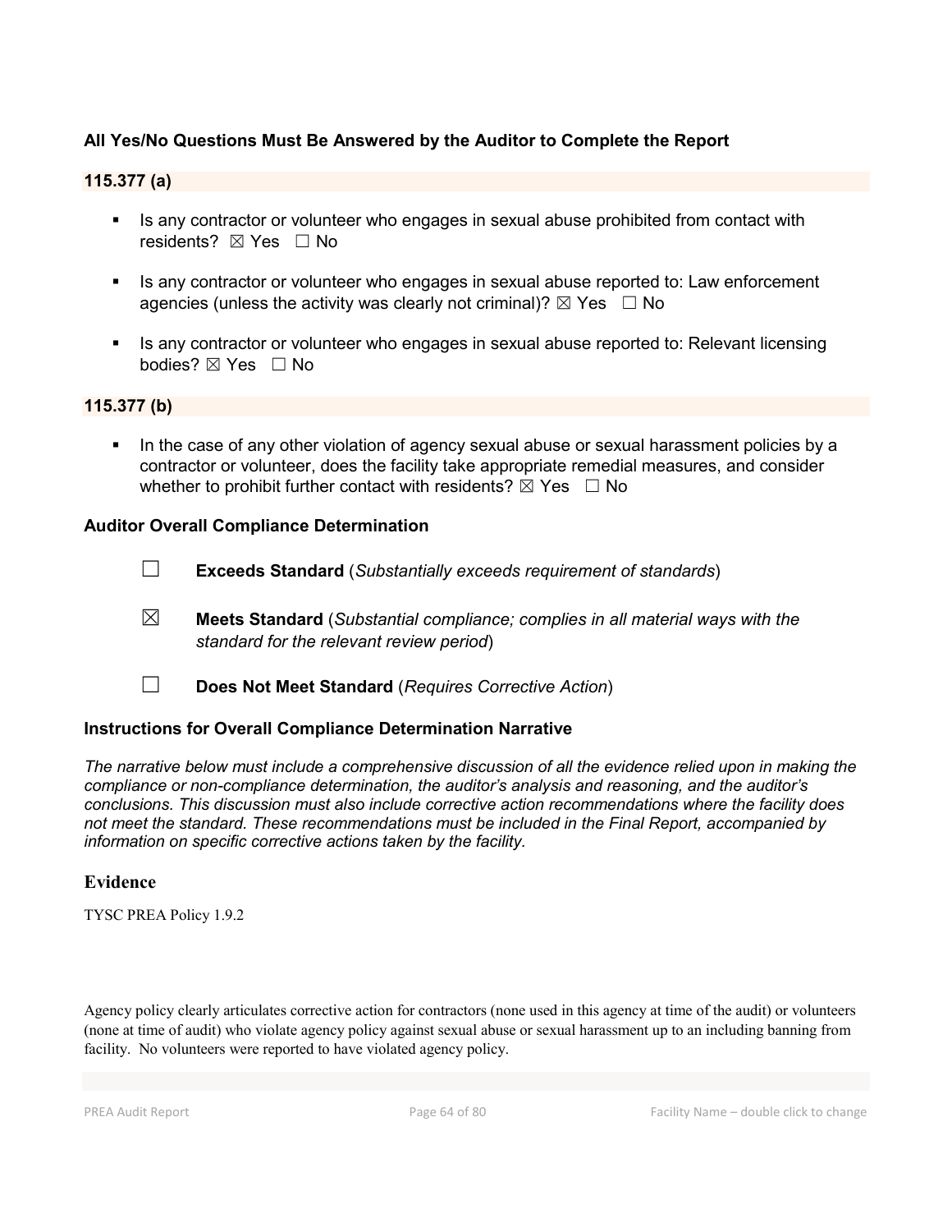**All Yes/No Questions Must Be Answered by the Auditor to Complete the Report**

**115.377 (a)**

- Is any contractor or volunteer who engages in sexual abuse prohibited from contact with residents? ☒ Yes ☐ No
- Is any contractor or volunteer who engages in sexual abuse reported to: Law enforcement agencies (unless the activity was clearly not criminal)? ☒ Yes ☐ No
- Is any contractor or volunteer who engages in sexual abuse reported to: Relevant licensing bodies? ☒ Yes ☐ No

**115.377 (b)**

- In the case of any other violation of agency sexual abuse or sexual harassment policies by a contractor or volunteer, does the facility take appropriate remedial measures, and consider whether to prohibit further contact with residents? ☒ Yes ☐ No

**Auditor Overall Compliance Determination**

☐ **Exceeds Standard** (*Substantially exceeds requirement of standards*)

☒ **Meets Standard** (*Substantial compliance; complies in all material ways with the standard for the relevant review period*)

☐ **Does Not Meet Standard** (*Requires Corrective Action*)

**Instructions for Overall Compliance Determination Narrative**

*The narrative below must include a comprehensive discussion of all the evidence relied upon in making the compliance or non-compliance determination, the auditor's analysis and reasoning, and the auditor's conclusions. This discussion must also include corrective action recommendations where the facility does not meet the standard. These recommendations must be included in the Final Report, accompanied by information on specific corrective actions taken by the facility.*

## Evidence

TYSC PREA Policy 1.9.2

Agency policy clearly articulates corrective action for contractors (none used in this agency at time of the audit) or volunteers (none at time of audit) who violate agency policy against sexual abuse or sexual harassment up to an including banning from facility. No volunteers were reported to have violated agency policy.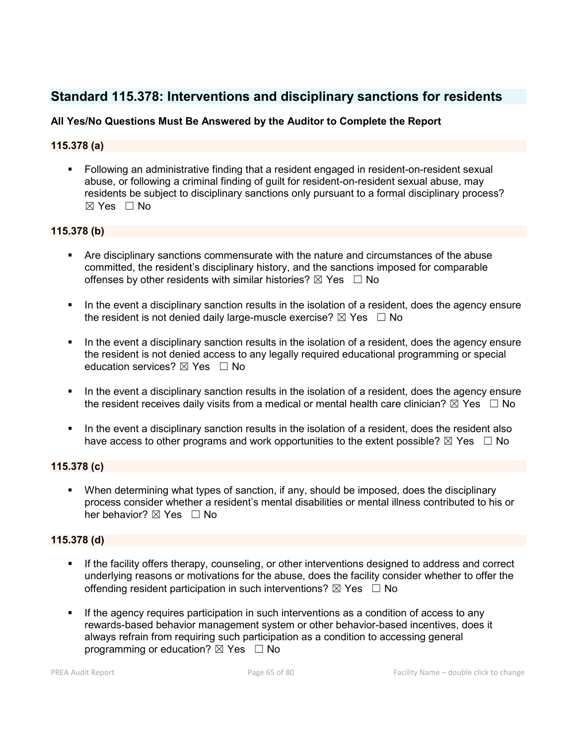## Standard 115.378: Interventions and disciplinary sanctions for residents

**All Yes/No Questions Must Be Answered by the Auditor to Complete the Report**

### 115.378 (a)

- Following an administrative finding that a resident engaged in resident-on-resident sexual abuse, or following a criminal finding of guilt for resident-on-resident sexual abuse, may residents be subject to disciplinary sanctions only pursuant to a formal disciplinary process? ☒ Yes ☐ No

### 115.378 (b)

- Are disciplinary sanctions commensurate with the nature and circumstances of the abuse committed, the resident's disciplinary history, and the sanctions imposed for comparable offenses by other residents with similar histories? ☒ Yes ☐ No
- In the event a disciplinary sanction results in the isolation of a resident, does the agency ensure the resident is not denied daily large-muscle exercise? ☒ Yes ☐ No
- In the event a disciplinary sanction results in the isolation of a resident, does the agency ensure the resident is not denied access to any legally required educational programming or special education services? ☒ Yes ☐ No
- In the event a disciplinary sanction results in the isolation of a resident, does the agency ensure the resident receives daily visits from a medical or mental health care clinician? ☒ Yes ☐ No
- In the event a disciplinary sanction results in the isolation of a resident, does the resident also have access to other programs and work opportunities to the extent possible? ☒ Yes ☐ No

### 115.378 (c)

- When determining what types of sanction, if any, should be imposed, does the disciplinary process consider whether a resident's mental disabilities or mental illness contributed to his or her behavior? ☒ Yes ☐ No

### 115.378 (d)

- If the facility offers therapy, counseling, or other interventions designed to address and correct underlying reasons or motivations for the abuse, does the facility consider whether to offer the offending resident participation in such interventions? ☒ Yes ☐ No
- If the agency requires participation in such interventions as a condition of access to any rewards-based behavior management system or other behavior-based incentives, does it always refrain from requiring such participation as a condition to accessing general programming or education? ☒ Yes ☐ No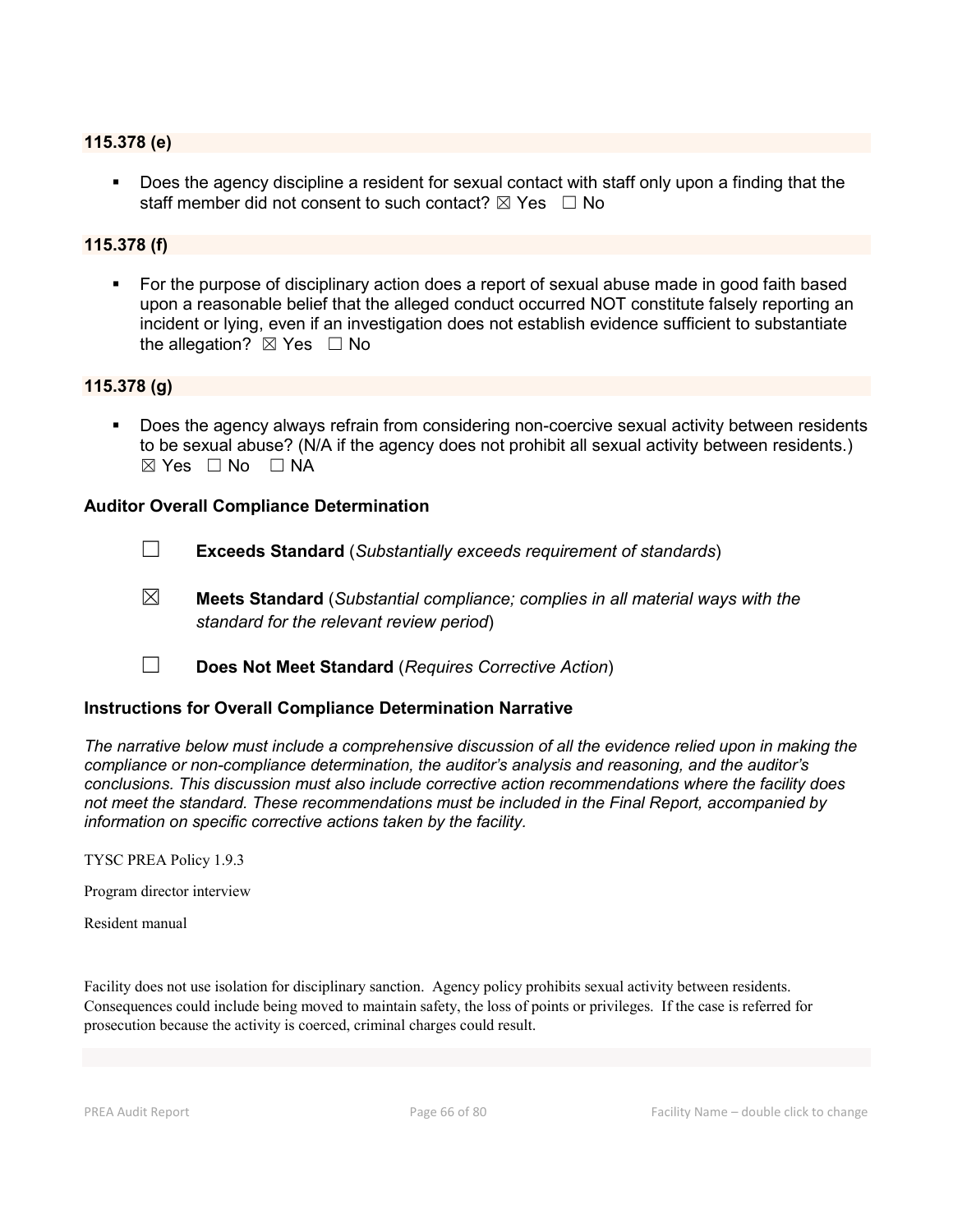### 115.378 (e)

- Does the agency discipline a resident for sexual contact with staff only upon a finding that the staff member did not consent to such contact? ☒ Yes ☐ No

### 115.378 (f)

- For the purpose of disciplinary action does a report of sexual abuse made in good faith based upon a reasonable belief that the alleged conduct occurred NOT constitute falsely reporting an incident or lying, even if an investigation does not establish evidence sufficient to substantiate the allegation? ☒ Yes ☐ No

### 115.378 (g)

- Does the agency always refrain from considering non-coercive sexual activity between residents to be sexual abuse? (N/A if the agency does not prohibit all sexual activity between residents.) ☒ Yes ☐ No ☐ NA

### Auditor Overall Compliance Determination

☐ **Exceeds Standard** (*Substantially exceeds requirement of standards*)

☒ **Meets Standard** (*Substantial compliance; complies in all material ways with the standard for the relevant review period*)

☐ **Does Not Meet Standard** (*Requires Corrective Action*)

### Instructions for Overall Compliance Determination Narrative

*The narrative below must include a comprehensive discussion of all the evidence relied upon in making the compliance or non-compliance determination, the auditor's analysis and reasoning, and the auditor's conclusions. This discussion must also include corrective action recommendations where the facility does not meet the standard. These recommendations must be included in the Final Report, accompanied by information on specific corrective actions taken by the facility.*

TYSC PREA Policy 1.9.3

Program director interview

Resident manual

Facility does not use isolation for disciplinary sanction. Agency policy prohibits sexual activity between residents. Consequences could include being moved to maintain safety, the loss of points or privileges. If the case is referred for prosecution because the activity is coerced, criminal charges could result.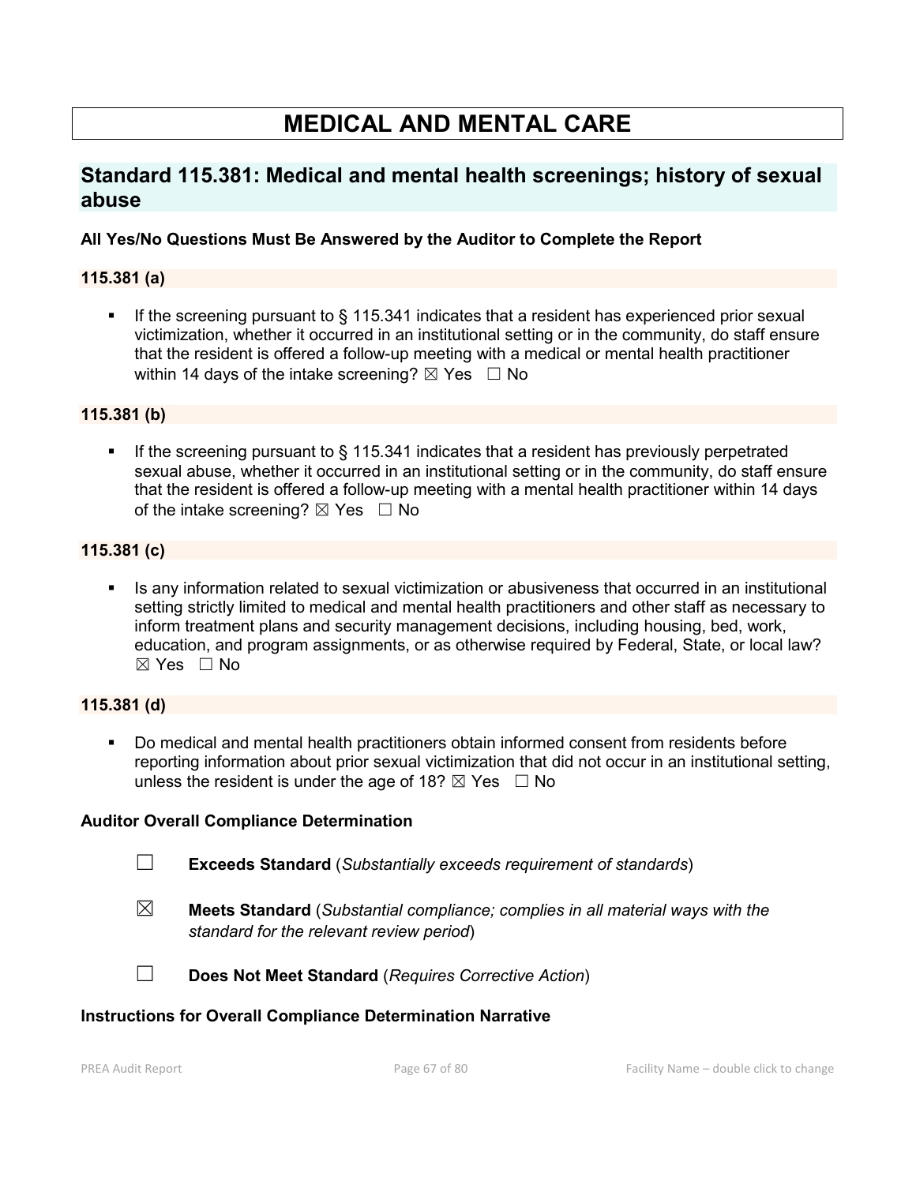# MEDICAL AND MENTAL CARE

## Standard 115.381: Medical and mental health screenings; history of sexual abuse

**All Yes/No Questions Must Be Answered by the Auditor to Complete the Report**

### 115.381 (a)

- If the screening pursuant to § 115.341 indicates that a resident has experienced prior sexual victimization, whether it occurred in an institutional setting or in the community, do staff ensure that the resident is offered a follow-up meeting with a medical or mental health practitioner within 14 days of the intake screening? ☒ Yes ☐ No

### 115.381 (b)

- If the screening pursuant to § 115.341 indicates that a resident has previously perpetrated sexual abuse, whether it occurred in an institutional setting or in the community, do staff ensure that the resident is offered a follow-up meeting with a mental health practitioner within 14 days of the intake screening? ☒ Yes ☐ No

### 115.381 (c)

- Is any information related to sexual victimization or abusiveness that occurred in an institutional setting strictly limited to medical and mental health practitioners and other staff as necessary to inform treatment plans and security management decisions, including housing, bed, work, education, and program assignments, or as otherwise required by Federal, State, or local law? ☒ Yes ☐ No

### 115.381 (d)

- Do medical and mental health practitioners obtain informed consent from residents before reporting information about prior sexual victimization that did not occur in an institutional setting, unless the resident is under the age of 18? ☒ Yes ☐ No

**Auditor Overall Compliance Determination**

☐ **Exceeds Standard** (*Substantially exceeds requirement of standards*)

☒ **Meets Standard** (*Substantial compliance; complies in all material ways with the standard for the relevant review period*)

☐ **Does Not Meet Standard** (*Requires Corrective Action*)

**Instructions for Overall Compliance Determination Narrative**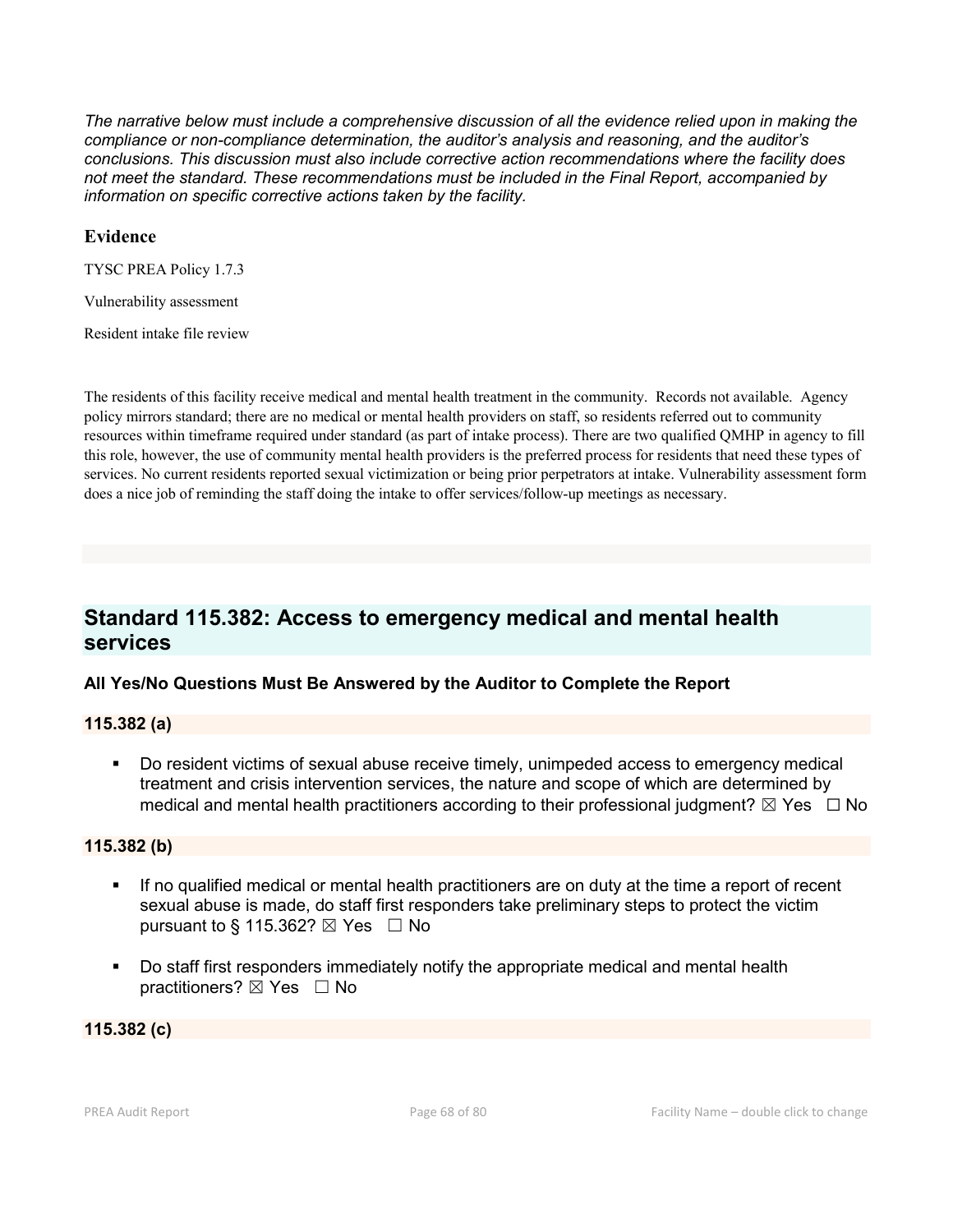*The narrative below must include a comprehensive discussion of all the evidence relied upon in making the compliance or non-compliance determination, the auditor's analysis and reasoning, and the auditor's conclusions. This discussion must also include corrective action recommendations where the facility does not meet the standard. These recommendations must be included in the Final Report, accompanied by information on specific corrective actions taken by the facility.*

### Evidence

TYSC PREA Policy 1.7.3

Vulnerability assessment

Resident intake file review

The residents of this facility receive medical and mental health treatment in the community. Records not available. Agency policy mirrors standard; there are no medical or mental health providers on staff, so residents referred out to community resources within timeframe required under standard (as part of intake process). There are two qualified QMHP in agency to fill this role, however, the use of community mental health providers is the preferred process for residents that need these types of services. No current residents reported sexual victimization or being prior perpetrators at intake. Vulnerability assessment form does a nice job of reminding the staff doing the intake to offer services/follow-up meetings as necessary.

## Standard 115.382: Access to emergency medical and mental health services

**All Yes/No Questions Must Be Answered by the Auditor to Complete the Report**

**115.382 (a)**

- Do resident victims of sexual abuse receive timely, unimpeded access to emergency medical treatment and crisis intervention services, the nature and scope of which are determined by medical and mental health practitioners according to their professional judgment? ☒ Yes ☐ No

**115.382 (b)**

- If no qualified medical or mental health practitioners are on duty at the time a report of recent sexual abuse is made, do staff first responders take preliminary steps to protect the victim pursuant to § 115.362? ☒ Yes ☐ No
- Do staff first responders immediately notify the appropriate medical and mental health practitioners? ☒ Yes ☐ No

**115.382 (c)**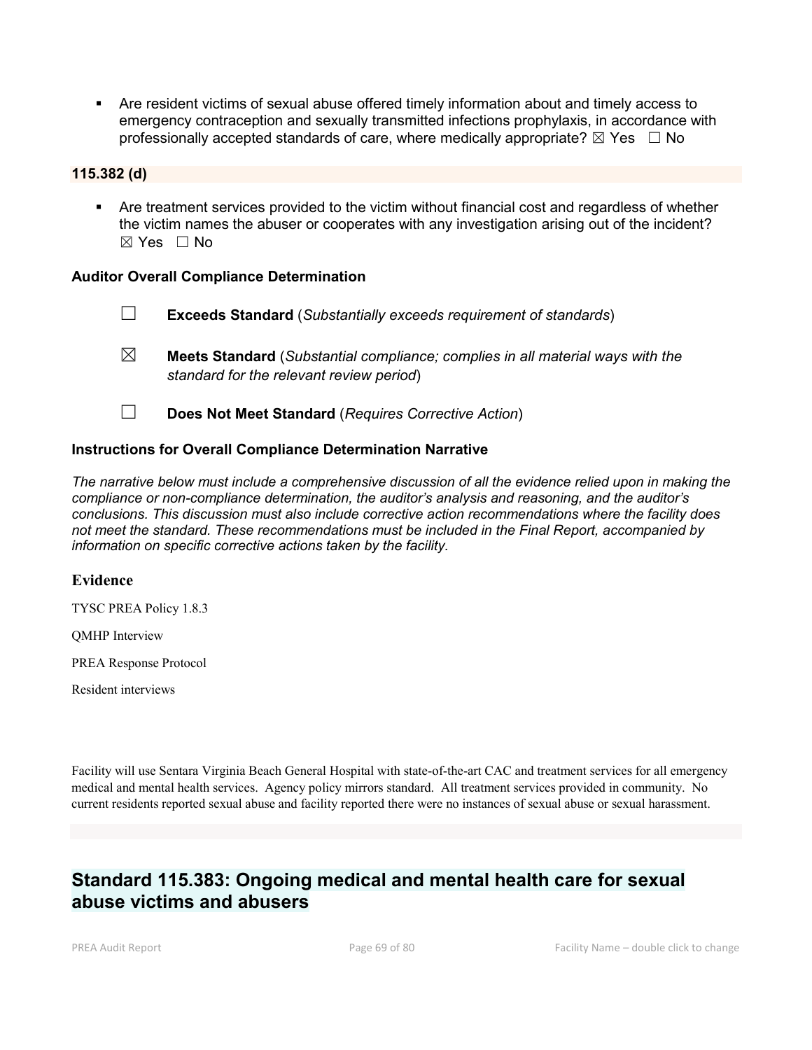- Are resident victims of sexual abuse offered timely information about and timely access to emergency contraception and sexually transmitted infections prophylaxis, in accordance with professionally accepted standards of care, where medically appropriate? ☒ Yes ☐ No

**115.382 (d)**

- Are treatment services provided to the victim without financial cost and regardless of whether the victim names the abuser or cooperates with any investigation arising out of the incident? ☒ Yes ☐ No

**Auditor Overall Compliance Determination**

☐ **Exceeds Standard** (*Substantially exceeds requirement of standards*)

☒ **Meets Standard** (*Substantial compliance; complies in all material ways with the standard for the relevant review period*)

☐ **Does Not Meet Standard** (*Requires Corrective Action*)

**Instructions for Overall Compliance Determination Narrative**

*The narrative below must include a comprehensive discussion of all the evidence relied upon in making the compliance or non-compliance determination, the auditor's analysis and reasoning, and the auditor's conclusions. This discussion must also include corrective action recommendations where the facility does not meet the standard. These recommendations must be included in the Final Report, accompanied by information on specific corrective actions taken by the facility.*

**Evidence**

TYSC PREA Policy 1.8.3

QMHP Interview

PREA Response Protocol

Resident interviews

Facility will use Sentara Virginia Beach General Hospital with state-of-the-art CAC and treatment services for all emergency medical and mental health services. Agency policy mirrors standard. All treatment services provided in community. No current residents reported sexual abuse and facility reported there were no instances of sexual abuse or sexual harassment.

## Standard 115.383: Ongoing medical and mental health care for sexual abuse victims and abusers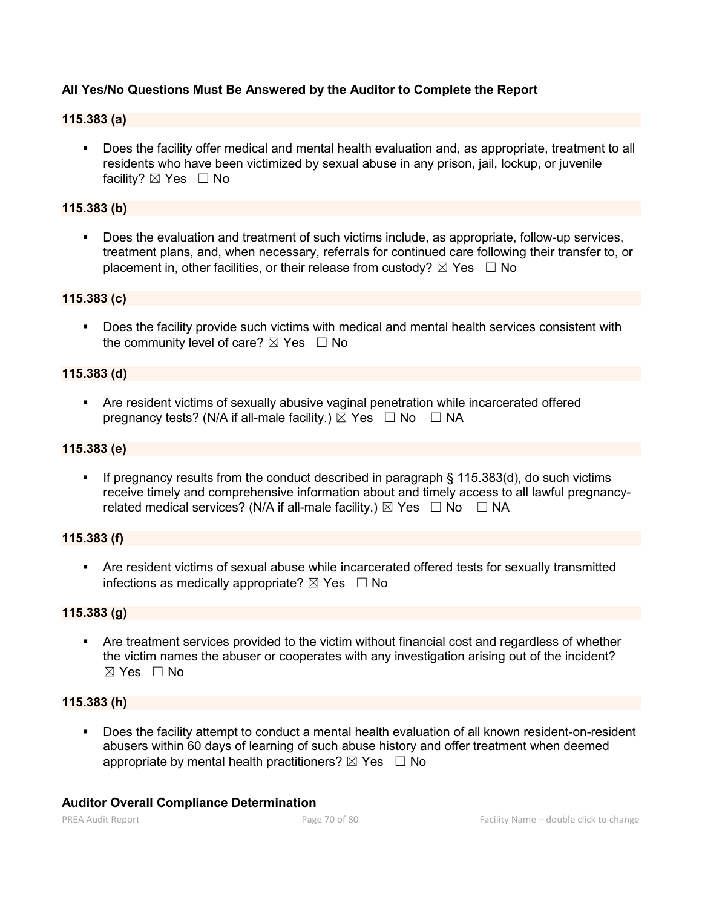**All Yes/No Questions Must Be Answered by the Auditor to Complete the Report**

**115.383 (a)**

- Does the facility offer medical and mental health evaluation and, as appropriate, treatment to all residents who have been victimized by sexual abuse in any prison, jail, lockup, or juvenile facility? ☒ Yes ☐ No

**115.383 (b)**

- Does the evaluation and treatment of such victims include, as appropriate, follow-up services, treatment plans, and, when necessary, referrals for continued care following their transfer to, or placement in, other facilities, or their release from custody? ☒ Yes ☐ No

**115.383 (c)**

- Does the facility provide such victims with medical and mental health services consistent with the community level of care? ☒ Yes ☐ No

**115.383 (d)**

- Are resident victims of sexually abusive vaginal penetration while incarcerated offered pregnancy tests? (N/A if all-male facility.) ☒ Yes ☐ No ☐ NA

**115.383 (e)**

- If pregnancy results from the conduct described in paragraph § 115.383(d), do such victims receive timely and comprehensive information about and timely access to all lawful pregnancy-related medical services? (N/A if all-male facility.) ☒ Yes ☐ No ☐ NA

**115.383 (f)**

- Are resident victims of sexual abuse while incarcerated offered tests for sexually transmitted infections as medically appropriate? ☒ Yes ☐ No

**115.383 (g)**

- Are treatment services provided to the victim without financial cost and regardless of whether the victim names the abuser or cooperates with any investigation arising out of the incident? ☒ Yes ☐ No

**115.383 (h)**

- Does the facility attempt to conduct a mental health evaluation of all known resident-on-resident abusers within 60 days of learning of such abuse history and offer treatment when deemed appropriate by mental health practitioners? ☒ Yes ☐ No

**Auditor Overall Compliance Determination**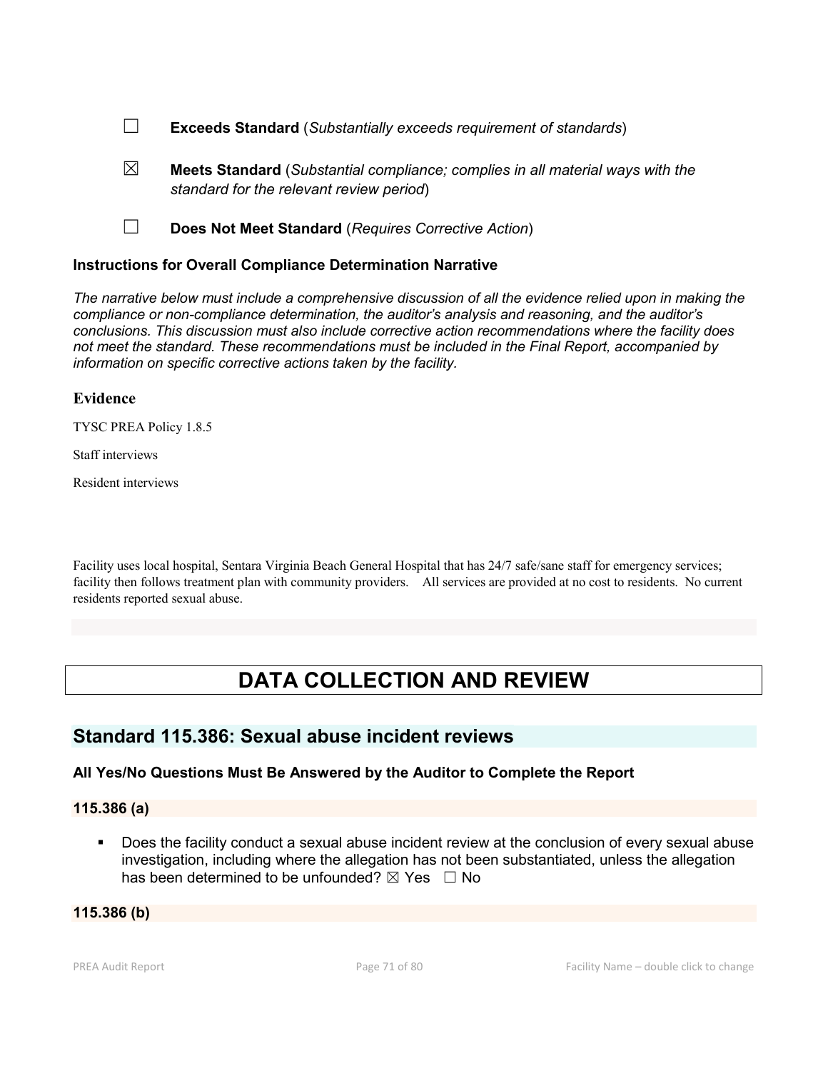☐ **Exceeds Standard** (*Substantially exceeds requirement of standards*)

☒ **Meets Standard** (*Substantial compliance; complies in all material ways with the standard for the relevant review period*)

☐ **Does Not Meet Standard** (*Requires Corrective Action*)

### Instructions for Overall Compliance Determination Narrative

*The narrative below must include a comprehensive discussion of all the evidence relied upon in making the compliance or non-compliance determination, the auditor's analysis and reasoning, and the auditor's conclusions. This discussion must also include corrective action recommendations where the facility does not meet the standard. These recommendations must be included in the Final Report, accompanied by information on specific corrective actions taken by the facility.*

### Evidence

TYSC PREA Policy 1.8.5

Staff interviews

Resident interviews

Facility uses local hospital, Sentara Virginia Beach General Hospital that has 24/7 safe/sane staff for emergency services; facility then follows treatment plan with community providers. All services are provided at no cost to residents. No current residents reported sexual abuse.

# DATA COLLECTION AND REVIEW

## Standard 115.386: Sexual abuse incident reviews

### All Yes/No Questions Must Be Answered by the Auditor to Complete the Report

### 115.386 (a)

- Does the facility conduct a sexual abuse incident review at the conclusion of every sexual abuse investigation, including where the allegation has not been substantiated, unless the allegation has been determined to be unfounded? ☒ Yes ☐ No

### 115.386 (b)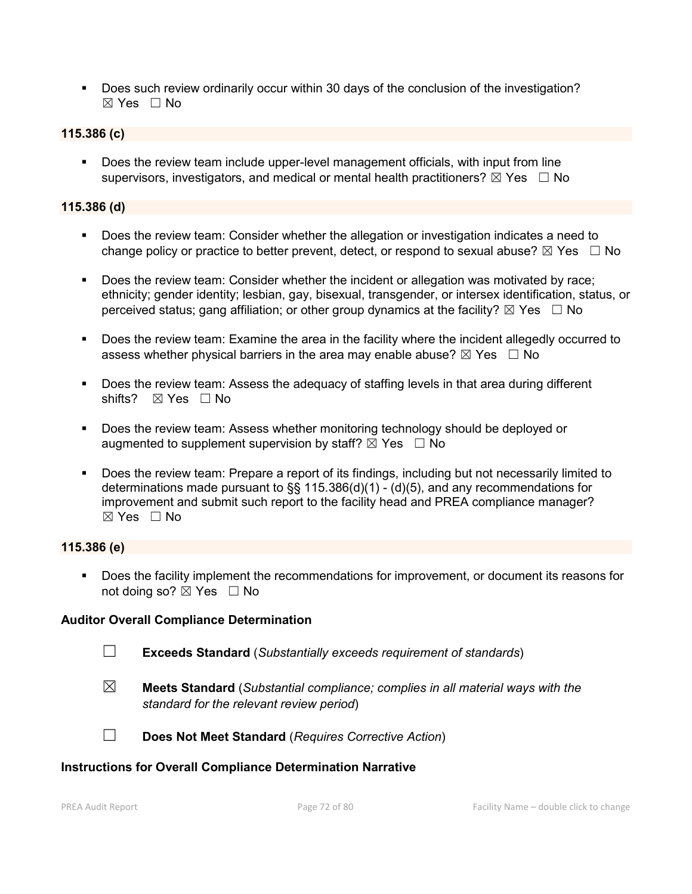- Does such review ordinarily occur within 30 days of the conclusion of the investigation? ☒ Yes ☐ No

### 115.386 (c)

- Does the review team include upper-level management officials, with input from line supervisors, investigators, and medical or mental health practitioners? ☒ Yes ☐ No

### 115.386 (d)

- Does the review team: Consider whether the allegation or investigation indicates a need to change policy or practice to better prevent, detect, or respond to sexual abuse? ☒ Yes ☐ No
- Does the review team: Consider whether the incident or allegation was motivated by race; ethnicity; gender identity; lesbian, gay, bisexual, transgender, or intersex identification, status, or perceived status; gang affiliation; or other group dynamics at the facility? ☒ Yes ☐ No
- Does the review team: Examine the area in the facility where the incident allegedly occurred to assess whether physical barriers in the area may enable abuse? ☒ Yes ☐ No
- Does the review team: Assess the adequacy of staffing levels in that area during different shifts? ☒ Yes ☐ No
- Does the review team: Assess whether monitoring technology should be deployed or augmented to supplement supervision by staff? ☒ Yes ☐ No
- Does the review team: Prepare a report of its findings, including but not necessarily limited to determinations made pursuant to §§ 115.386(d)(1) - (d)(5), and any recommendations for improvement and submit such report to the facility head and PREA compliance manager? ☒ Yes ☐ No

### 115.386 (e)

- Does the facility implement the recommendations for improvement, or document its reasons for not doing so? ☒ Yes ☐ No

### Auditor Overall Compliance Determination

☐ **Exceeds Standard** (*Substantially exceeds requirement of standards*)

☒ **Meets Standard** (*Substantial compliance; complies in all material ways with the standard for the relevant review period*)

☐ **Does Not Meet Standard** (*Requires Corrective Action*)

### Instructions for Overall Compliance Determination Narrative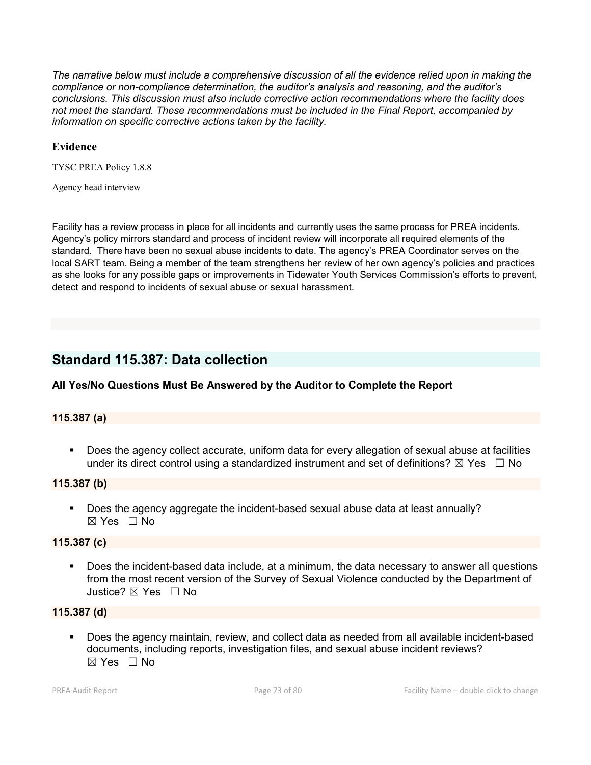*The narrative below must include a comprehensive discussion of all the evidence relied upon in making the compliance or non-compliance determination, the auditor's analysis and reasoning, and the auditor's conclusions. This discussion must also include corrective action recommendations where the facility does not meet the standard. These recommendations must be included in the Final Report, accompanied by information on specific corrective actions taken by the facility.*

### Evidence

TYSC PREA Policy 1.8.8

Agency head interview

Facility has a review process in place for all incidents and currently uses the same process for PREA incidents. Agency's policy mirrors standard and process of incident review will incorporate all required elements of the standard. There have been no sexual abuse incidents to date. The agency's PREA Coordinator serves on the local SART team. Being a member of the team strengthens her review of her own agency's policies and practices as she looks for any possible gaps or improvements in Tidewater Youth Services Commission's efforts to prevent, detect and respond to incidents of sexual abuse or sexual harassment.

## Standard 115.387: Data collection

**All Yes/No Questions Must Be Answered by the Auditor to Complete the Report**

**115.387 (a)**

- Does the agency collect accurate, uniform data for every allegation of sexual abuse at facilities under its direct control using a standardized instrument and set of definitions? ☒ Yes ☐ No

**115.387 (b)**

- Does the agency aggregate the incident-based sexual abuse data at least annually? ☒ Yes ☐ No

**115.387 (c)**

- Does the incident-based data include, at a minimum, the data necessary to answer all questions from the most recent version of the Survey of Sexual Violence conducted by the Department of Justice? ☒ Yes ☐ No

**115.387 (d)**

- Does the agency maintain, review, and collect data as needed from all available incident-based documents, including reports, investigation files, and sexual abuse incident reviews? ☒ Yes ☐ No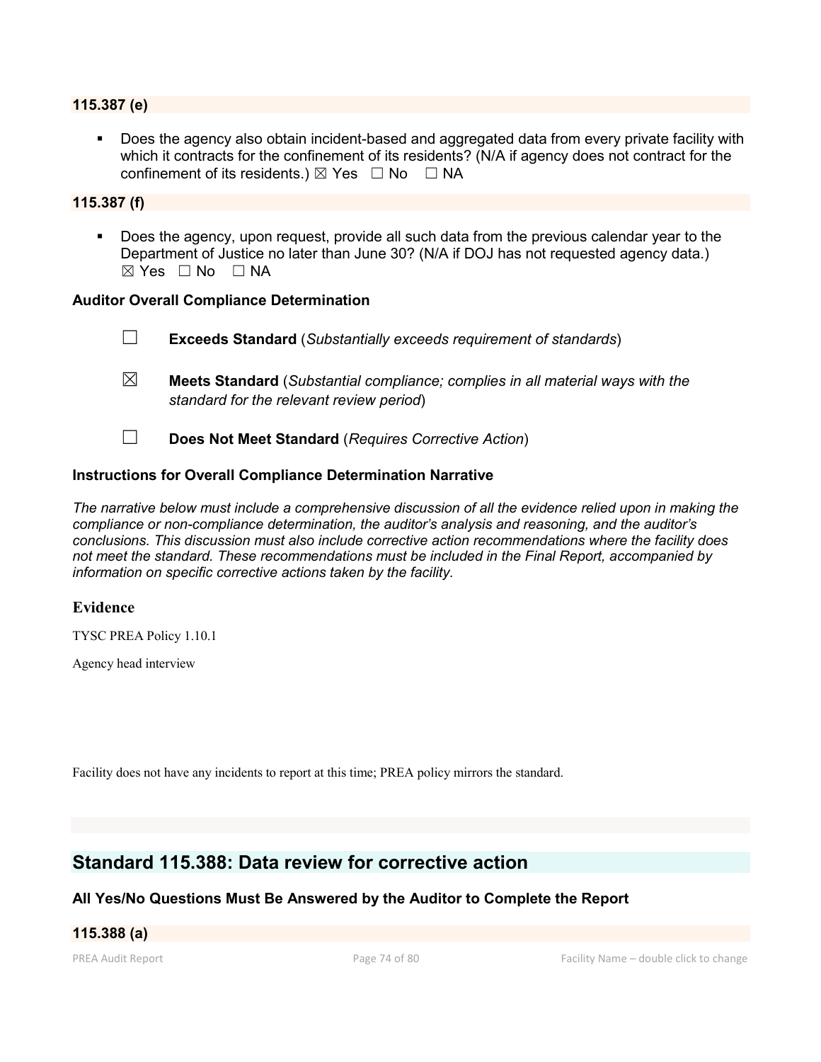**115.387 (e)**

- Does the agency also obtain incident-based and aggregated data from every private facility with which it contracts for the confinement of its residents? (N/A if agency does not contract for the confinement of its residents.) ☒ Yes ☐ No ☐ NA

**115.387 (f)**

- Does the agency, upon request, provide all such data from the previous calendar year to the Department of Justice no later than June 30? (N/A if DOJ has not requested agency data.) ☒ Yes ☐ No ☐ NA

**Auditor Overall Compliance Determination**

☐ **Exceeds Standard** (*Substantially exceeds requirement of standards*)

☒ **Meets Standard** (*Substantial compliance; complies in all material ways with the standard for the relevant review period*)

☐ **Does Not Meet Standard** (*Requires Corrective Action*)

**Instructions for Overall Compliance Determination Narrative**

*The narrative below must include a comprehensive discussion of all the evidence relied upon in making the compliance or non-compliance determination, the auditor's analysis and reasoning, and the auditor's conclusions. This discussion must also include corrective action recommendations where the facility does not meet the standard. These recommendations must be included in the Final Report, accompanied by information on specific corrective actions taken by the facility.*

**Evidence**

TYSC PREA Policy 1.10.1

Agency head interview

Facility does not have any incidents to report at this time; PREA policy mirrors the standard.

## Standard 115.388: Data review for corrective action

**All Yes/No Questions Must Be Answered by the Auditor to Complete the Report**

**115.388 (a)**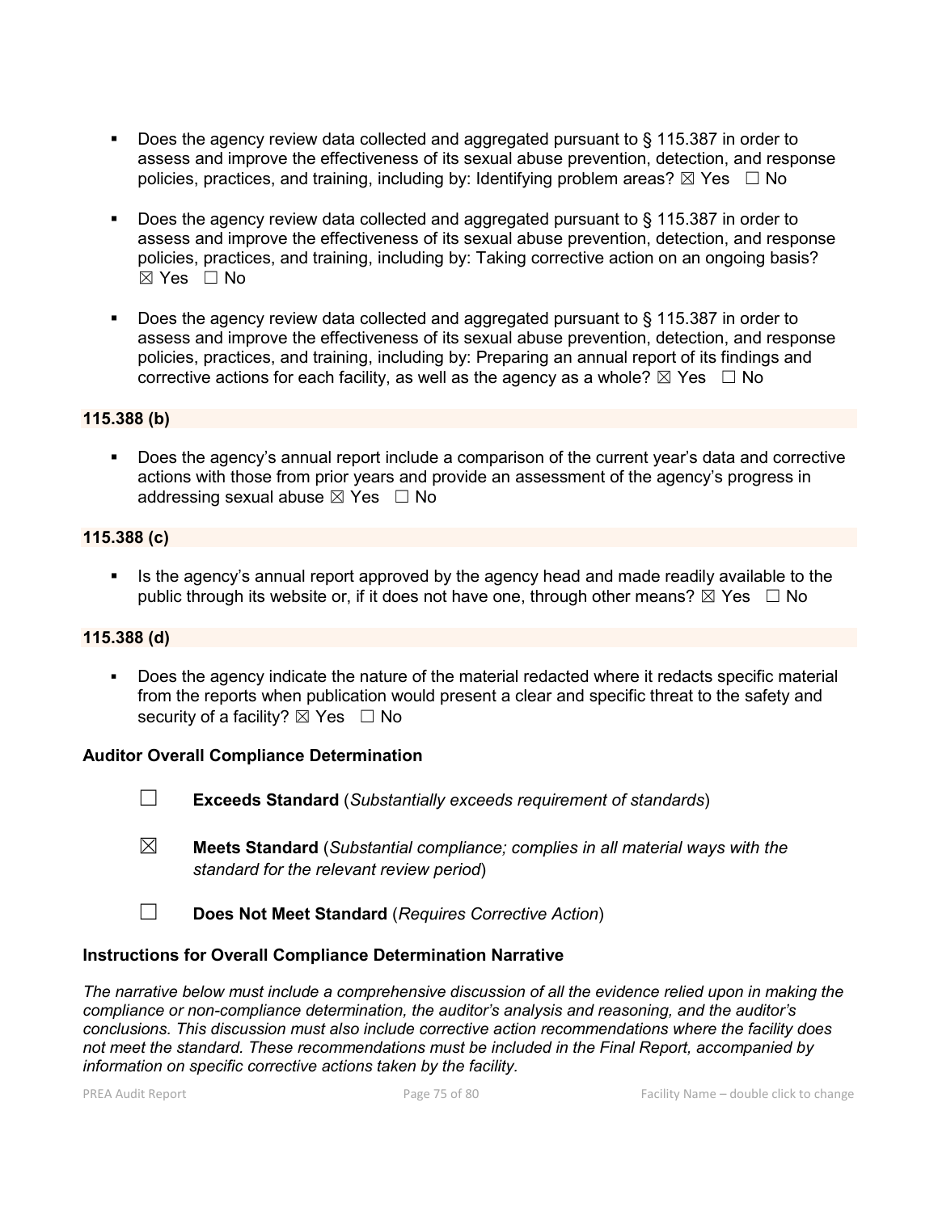- Does the agency review data collected and aggregated pursuant to § 115.387 in order to assess and improve the effectiveness of its sexual abuse prevention, detection, and response policies, practices, and training, including by: Identifying problem areas? ☒ Yes ☐ No

- Does the agency review data collected and aggregated pursuant to § 115.387 in order to assess and improve the effectiveness of its sexual abuse prevention, detection, and response policies, practices, and training, including by: Taking corrective action on an ongoing basis? ☒ Yes ☐ No

- Does the agency review data collected and aggregated pursuant to § 115.387 in order to assess and improve the effectiveness of its sexual abuse prevention, detection, and response policies, practices, and training, including by: Preparing an annual report of its findings and corrective actions for each facility, as well as the agency as a whole? ☒ Yes ☐ No

**115.388 (b)**

- Does the agency's annual report include a comparison of the current year's data and corrective actions with those from prior years and provide an assessment of the agency's progress in addressing sexual abuse ☒ Yes ☐ No

**115.388 (c)**

- Is the agency's annual report approved by the agency head and made readily available to the public through its website or, if it does not have one, through other means? ☒ Yes ☐ No

**115.388 (d)**

- Does the agency indicate the nature of the material redacted where it redacts specific material from the reports when publication would present a clear and specific threat to the safety and security of a facility? ☒ Yes ☐ No

**Auditor Overall Compliance Determination**

☐ **Exceeds Standard** (*Substantially exceeds requirement of standards*)

☒ **Meets Standard** (*Substantial compliance; complies in all material ways with the standard for the relevant review period*)

☐ **Does Not Meet Standard** (*Requires Corrective Action*)

**Instructions for Overall Compliance Determination Narrative**

*The narrative below must include a comprehensive discussion of all the evidence relied upon in making the compliance or non-compliance determination, the auditor's analysis and reasoning, and the auditor's conclusions. This discussion must also include corrective action recommendations where the facility does not meet the standard. These recommendations must be included in the Final Report, accompanied by information on specific corrective actions taken by the facility.*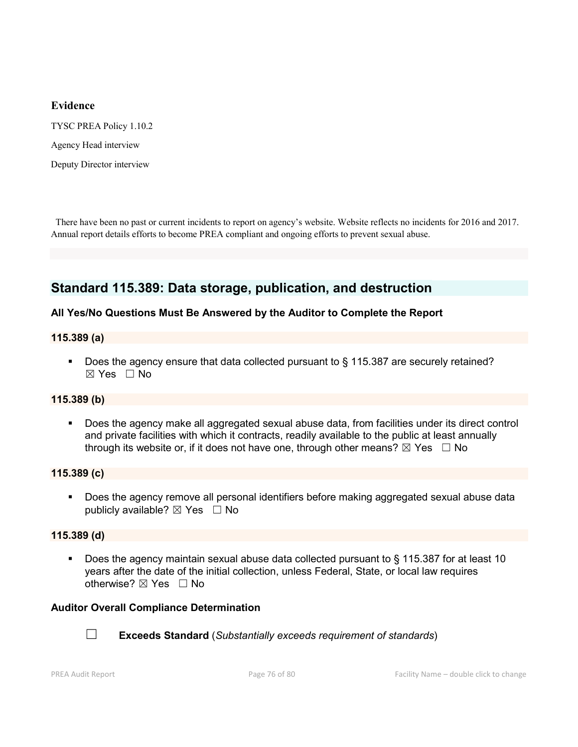**Evidence**

TYSC PREA Policy 1.10.2

Agency Head interview

Deputy Director interview

There have been no past or current incidents to report on agency's website. Website reflects no incidents for 2016 and 2017. Annual report details efforts to become PREA compliant and ongoing efforts to prevent sexual abuse.

## Standard 115.389: Data storage, publication, and destruction

### All Yes/No Questions Must Be Answered by the Auditor to Complete the Report

#### 115.389 (a)

- Does the agency ensure that data collected pursuant to § 115.387 are securely retained? ☒ Yes ☐ No

#### 115.389 (b)

- Does the agency make all aggregated sexual abuse data, from facilities under its direct control and private facilities with which it contracts, readily available to the public at least annually through its website or, if it does not have one, through other means? ☒ Yes ☐ No

#### 115.389 (c)

- Does the agency remove all personal identifiers before making aggregated sexual abuse data publicly available? ☒ Yes ☐ No

#### 115.389 (d)

- Does the agency maintain sexual abuse data collected pursuant to § 115.387 for at least 10 years after the date of the initial collection, unless Federal, State, or local law requires otherwise? ☒ Yes ☐ No

### Auditor Overall Compliance Determination

☐ **Exceeds Standard** (*Substantially exceeds requirement of standards*)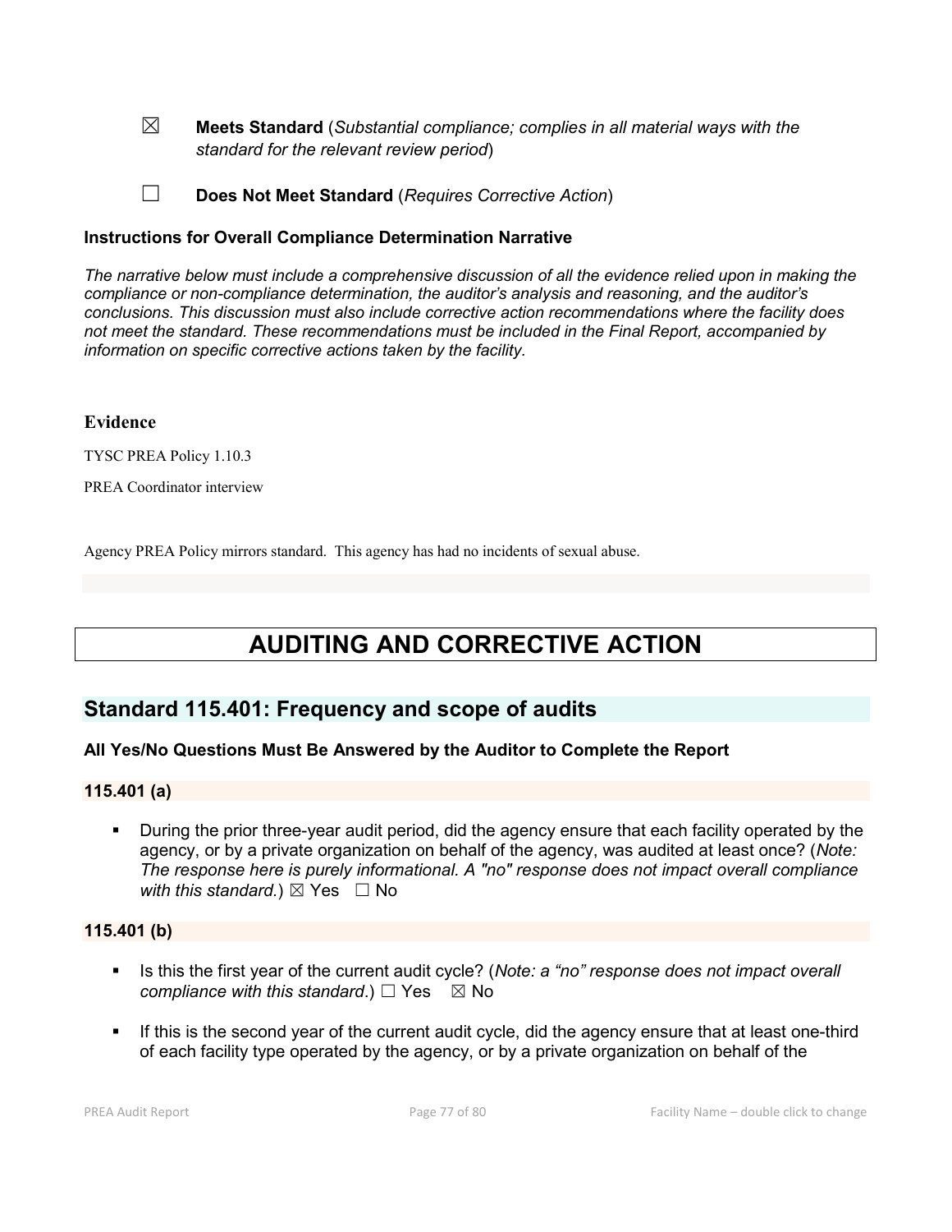☒ **Meets Standard** (*Substantial compliance; complies in all material ways with the standard for the relevant review period*)

☐ **Does Not Meet Standard** (*Requires Corrective Action*)

### Instructions for Overall Compliance Determination Narrative

*The narrative below must include a comprehensive discussion of all the evidence relied upon in making the compliance or non-compliance determination, the auditor's analysis and reasoning, and the auditor's conclusions. This discussion must also include corrective action recommendations where the facility does not meet the standard. These recommendations must be included in the Final Report, accompanied by information on specific corrective actions taken by the facility.*

**Evidence**

TYSC PREA Policy 1.10.3

PREA Coordinator interview

Agency PREA Policy mirrors standard. This agency has had no incidents of sexual abuse.

# AUDITING AND CORRECTIVE ACTION

## Standard 115.401: Frequency and scope of audits

### All Yes/No Questions Must Be Answered by the Auditor to Complete the Report

#### 115.401 (a)

- During the prior three-year audit period, did the agency ensure that each facility operated by the agency, or by a private organization on behalf of the agency, was audited at least once? (*Note: The response here is purely informational. A "no" response does not impact overall compliance with this standard.*) ☒ Yes ☐ No

#### 115.401 (b)

- Is this the first year of the current audit cycle? (*Note: a "no" response does not impact overall compliance with this standard.*) ☐ Yes ☒ No
- If this is the second year of the current audit cycle, did the agency ensure that at least one-third of each facility type operated by the agency, or by a private organization on behalf of the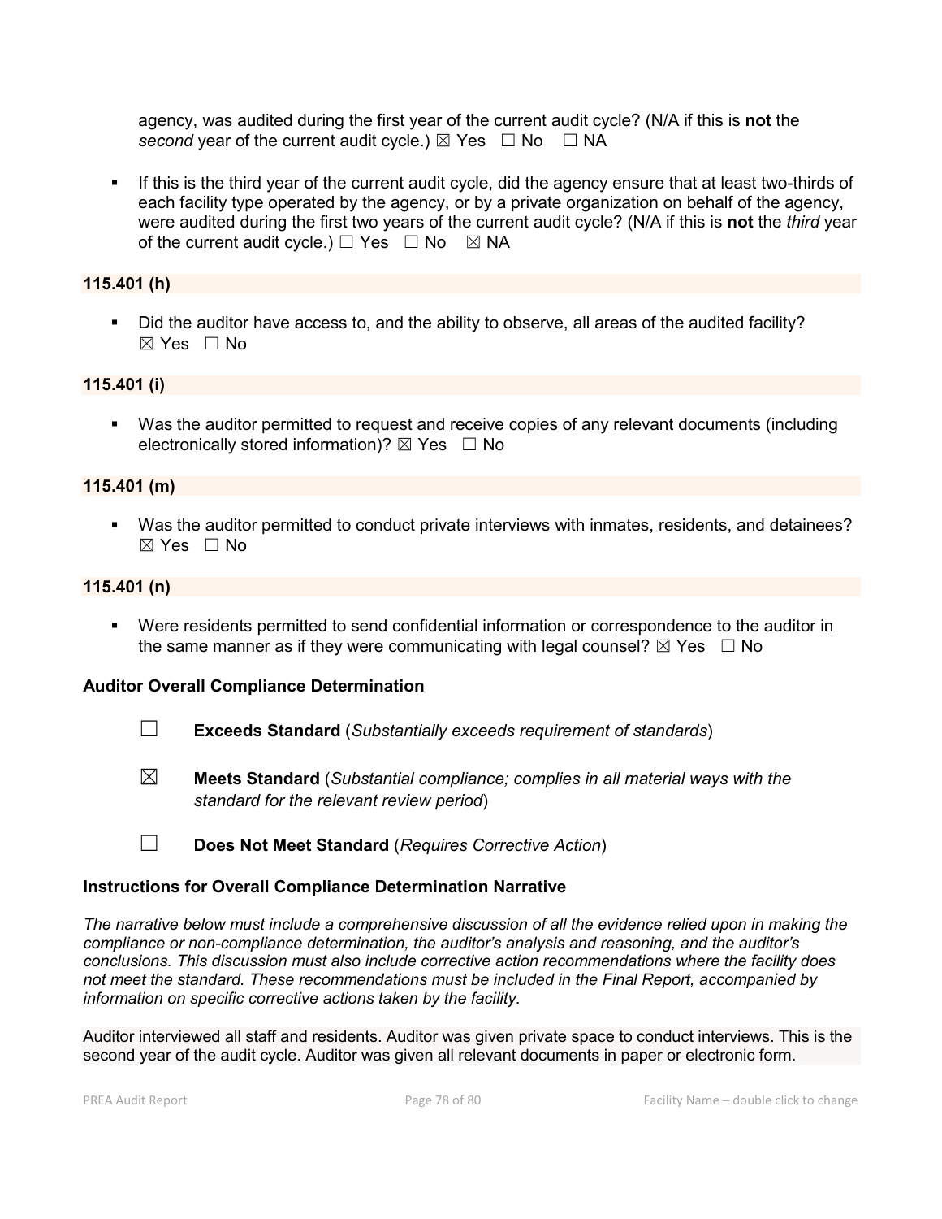agency, was audited during the first year of the current audit cycle? (N/A if this is **not** the *second* year of the current audit cycle.) ☒ Yes ☐ No ☐ NA

- If this is the third year of the current audit cycle, did the agency ensure that at least two-thirds of each facility type operated by the agency, or by a private organization on behalf of the agency, were audited during the first two years of the current audit cycle? (N/A if this is **not** the *third* year of the current audit cycle.) ☐ Yes ☐ No ☒ NA

**115.401 (h)**

- Did the auditor have access to, and the ability to observe, all areas of the audited facility? ☒ Yes ☐ No

**115.401 (i)**

- Was the auditor permitted to request and receive copies of any relevant documents (including electronically stored information)? ☒ Yes ☐ No

**115.401 (m)**

- Was the auditor permitted to conduct private interviews with inmates, residents, and detainees? ☒ Yes ☐ No

**115.401 (n)**

- Were residents permitted to send confidential information or correspondence to the auditor in the same manner as if they were communicating with legal counsel? ☒ Yes ☐ No

### Auditor Overall Compliance Determination

☐ **Exceeds Standard** (*Substantially exceeds requirement of standards*)

☒ **Meets Standard** (*Substantial compliance; complies in all material ways with the standard for the relevant review period*)

☐ **Does Not Meet Standard** (*Requires Corrective Action*)

### Instructions for Overall Compliance Determination Narrative

*The narrative below must include a comprehensive discussion of all the evidence relied upon in making the compliance or non-compliance determination, the auditor's analysis and reasoning, and the auditor's conclusions. This discussion must also include corrective action recommendations where the facility does not meet the standard. These recommendations must be included in the Final Report, accompanied by information on specific corrective actions taken by the facility.*

Auditor interviewed all staff and residents. Auditor was given private space to conduct interviews. This is the second year of the audit cycle. Auditor was given all relevant documents in paper or electronic form.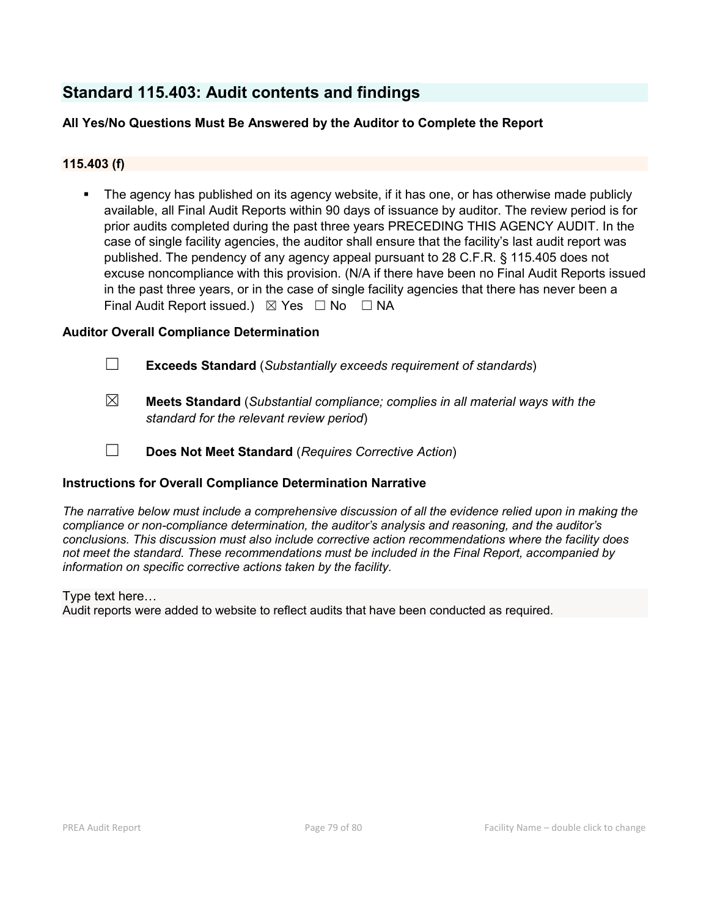## Standard 115.403: Audit contents and findings

**All Yes/No Questions Must Be Answered by the Auditor to Complete the Report**

### 115.403 (f)

- The agency has published on its agency website, if it has one, or has otherwise made publicly available, all Final Audit Reports within 90 days of issuance by auditor. The review period is for prior audits completed during the past three years PRECEDING THIS AGENCY AUDIT. In the case of single facility agencies, the auditor shall ensure that the facility's last audit report was published. The pendency of any agency appeal pursuant to 28 C.F.R. § 115.405 does not excuse noncompliance with this provision. (N/A if there have been no Final Audit Reports issued in the past three years, or in the case of single facility agencies that there has never been a Final Audit Report issued.) ☒ Yes ☐ No ☐ NA

**Auditor Overall Compliance Determination**

☐ **Exceeds Standard** (*Substantially exceeds requirement of standards*)

☒ **Meets Standard** (*Substantial compliance; complies in all material ways with the standard for the relevant review period*)

☐ **Does Not Meet Standard** (*Requires Corrective Action*)

**Instructions for Overall Compliance Determination Narrative**

*The narrative below must include a comprehensive discussion of all the evidence relied upon in making the compliance or non-compliance determination, the auditor's analysis and reasoning, and the auditor's conclusions. This discussion must also include corrective action recommendations where the facility does not meet the standard. These recommendations must be included in the Final Report, accompanied by information on specific corrective actions taken by the facility.*

Type text here…
Audit reports were added to website to reflect audits that have been conducted as required.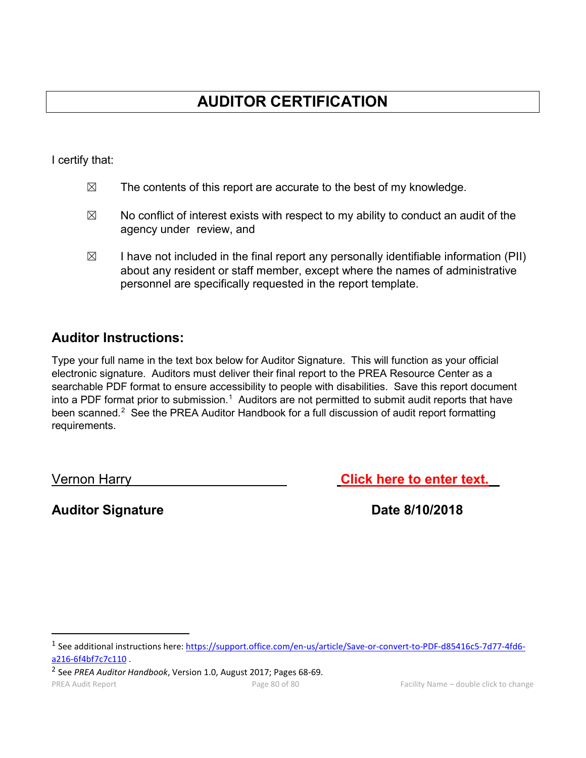# AUDITOR CERTIFICATION

I certify that:

☒ The contents of this report are accurate to the best of my knowledge.

☒ No conflict of interest exists with respect to my ability to conduct an audit of the agency under review, and

☒ I have not included in the final report any personally identifiable information (PII) about any resident or staff member, except where the names of administrative personnel are specifically requested in the report template.

## Auditor Instructions:

Type your full name in the text box below for Auditor Signature. This will function as your official electronic signature. Auditors must deliver their final report to the PREA Resource Center as a searchable PDF format to ensure accessibility to people with disabilities. Save this report document into a PDF format prior to submission.[1] Auditors are not permitted to submit audit reports that have been scanned.[2] See the PREA Auditor Handbook for a full discussion of audit report formatting requirements.

Vernon Harry ______________________ **Click here to enter text.**

**Auditor Signature** **Date 8/10/2018**

---

[1] See additional instructions here: https://support.office.com/en-us/article/Save-or-convert-to-PDF-d85416c5-7d77-4fd6-a216-6f4bf7c7c110 .

[2] See *PREA Auditor Handbook*, Version 1.0, August 2017; Pages 68-69.